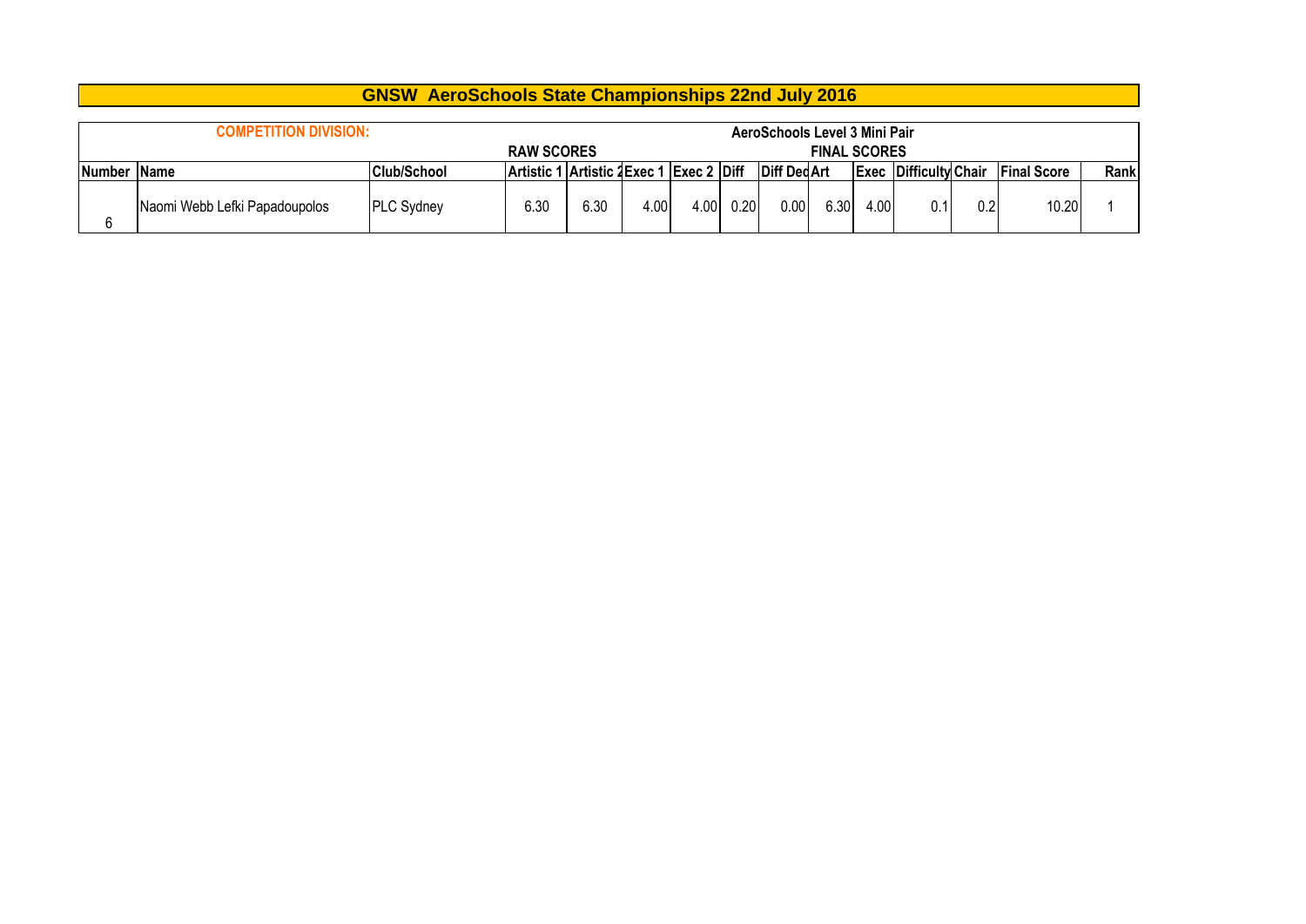# GNSW AeroSchools State Championships 22nd July 2016

**COMPETITION DIVISION:** AeroSchools Level 3 Mini Pair

| | | | RAW SCORES | | | | | | FINAL SCORES | | | | | |
|---|---|---|---|---|---|---|---|---|---|---|---|---|---|---|
| **Number** | **Name** | **Club/School** | **Artistic 1** | **Artistic 2** | **Exec 1** | **Exec 2** | **Diff** | **Diff Ded** | **Art** | **Exec** | **Difficulty** | **Chair** | **Final Score** | **Rank** |
| 6 | Naomi Webb Lefki Papadoupolos | PLC Sydney | 6.30 | 6.30 | 4.00 | 4.00 | 0.20 | 0.00 | 6.30 | 4.00 | 0.1 | 0.2 | 10.20 | 1 |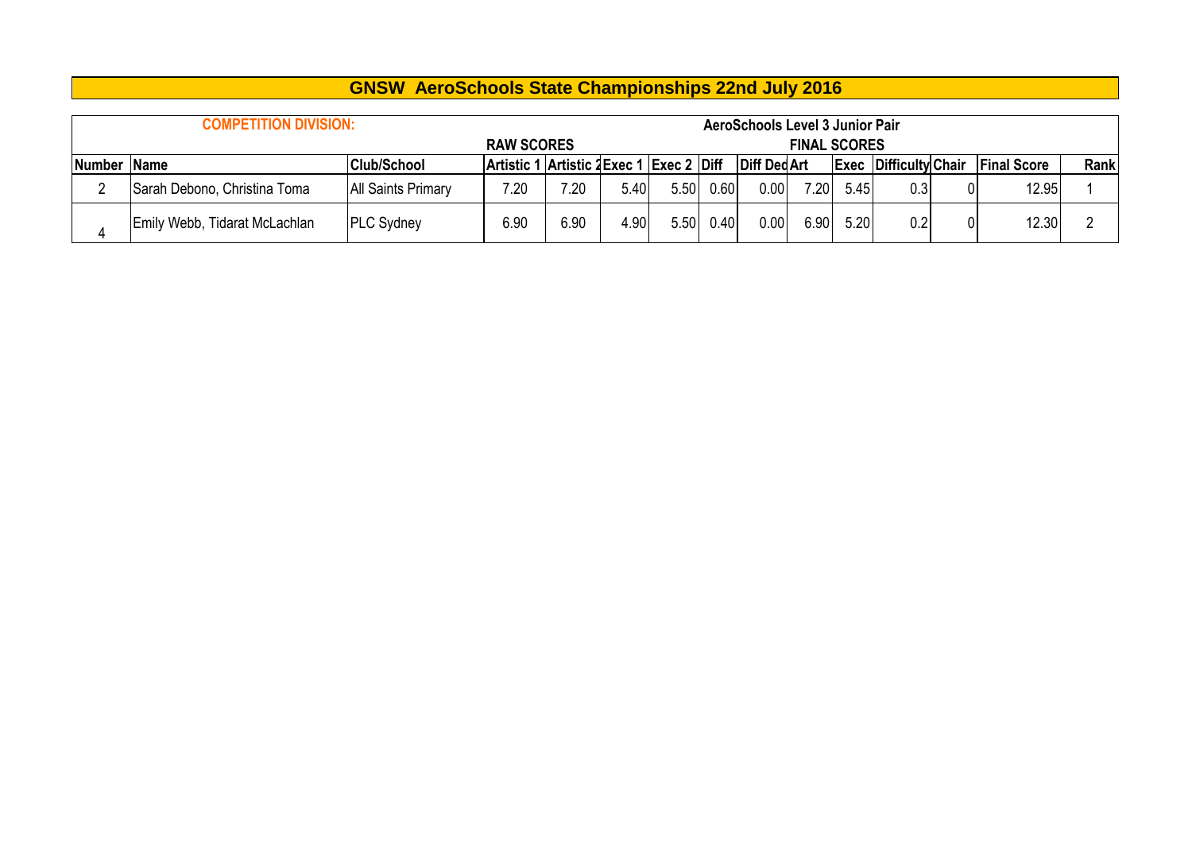# GNSW AeroSchools State Championships 22nd July 2016

| COMPETITION DIVISION: | | | | | | | | | AeroSchools Level 3 Junior Pair | | | | | | |
|---|---|---|---|---|---|---|---|---|---|---|---|---|---|---|---|
| | | | RAW SCORES | | | | | | | FINAL SCORES | | | | | |
| Number | Name | Club/School | Artistic 1 | Artistic 2 | Exec 1 | Exec 2 | Diff | Diff Ded | Art | Exec | Difficulty | Chair | Final Score | Rank |
| 2 | Sarah Debono, Christina Toma | All Saints Primary | 7.20 | 7.20 | 5.40 | 5.50 | 0.60 | 0.00 | 7.20 | 5.45 | 0.3 | 0 | 12.95 | 1 |
| 4 | Emily Webb, Tidarat McLachlan | PLC Sydney | 6.90 | 6.90 | 4.90 | 5.50 | 0.40 | 0.00 | 6.90 | 5.20 | 0.2 | 0 | 12.30 | 2 |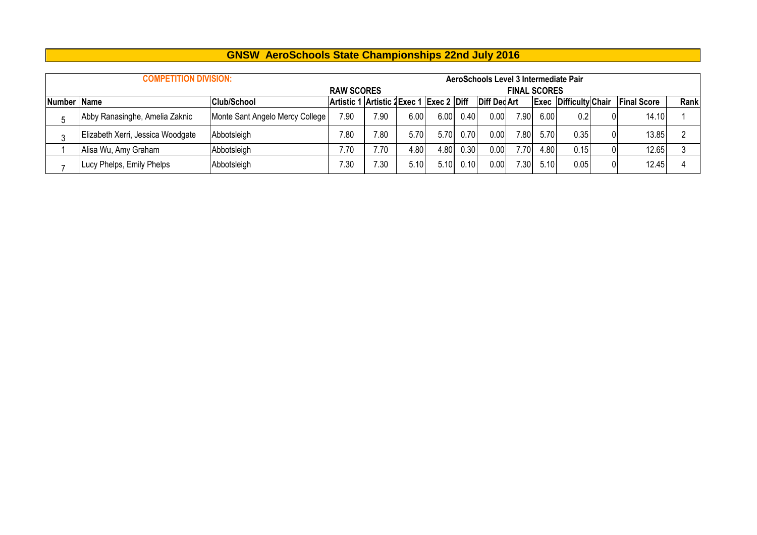# GNSW AeroSchools State Championships 22nd July 2016

| COMPETITION DIVISION: | | | AeroSchools Level 3 Intermediate Pair | | | | | | | | | | | |
|---|---|---|---|---|---|---|---|---|---|---|---|---|---|---|
| | | | RAW SCORES | | | | | | FINAL SCORES | | | | | |
| Number | Name | Club/School | Artistic 1 | Artistic 2 | Exec 1 | Exec 2 | Diff | Diff Ded | Art | Exec | Difficulty | Chair | Final Score | Rank |
| 5 | Abby Ranasinghe, Amelia Zaknic | Monte Sant Angelo Mercy College | 7.90 | 7.90 | 6.00 | 6.00 | 0.40 | 0.00 | 7.90 | 6.00 | 0.2 | 0 | 14.10 | 1 |
| 3 | Elizabeth Xerri, Jessica Woodgate | Abbotsleigh | 7.80 | 7.80 | 5.70 | 5.70 | 0.70 | 0.00 | 7.80 | 5.70 | 0.35 | 0 | 13.85 | 2 |
| 1 | Alisa Wu, Amy Graham | Abbotsleigh | 7.70 | 7.70 | 4.80 | 4.80 | 0.30 | 0.00 | 7.70 | 4.80 | 0.15 | 0 | 12.65 | 3 |
| 7 | Lucy Phelps, Emily Phelps | Abbotsleigh | 7.30 | 7.30 | 5.10 | 5.10 | 0.10 | 0.00 | 7.30 | 5.10 | 0.05 | 0 | 12.45 | 4 |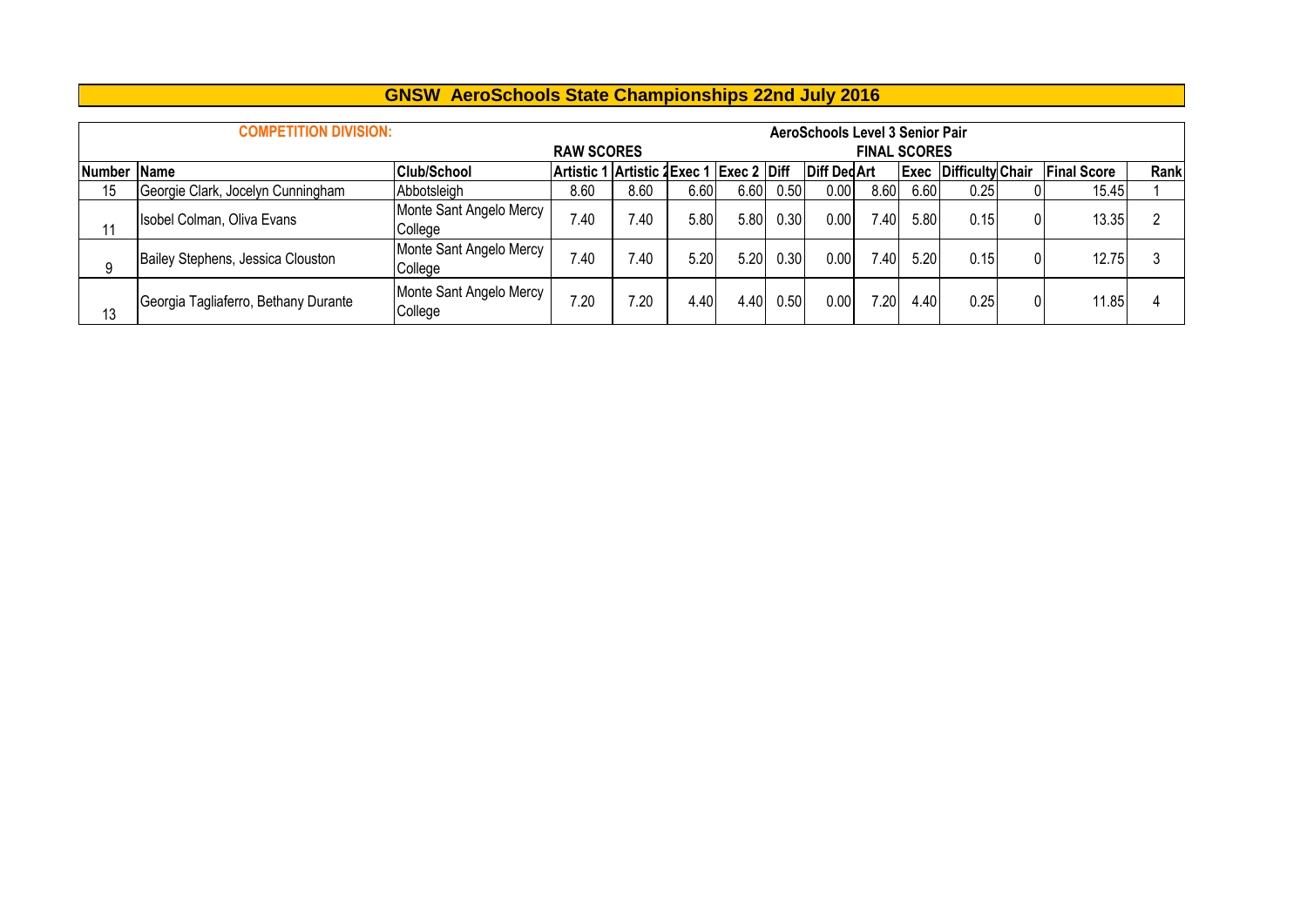# GNSW AeroSchools State Championships 22nd July 2016

| COMPETITION DIVISION: | | | AeroSchools Level 3 Senior Pair | | | | | | | | | | | | |
|---|---|---|---|---|---|---|---|---|---|---|---|---|---|---|---|
| | | | RAW SCORES | | | | | | FINAL SCORES | | | | | | |
| Number | Name | Club/School | Artistic 1 | Artistic 2 | Exec 1 | Exec 2 | Diff | Diff Ded | Art | Exec | Difficulty | Chair | Final Score | Rank |
| 15 | Georgie Clark, Jocelyn Cunningham | Abbotsleigh | 8.60 | 8.60 | 6.60 | 6.60 | 0.50 | 0.00 | 8.60 | 6.60 | 0.25 | 0 | 15.45 | 1 |
| 11 | Isobel Colman, Oliva Evans | Monte Sant Angelo Mercy College | 7.40 | 7.40 | 5.80 | 5.80 | 0.30 | 0.00 | 7.40 | 5.80 | 0.15 | 0 | 13.35 | 2 |
| 9 | Bailey Stephens, Jessica Clouston | Monte Sant Angelo Mercy College | 7.40 | 7.40 | 5.20 | 5.20 | 0.30 | 0.00 | 7.40 | 5.20 | 0.15 | 0 | 12.75 | 3 |
| 13 | Georgia Tagliaferro, Bethany Durante | Monte Sant Angelo Mercy College | 7.20 | 7.20 | 4.40 | 4.40 | 0.50 | 0.00 | 7.20 | 4.40 | 0.25 | 0 | 11.85 | 4 |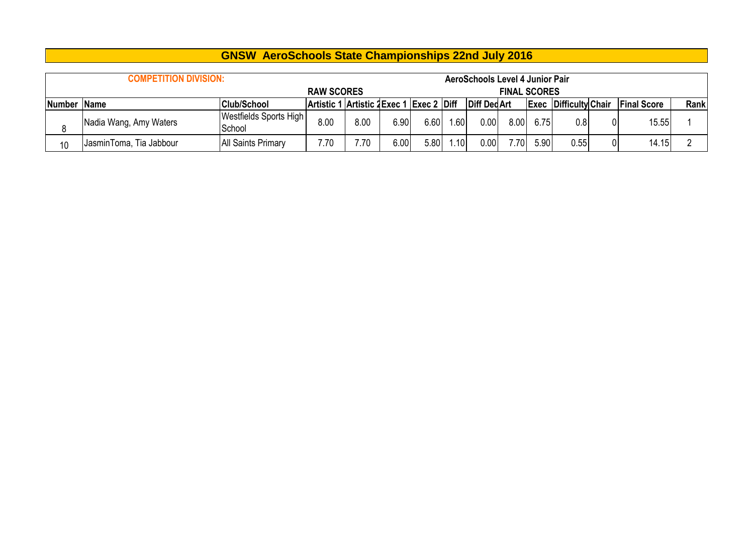# GNSW AeroSchools State Championships 22nd July 2016

**COMPETITION DIVISION:** AeroSchools Level 4 Junior Pair

| | | | RAW SCORES | | | | | | FINAL SCORES | | | | | |
|---|---|---|---|---|---|---|---|---|---|---|---|---|---|---|
| **Number** | **Name** | **Club/School** | **Artistic 1** | **Artistic 2** | **Exec 1** | **Exec 2** | **Diff** | **Diff Ded** | **Art** | **Exec** | **Difficulty** | **Chair** | **Final Score** | **Rank** |
| 8 | Nadia Wang, Amy Waters | Westfields Sports High School | 8.00 | 8.00 | 6.90 | 6.60 | 1.60 | 0.00 | 8.00 | 6.75 | 0.8 | 0 | 15.55 | 1 |
| 10 | JasminToma, Tia Jabbour | All Saints Primary | 7.70 | 7.70 | 6.00 | 5.80 | 1.10 | 0.00 | 7.70 | 5.90 | 0.55 | 0 | 14.15 | 2 |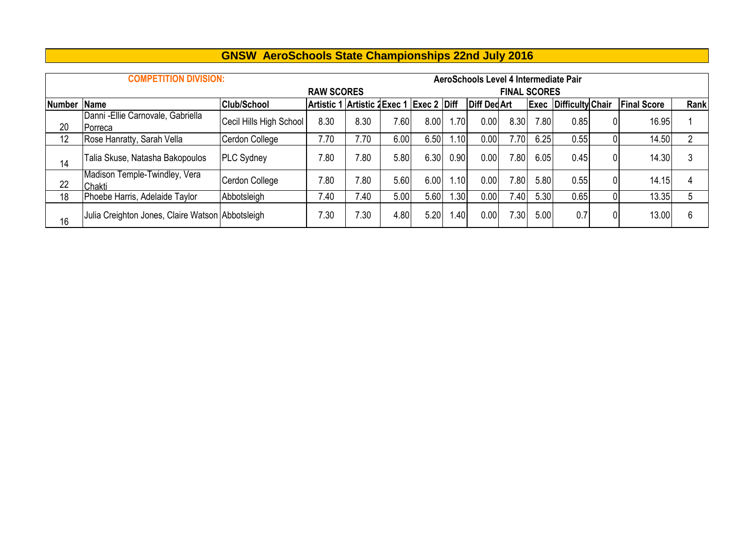# GNSW AeroSchools State Championships 22nd July 2016

| COMPETITION DIVISION: | | | | | | | | AeroSchools Level 4 Intermediate Pair | | | | | | |
|---|---|---|---|---|---|---|---|---|---|---|---|---|---|---|
| | | | RAW SCORES | | | | | | FINAL SCORES | | | | | |
| Number | Name | Club/School | Artistic 1 | Artistic 2 | Exec 1 | Exec 2 | Diff | Diff Ded | Art | Exec | Difficulty | Chair | Final Score | Rank |
| 20 | Danni -Ellie Carnovale, Gabriella Porreca | Cecil Hills High School | 8.30 | 8.30 | 7.60 | 8.00 | 1.70 | 0.00 | 8.30 | 7.80 | 0.85 | 0 | 16.95 | 1 |
| 12 | Rose Hanratty, Sarah Vella | Cerdon College | 7.70 | 7.70 | 6.00 | 6.50 | 1.10 | 0.00 | 7.70 | 6.25 | 0.55 | 0 | 14.50 | 2 |
| 14 | Talia Skuse, Natasha Bakopoulos | PLC Sydney | 7.80 | 7.80 | 5.80 | 6.30 | 0.90 | 0.00 | 7.80 | 6.05 | 0.45 | 0 | 14.30 | 3 |
| 22 | Madison Temple-Twindley, Vera Chakti | Cerdon College | 7.80 | 7.80 | 5.60 | 6.00 | 1.10 | 0.00 | 7.80 | 5.80 | 0.55 | 0 | 14.15 | 4 |
| 18 | Phoebe Harris, Adelaide Taylor | Abbotsleigh | 7.40 | 7.40 | 5.00 | 5.60 | 1.30 | 0.00 | 7.40 | 5.30 | 0.65 | 0 | 13.35 | 5 |
| 16 | Julia Creighton Jones, Claire Watson | Abbotsleigh | 7.30 | 7.30 | 4.80 | 5.20 | 1.40 | 0.00 | 7.30 | 5.00 | 0.7 | 0 | 13.00 | 6 |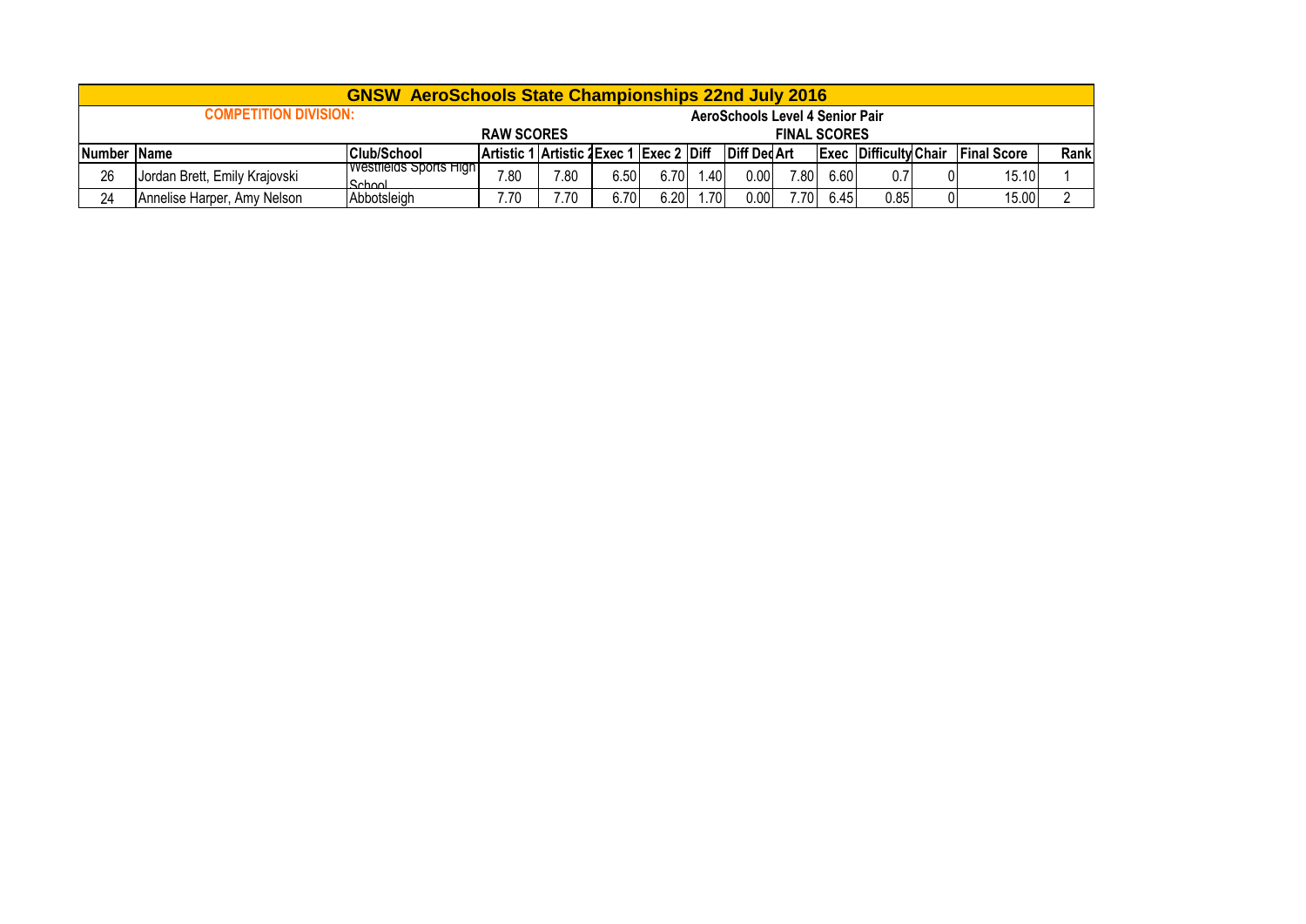| GNSW AeroSchools State Championships 22nd July 2016 | | | | | | | | | | | | | | | |
|---|---|---|---|---|---|---|---|---|---|---|---|---|---|---|---|
| COMPETITION DIVISION: | | | AeroSchools Level 4 Senior Pair | | | | | | | | | | | | |
| | | | RAW SCORES | | | | | | FINAL SCORES | | | | | | |
| Number | Name | Club/School | Artistic 1 | Artistic 2 | Exec 1 | Exec 2 | Diff | Diff Ded | Art | Exec | Difficulty | Chair | Final Score | Rank |
| 26 | Jordan Brett, Emily Krajovski | Westfields Sports High School | 7.80 | 7.80 | 6.50 | 6.70 | 1.40 | 0.00 | 7.80 | 6.60 | 0.7 | 0 | 15.10 | 1 |
| 24 | Annelise Harper, Amy Nelson | Abbotsleigh | 7.70 | 7.70 | 6.70 | 6.20 | 1.70 | 0.00 | 7.70 | 6.45 | 0.85 | 0 | 15.00 | 2 |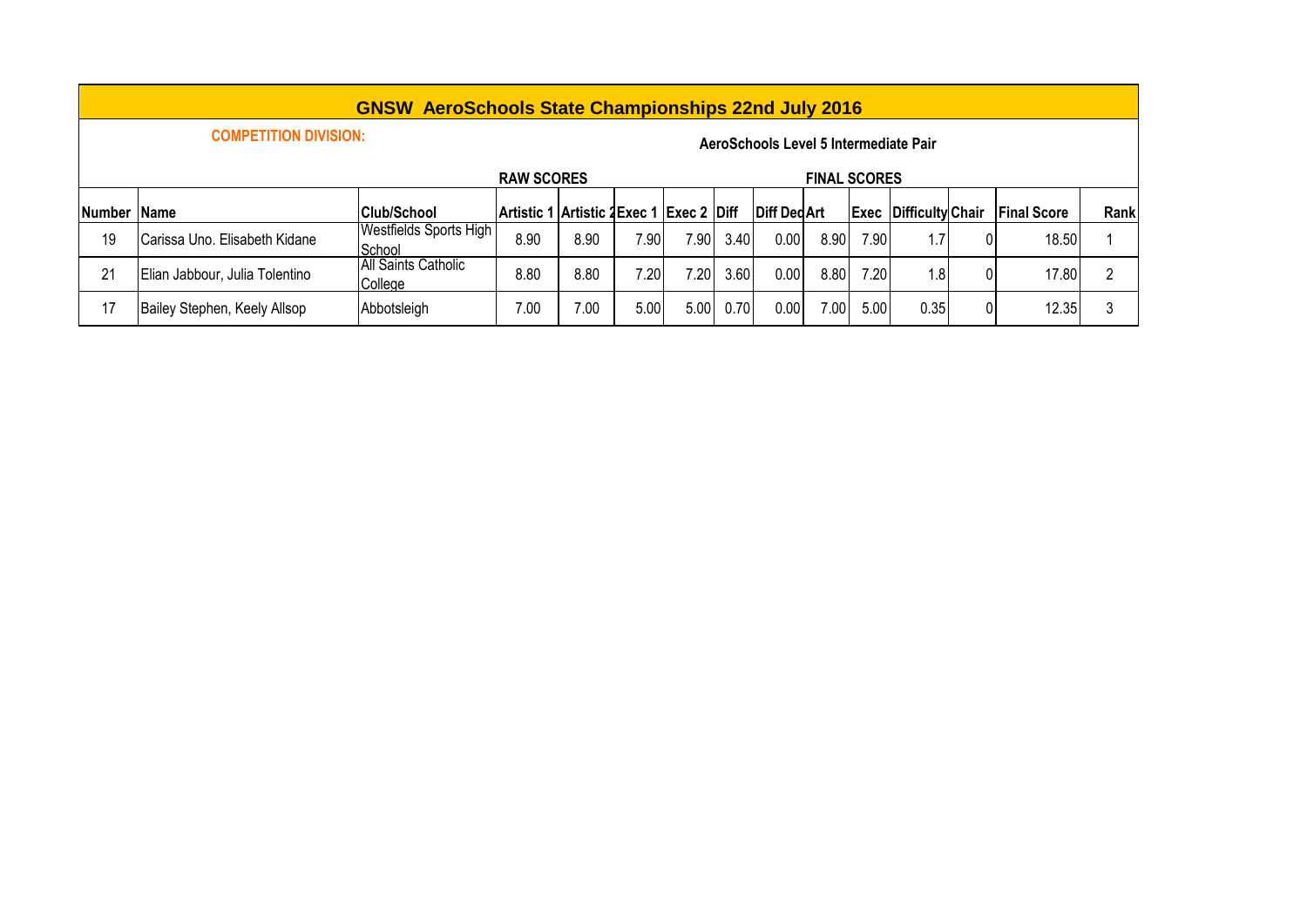# GNSW AeroSchools State Championships 22nd July 2016

**COMPETITION DIVISION:** **AeroSchools Level 5 Intermediate Pair**

| | | | RAW SCORES | | | | | | FINAL SCORES | | | | | |
|---|---|---|---|---|---|---|---|---|---|---|---|---|---|---|
| **Number** | **Name** | **Club/School** | **Artistic 1** | **Artistic 2** | **Exec 1** | **Exec 2** | **Diff** | **Diff Ded** | **Art** | **Exec** | **Difficulty** | **Chair** | **Final Score** | **Rank** |
| 19 | Carissa Uno. Elisabeth Kidane | Westfields Sports High School | 8.90 | 8.90 | 7.90 | 7.90 | 3.40 | 0.00 | 8.90 | 7.90 | 1.7 | 0 | 18.50 | 1 |
| 21 | Elian Jabbour, Julia Tolentino | All Saints Catholic College | 8.80 | 8.80 | 7.20 | 7.20 | 3.60 | 0.00 | 8.80 | 7.20 | 1.8 | 0 | 17.80 | 2 |
| 17 | Bailey Stephen, Keely Allsop | Abbotsleigh | 7.00 | 7.00 | 5.00 | 5.00 | 0.70 | 0.00 | 7.00 | 5.00 | 0.35 | 0 | 12.35 | 3 |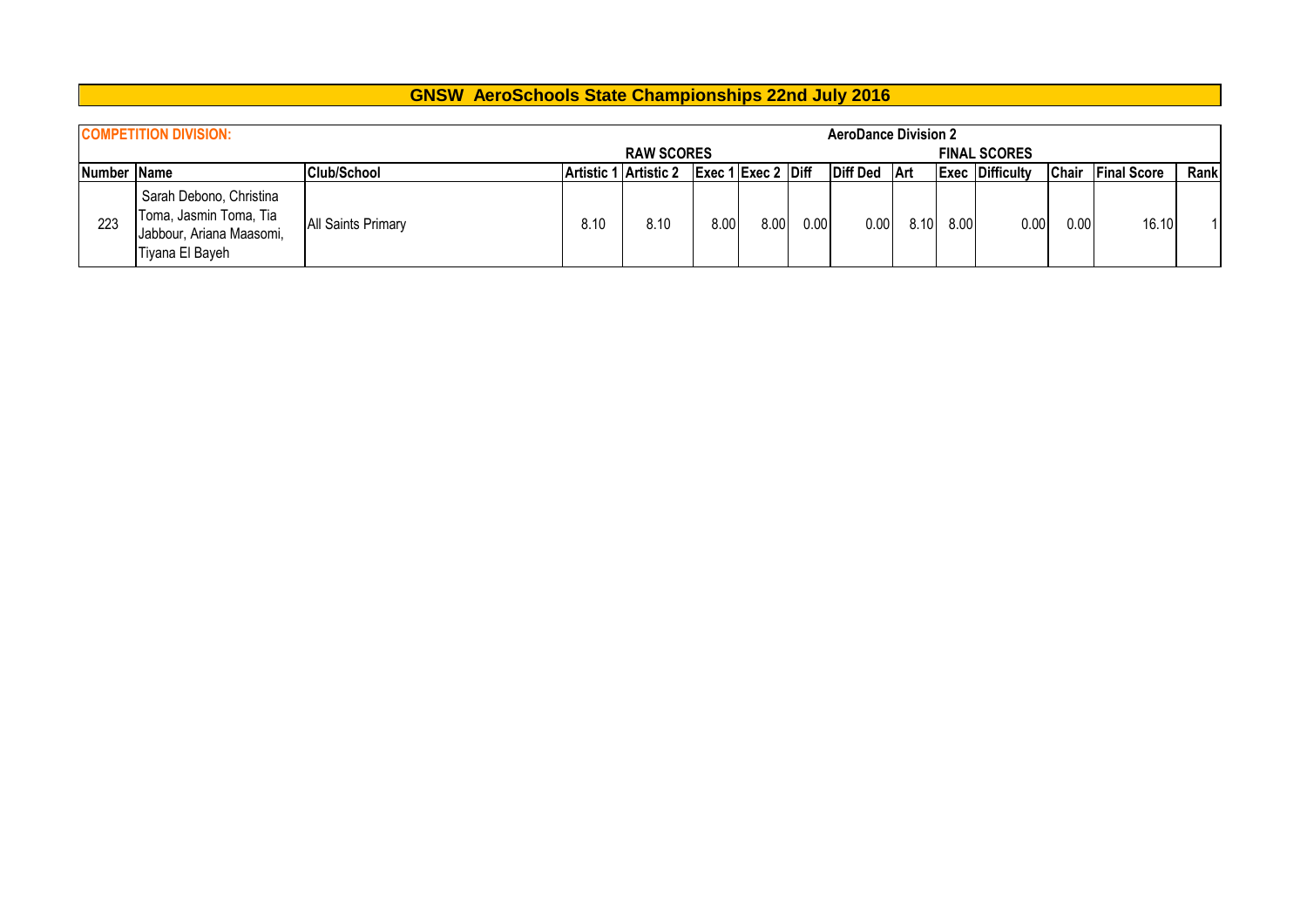# GNSW AeroSchools State Championships 22nd July 2016

**COMPETITION DIVISION:** **AeroDance Division 2**

| | | | RAW SCORES | | | | | | FINAL SCORES | | | | | | |
|---|---|---|---|---|---|---|---|---|---|---|---|---|---|---|---|
| **Number** | **Name** | **Club/School** | **Artistic 1** | **Artistic 2** | **Exec 1** | **Exec 2** | **Diff** | **Diff Ded** | **Art** | **Exec** | **Difficulty** | **Chair** | **Final Score** | **Rank** |
| 223 | Sarah Debono, Christina Toma, Jasmin Toma, Tia Jabbour, Ariana Maasomi, Tiyana El Bayeh | All Saints Primary | 8.10 | 8.10 | 8.00 | 8.00 | 0.00 | 0.00 | 8.10 | 8.00 | 0.00 | 0.00 | 16.10 | 1 |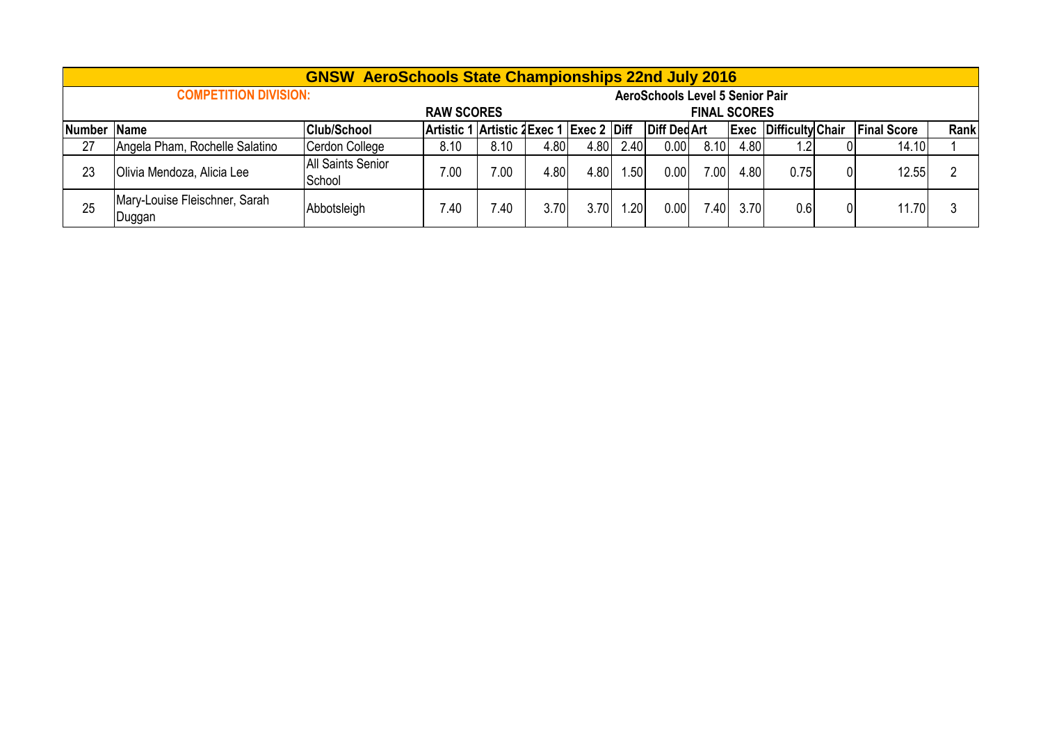## GNSW AeroSchools State Championships 22nd July 2016

**COMPETITION DIVISION:** **AeroSchools Level 5 Senior Pair**

| | | | RAW SCORES | | | | | | FINAL SCORES | | | | | |
|---|---|---|---|---|---|---|---|---|---|---|---|---|---|---|
| **Number** | **Name** | **Club/School** | **Artistic 1** | **Artistic 2** | **Exec 1** | **Exec 2** | **Diff** | **Diff Ded** | **Art** | **Exec** | **Difficulty** | **Chair** | **Final Score** | **Rank** |
| 27 | Angela Pham, Rochelle Salatino | Cerdon College | 8.10 | 8.10 | 4.80 | 4.80 | 2.40 | 0.00 | 8.10 | 4.80 | 1.2 | 0 | 14.10 | 1 |
| 23 | Olivia Mendoza, Alicia Lee | All Saints Senior School | 7.00 | 7.00 | 4.80 | 4.80 | 1.50 | 0.00 | 7.00 | 4.80 | 0.75 | 0 | 12.55 | 2 |
| 25 | Mary-Louise Fleischner, Sarah Duggan | Abbotsleigh | 7.40 | 7.40 | 3.70 | 3.70 | 1.20 | 0.00 | 7.40 | 3.70 | 0.6 | 0 | 11.70 | 3 |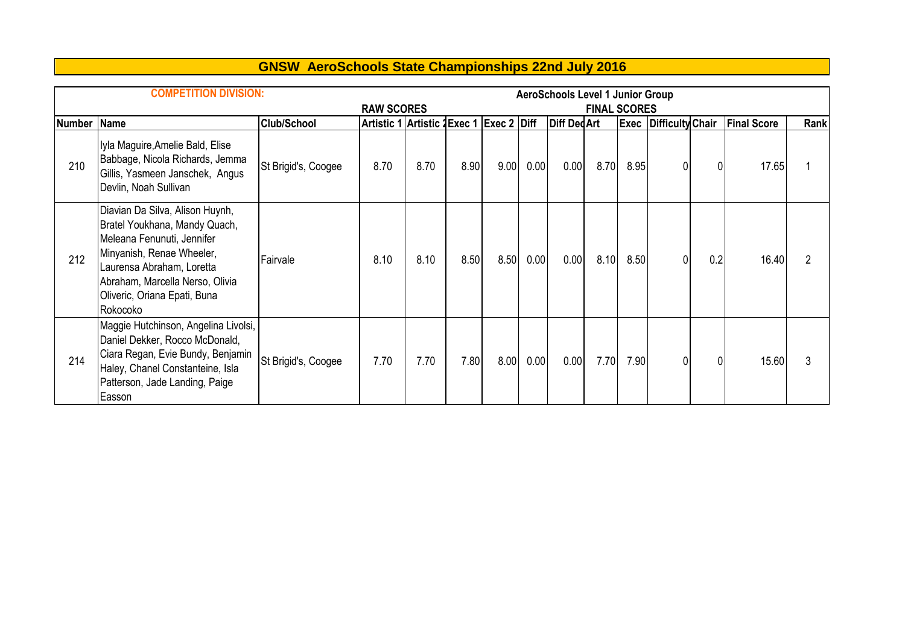# GNSW AeroSchools State Championships 22nd July 2016

| COMPETITION DIVISION: | | | | | | | | | AeroSchools Level 1 Junior Group | | | | | | |
|---|---|---|---|---|---|---|---|---|---|---|---|---|---|---|---|
| | | | RAW SCORES | | | | | | FINAL SCORES | | | | | | |
| Number | Name | Club/School | Artistic 1 | Artistic 2 | Exec 1 | Exec 2 | Diff | Diff Ded | Art | Exec | Difficulty | Chair | Final Score | Rank |
| 210 | Iyla Maguire,Amelie Bald, Elise Babbage, Nicola Richards, Jemma Gillis, Yasmeen Janschek, Angus Devlin, Noah Sullivan | St Brigid's, Coogee | 8.70 | 8.70 | 8.90 | 9.00 | 0.00 | 0.00 | 8.70 | 8.95 | 0 | 0 | 17.65 | 1 |
| 212 | Diavian Da Silva, Alison Huynh, Bratel Youkhana, Mandy Quach, Meleana Fenunuti, Jennifer Minyanish, Renae Wheeler, Laurensa Abraham, Loretta Abraham, Marcella Nerso, Olivia Oliveric, Oriana Epati, Buna Rokocoko | Fairvale | 8.10 | 8.10 | 8.50 | 8.50 | 0.00 | 0.00 | 8.10 | 8.50 | 0 | 0.2 | 16.40 | 2 |
| 214 | Maggie Hutchinson, Angelina Livolsi, Daniel Dekker, Rocco McDonald, Ciara Regan, Evie Bundy, Benjamin Haley, Chanel Constanteine, Isla Patterson, Jade Landing, Paige Easson | St Brigid's, Coogee | 7.70 | 7.70 | 7.80 | 8.00 | 0.00 | 0.00 | 7.70 | 7.90 | 0 | 0 | 15.60 | 3 |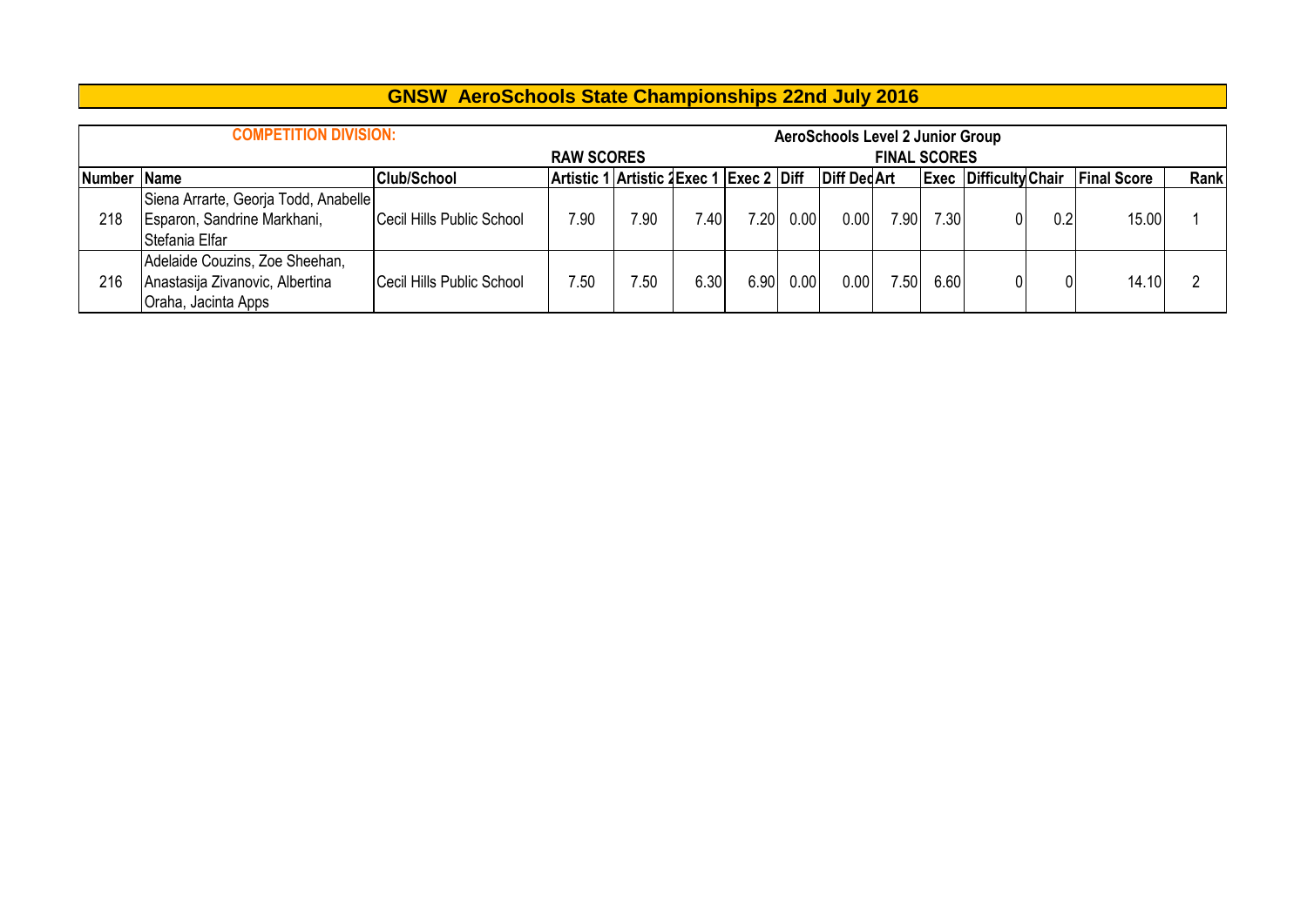# GNSW AeroSchools State Championships 22nd July 2016

| COMPETITION DIVISION: | | | AeroSchools Level 2 Junior Group | | | | | | | | | | | | |
|---|---|---|---|---|---|---|---|---|---|---|---|---|---|---|---|
| | | | RAW SCORES | | | | | | FINAL SCORES | | | | | | |
| Number | Name | Club/School | Artistic 1 | Artistic 2 | Exec 1 | Exec 2 | Diff | Diff Ded | Art | Exec | Difficulty | Chair | Final Score | Rank |
| 218 | Siena Arrarte, Georja Todd, Anabelle Esparon, Sandrine Markhani, Stefania Elfar | Cecil Hills Public School | 7.90 | 7.90 | 7.40 | 7.20 | 0.00 | 0.00 | 7.90 | 7.30 | 0 | 0.2 | 15.00 | 1 |
| 216 | Adelaide Couzins, Zoe Sheehan, Anastasija Zivanovic, Albertina Oraha, Jacinta Apps | Cecil Hills Public School | 7.50 | 7.50 | 6.30 | 6.90 | 0.00 | 0.00 | 7.50 | 6.60 | 0 | 0 | 14.10 | 2 |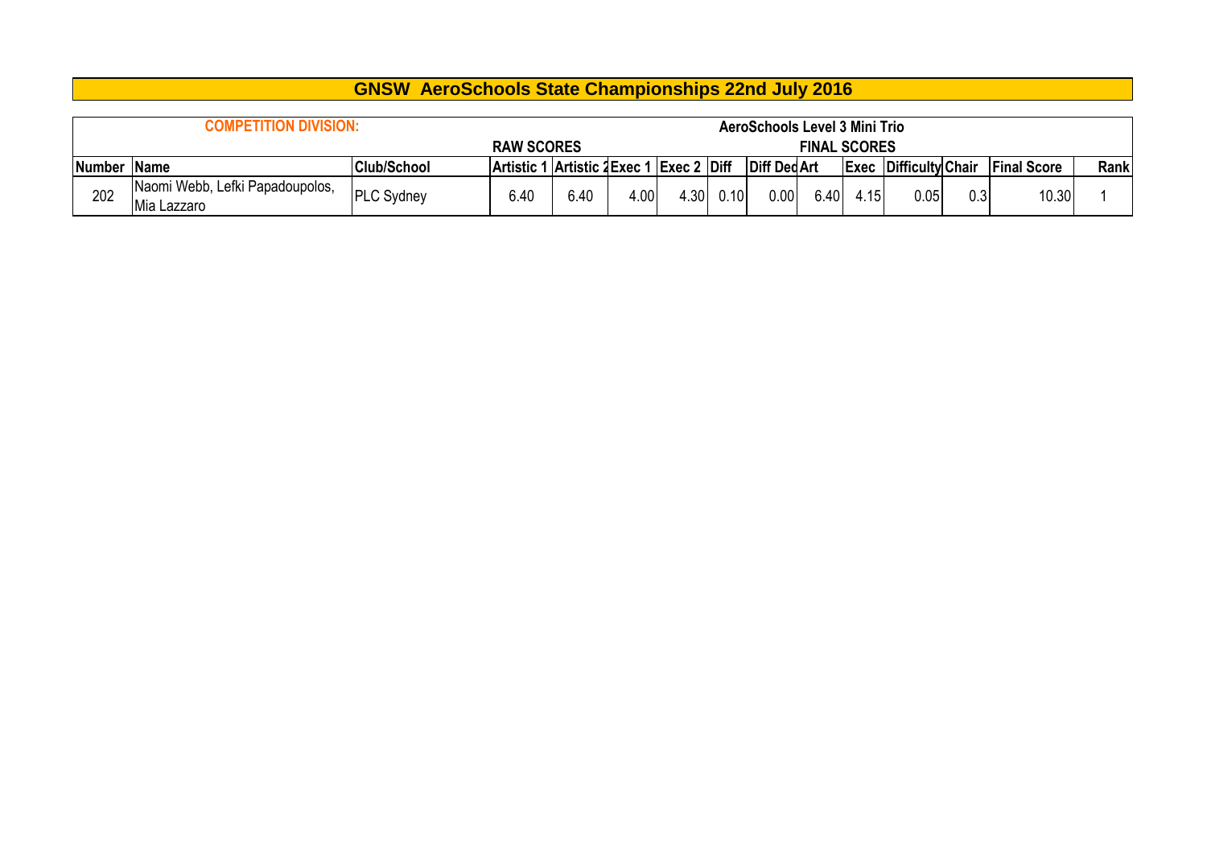# GNSW AeroSchools State Championships 22nd July 2016

**COMPETITION DIVISION:** AeroSchools Level 3 Mini Trio

| | | | RAW SCORES | | | | | | FINAL SCORES | | | | | |
|---|---|---|---|---|---|---|---|---|---|---|---|---|---|---|
| Number | Name | Club/School | Artistic 1 | Artistic 2 | Exec 1 | Exec 2 | Diff | Diff Ded | Art | Exec | Difficulty | Chair | Final Score | Rank |
| 202 | Naomi Webb, Lefki Papadoupolos, Mia Lazzaro | PLC Sydney | 6.40 | 6.40 | 4.00 | 4.30 | 0.10 | 0.00 | 6.40 | 4.15 | 0.05 | 0.3 | 10.30 | 1 |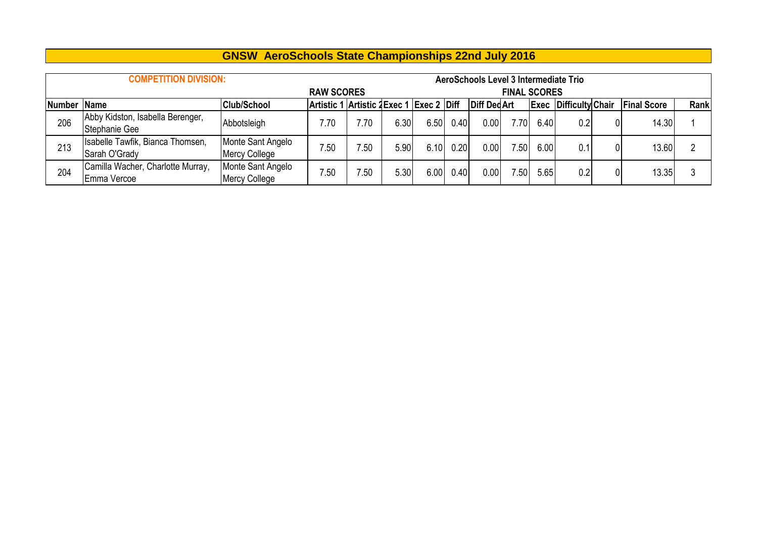# GNSW AeroSchools State Championships 22nd July 2016

**COMPETITION DIVISION:** AeroSchools Level 3 Intermediate Trio

| | | | RAW SCORES | | | | | | FINAL SCORES | | | | | |
|---|---|---|---|---|---|---|---|---|---|---|---|---|---|---|
| **Number** | **Name** | **Club/School** | **Artistic 1** | **Artistic 2** | **Exec 1** | **Exec 2** | **Diff** | **Diff Ded** | **Art** | **Exec** | **Difficulty** | **Chair** | **Final Score** | **Rank** |
| 206 | Abby Kidston, Isabella Berenger, Stephanie Gee | Abbotsleigh | 7.70 | 7.70 | 6.30 | 6.50 | 0.40 | 0.00 | 7.70 | 6.40 | 0.2 | 0 | 14.30 | 1 |
| 213 | Isabelle Tawfik, Bianca Thomsen, Sarah O'Grady | Monte Sant Angelo Mercy College | 7.50 | 7.50 | 5.90 | 6.10 | 0.20 | 0.00 | 7.50 | 6.00 | 0.1 | 0 | 13.60 | 2 |
| 204 | Camilla Wacher, Charlotte Murray, Emma Vercoe | Monte Sant Angelo Mercy College | 7.50 | 7.50 | 5.30 | 6.00 | 0.40 | 0.00 | 7.50 | 5.65 | 0.2 | 0 | 13.35 | 3 |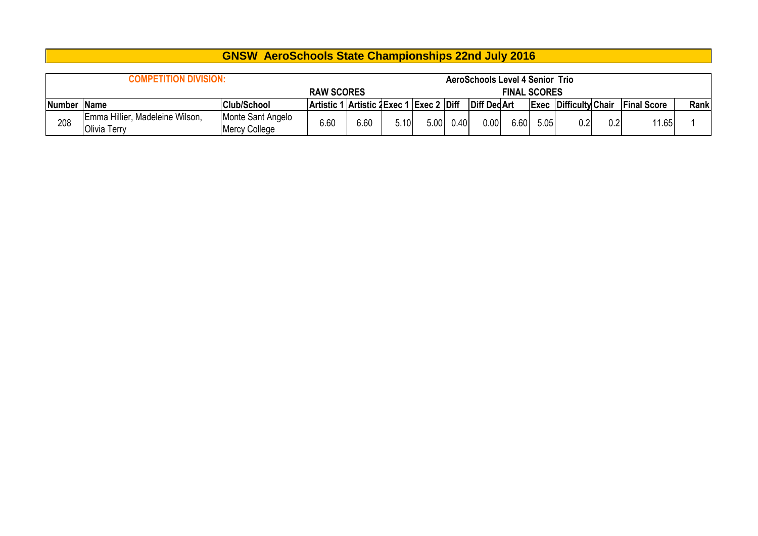# GNSW AeroSchools State Championships 22nd July 2016

**COMPETITION DIVISION:** AeroSchools Level 4 Senior Trio

| | | | RAW SCORES | | | | | | FINAL SCORES | | | | | |
|---|---|---|---|---|---|---|---|---|---|---|---|---|---|---|
| Number | Name | Club/School | Artistic 1 | Artistic 2 | Exec 1 | Exec 2 | Diff | Diff Ded | Art | Exec | Difficulty | Chair | Final Score | Rank |
| 208 | Emma Hillier, Madeleine Wilson, Olivia Terry | Monte Sant Angelo Mercy College | 6.60 | 6.60 | 5.10 | 5.00 | 0.40 | 0.00 | 6.60 | 5.05 | 0.2 | 0.2 | 11.65 | 1 |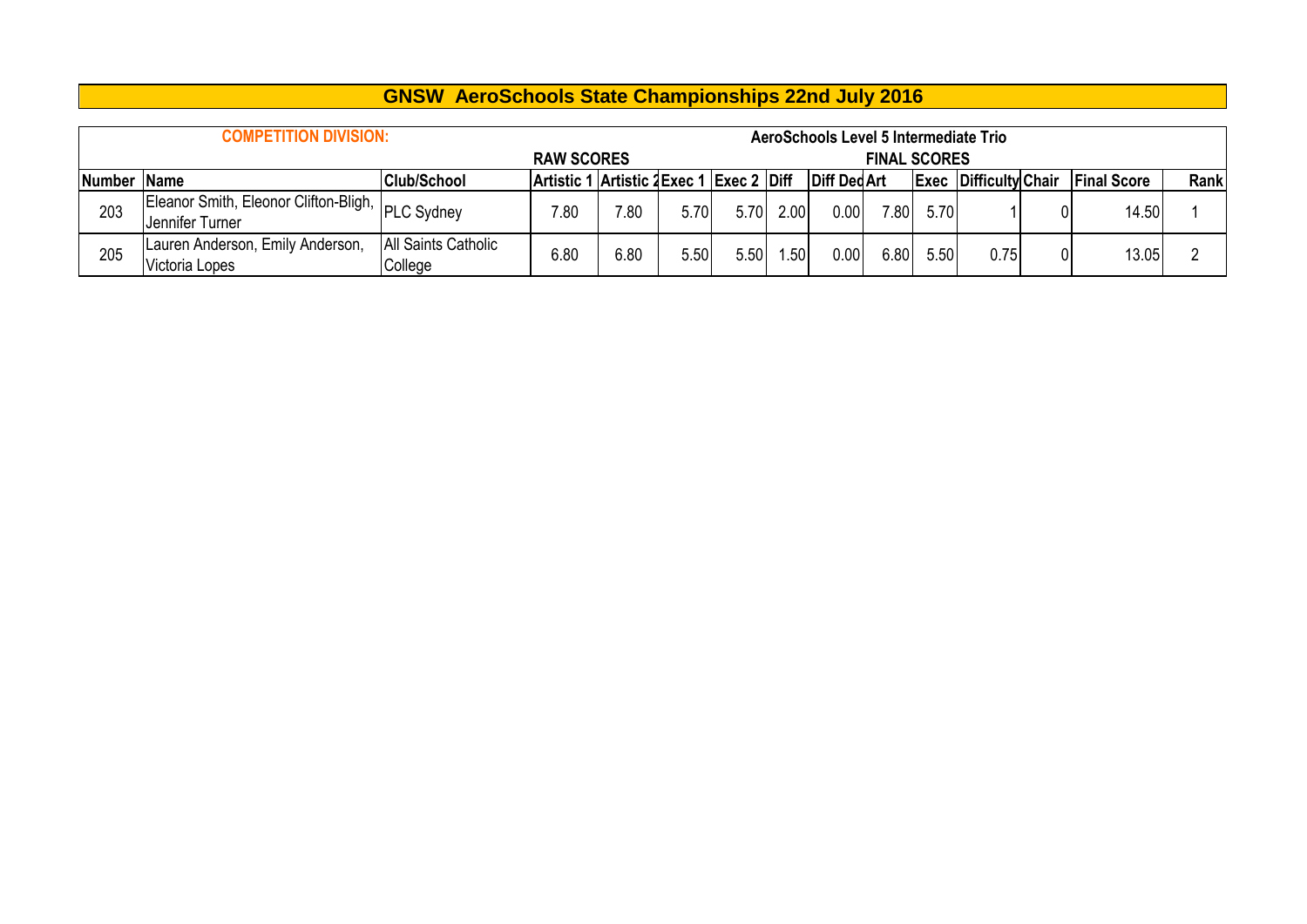# GNSW AeroSchools State Championships 22nd July 2016

| COMPETITION DIVISION: | | | AeroSchools Level 5 Intermediate Trio | | | | | | | | | | | | |
|---|---|---|---|---|---|---|---|---|---|---|---|---|---|---|---|
| | | | RAW SCORES | | | | | | FINAL SCORES | | | | | | |
| Number | Name | Club/School | Artistic 1 | Artistic 2 | Exec 1 | Exec 2 | Diff | Diff Ded | Art | Exec | Difficulty | Chair | Final Score | Rank |
| 203 | Eleanor Smith, Eleonor Clifton-Bligh, Jennifer Turner | PLC Sydney | 7.80 | 7.80 | 5.70 | 5.70 | 2.00 | 0.00 | 7.80 | 5.70 | 1 | 0 | 14.50 | 1 |
| 205 | Lauren Anderson, Emily Anderson, Victoria Lopes | All Saints Catholic College | 6.80 | 6.80 | 5.50 | 5.50 | 1.50 | 0.00 | 6.80 | 5.50 | 0.75 | 0 | 13.05 | 2 |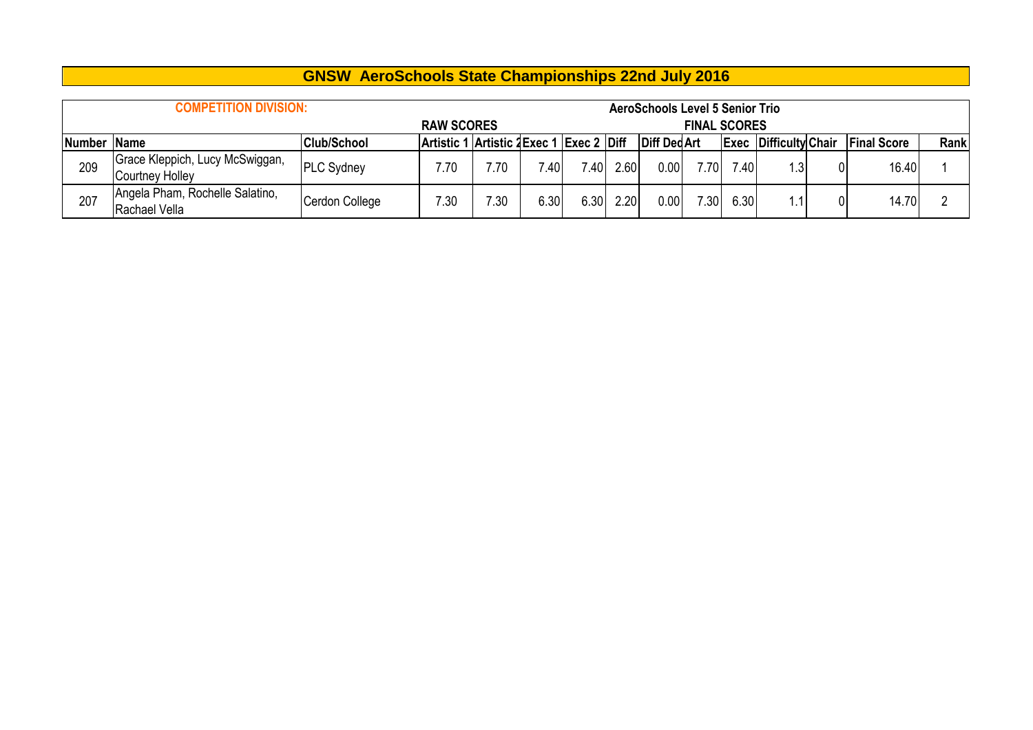# GNSW AeroSchools State Championships 22nd July 2016

| COMPETITION DIVISION: | | | AeroSchools Level 5 Senior Trio | | | | | | | | | | | | |
|---|---|---|---|---|---|---|---|---|---|---|---|---|---|---|---|
| | | | RAW SCORES | | | | | | FINAL SCORES | | | | | | |
| Number | Name | Club/School | Artistic 1 | Artistic 2 | Exec 1 | Exec 2 | Diff | Diff Ded | Art | Exec | Difficulty | Chair | Final Score | Rank |
| 209 | Grace Kleppich, Lucy McSwiggan, Courtney Holley | PLC Sydney | 7.70 | 7.70 | 7.40 | 7.40 | 2.60 | 0.00 | 7.70 | 7.40 | 1.3 | 0 | 16.40 | 1 |
| 207 | Angela Pham, Rochelle Salatino, Rachael Vella | Cerdon College | 7.30 | 7.30 | 6.30 | 6.30 | 2.20 | 0.00 | 7.30 | 6.30 | 1.1 | 0 | 14.70 | 2 |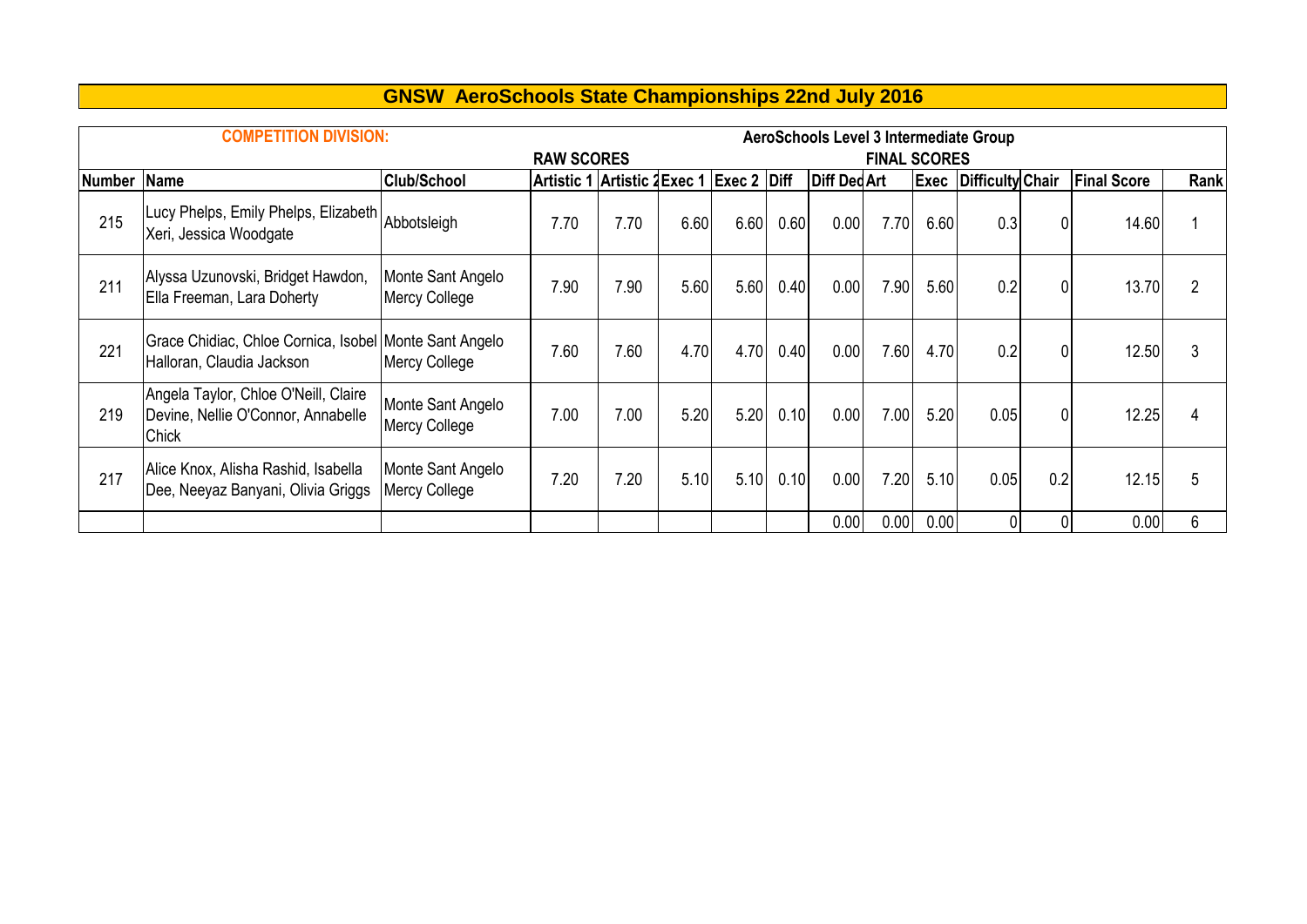# GNSW AeroSchools State Championships 22nd July 2016

| COMPETITION DIVISION: | | | AeroSchools Level 3 Intermediate Group | | | | | | | | | | | | |
|---|---|---|---|---|---|---|---|---|---|---|---|---|---|---|---|
| | | | RAW SCORES | | | | | | FINAL SCORES | | | | | | |
| Number | Name | Club/School | Artistic 1 | Artistic 2 | Exec 1 | Exec 2 | Diff | Diff Ded | Art | Exec | Difficulty | Chair | Final Score | Rank |
| 215 | Lucy Phelps, Emily Phelps, Elizabeth Xeri, Jessica Woodgate | Abbotsleigh | 7.70 | 7.70 | 6.60 | 6.60 | 0.60 | 0.00 | 7.70 | 6.60 | 0.3 | 0 | 14.60 | 1 |
| 211 | Alyssa Uzunovski, Bridget Hawdon, Ella Freeman, Lara Doherty | Monte Sant Angelo Mercy College | 7.90 | 7.90 | 5.60 | 5.60 | 0.40 | 0.00 | 7.90 | 5.60 | 0.2 | 0 | 13.70 | 2 |
| 221 | Grace Chidiac, Chloe Cornica, Isobel Halloran, Claudia Jackson | Monte Sant Angelo Mercy College | 7.60 | 7.60 | 4.70 | 4.70 | 0.40 | 0.00 | 7.60 | 4.70 | 0.2 | 0 | 12.50 | 3 |
| 219 | Angela Taylor, Chloe O'Neill, Claire Devine, Nellie O'Connor, Annabelle Chick | Monte Sant Angelo Mercy College | 7.00 | 7.00 | 5.20 | 5.20 | 0.10 | 0.00 | 7.00 | 5.20 | 0.05 | 0 | 12.25 | 4 |
| 217 | Alice Knox, Alisha Rashid, Isabella Dee, Neeyaz Banyani, Olivia Griggs | Monte Sant Angelo Mercy College | 7.20 | 7.20 | 5.10 | 5.10 | 0.10 | 0.00 | 7.20 | 5.10 | 0.05 | 0.2 | 12.15 | 5 |
| | | | | | | | | 0.00 | 0.00 | 0.00 | 0 | 0 | 0.00 | 6 |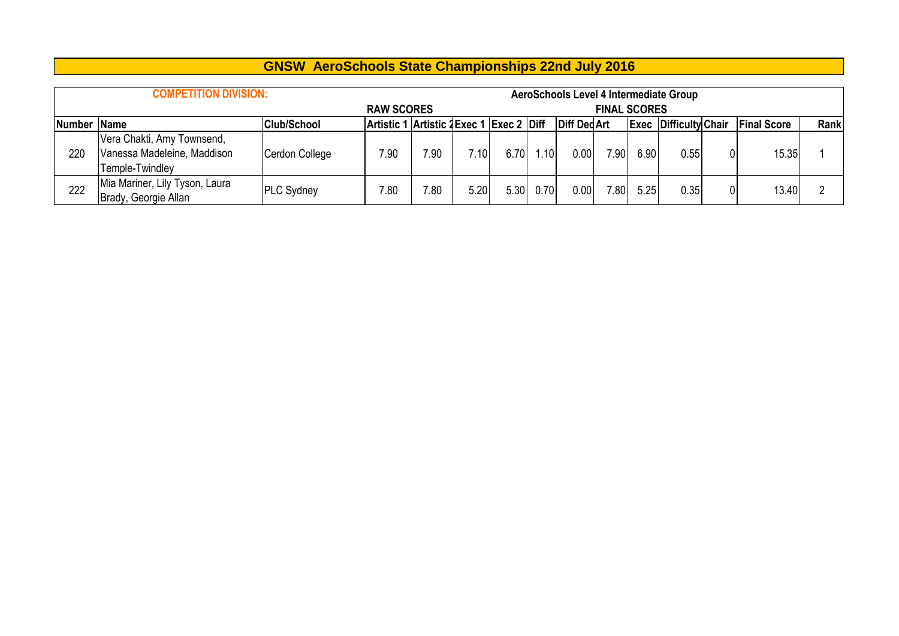# GNSW AeroSchools State Championships 22nd July 2016

| COMPETITION DIVISION: | | | | | | | | AeroSchools Level 4 Intermediate Group | | | | | | |
|---|---|---|---|---|---|---|---|---|---|---|---|---|---|---|
| | | | RAW SCORES | | | | | | FINAL SCORES | | | | | |
| Number | Name | Club/School | Artistic 1 | Artistic 2 | Exec 1 | Exec 2 | Diff | Diff Ded | Art | Exec | Difficulty | Chair | Final Score | Rank |
| 220 | Vera Chakti, Amy Townsend, Vanessa Madeleine, Maddison Temple-Twindley | Cerdon College | 7.90 | 7.90 | 7.10 | 6.70 | 1.10 | 0.00 | 7.90 | 6.90 | 0.55 | 0 | 15.35 | 1 |
| 222 | Mia Mariner, Lily Tyson, Laura Brady, Georgie Allan | PLC Sydney | 7.80 | 7.80 | 5.20 | 5.30 | 0.70 | 0.00 | 7.80 | 5.25 | 0.35 | 0 | 13.40 | 2 |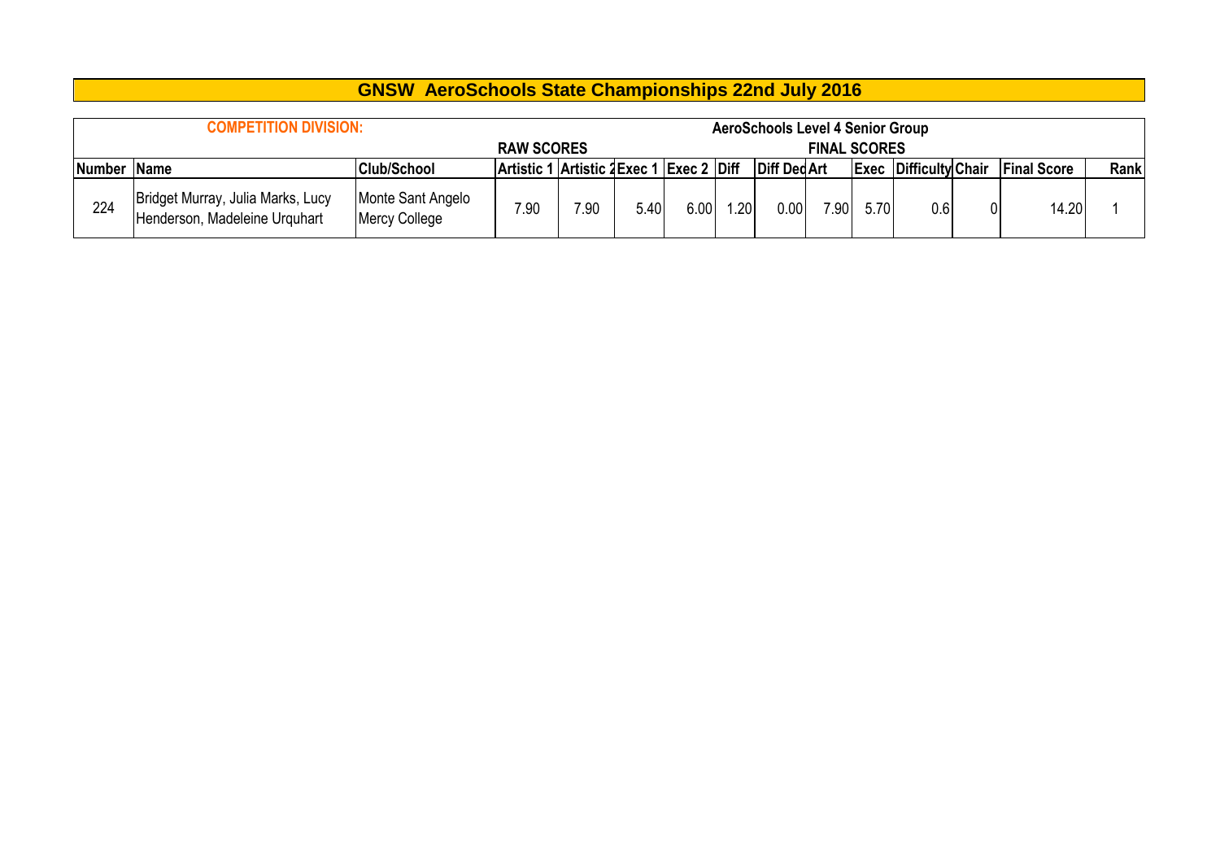# GNSW AeroSchools State Championships 22nd July 2016

| COMPETITION DIVISION: | | | AeroSchools Level 4 Senior Group | | | | | | | | | | | | |
|---|---|---|---|---|---|---|---|---|---|---|---|---|---|---|---|
| | | | RAW SCORES | | | | | FINAL SCORES | | | | | | | |
| Number | Name | Club/School | Artistic 1 | Artistic 2 | Exec 1 | Exec 2 | Diff | Diff Ded | Art | Exec | Difficulty | Chair | Final Score | Rank |
| 224 | Bridget Murray, Julia Marks, Lucy Henderson, Madeleine Urquhart | Monte Sant Angelo Mercy College | 7.90 | 7.90 | 5.40 | 6.00 | 1.20 | 0.00 | 7.90 | 5.70 | 0.6 | 0 | 14.20 | 1 |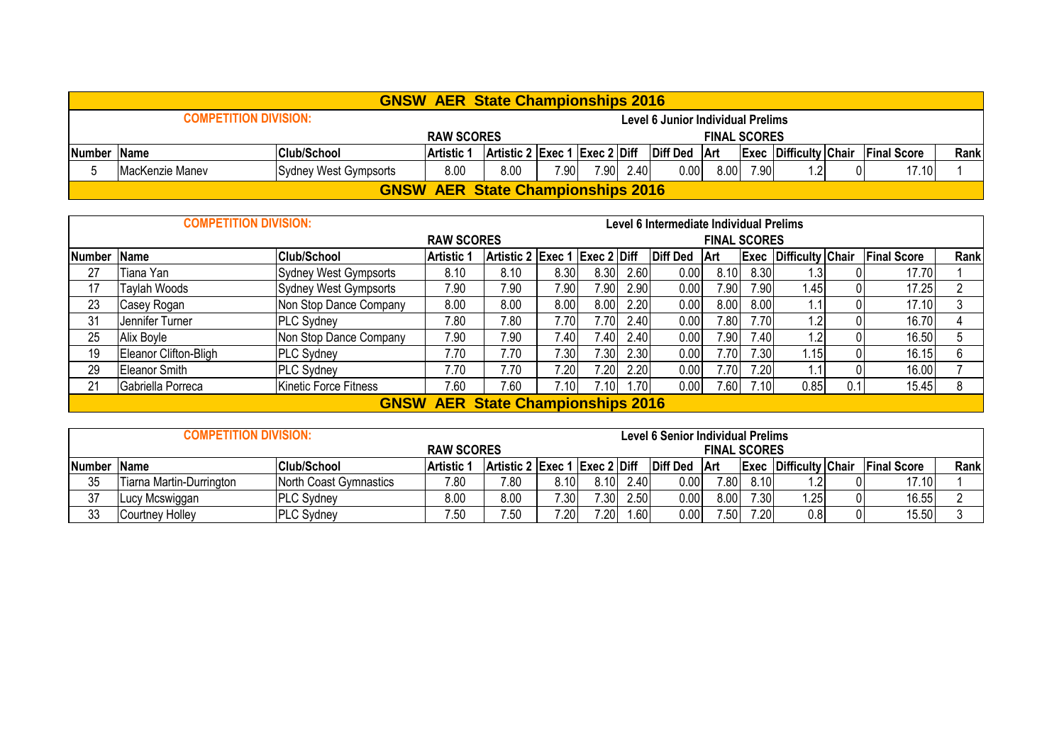# GNSW AER State Championships 2016

**COMPETITION DIVISION:** Level 6 Junior Individual Prelims

| | | | RAW SCORES | | | | | FINAL SCORES | | | | | | |
|---|---|---|---|---|---|---|---|---|---|---|---|---|---|---|
| Number | Name | Club/School | Artistic 1 | Artistic 2 | Exec 1 | Exec 2 | Diff | Diff Ded | Art | Exec | Difficulty | Chair | Final Score | Rank |
| 5 | MacKenzie Manev | Sydney West Gympsorts | 8.00 | 8.00 | 7.90 | 7.90 | 2.40 | 0.00 | 8.00 | 7.90 | 1.2 | 0 | 17.10 | 1 |

# GNSW AER State Championships 2016

**COMPETITION DIVISION:** Level 6 Intermediate Individual Prelims

| | | | RAW SCORES | | | | | FINAL SCORES | | | | | | |
|---|---|---|---|---|---|---|---|---|---|---|---|---|---|---|
| Number | Name | Club/School | Artistic 1 | Artistic 2 | Exec 1 | Exec 2 | Diff | Diff Ded | Art | Exec | Difficulty | Chair | Final Score | Rank |
| 27 | Tiana Yan | Sydney West Gympsorts | 8.10 | 8.10 | 8.30 | 8.30 | 2.60 | 0.00 | 8.10 | 8.30 | 1.3 | 0 | 17.70 | 1 |
| 17 | Taylah Woods | Sydney West Gympsorts | 7.90 | 7.90 | 7.90 | 7.90 | 2.90 | 0.00 | 7.90 | 7.90 | 1.45 | 0 | 17.25 | 2 |
| 23 | Casey Rogan | Non Stop Dance Company | 8.00 | 8.00 | 8.00 | 8.00 | 2.20 | 0.00 | 8.00 | 8.00 | 1.1 | 0 | 17.10 | 3 |
| 31 | Jennifer Turner | PLC Sydney | 7.80 | 7.80 | 7.70 | 7.70 | 2.40 | 0.00 | 7.80 | 7.70 | 1.2 | 0 | 16.70 | 4 |
| 25 | Alix Boyle | Non Stop Dance Company | 7.90 | 7.90 | 7.40 | 7.40 | 2.40 | 0.00 | 7.90 | 7.40 | 1.2 | 0 | 16.50 | 5 |
| 19 | Eleanor Clifton-Bligh | PLC Sydney | 7.70 | 7.70 | 7.30 | 7.30 | 2.30 | 0.00 | 7.70 | 7.30 | 1.15 | 0 | 16.15 | 6 |
| 29 | Eleanor Smith | PLC Sydney | 7.70 | 7.70 | 7.20 | 7.20 | 2.20 | 0.00 | 7.70 | 7.20 | 1.1 | 0 | 16.00 | 7 |
| 21 | Gabriella Porreca | Kinetic Force Fitness | 7.60 | 7.60 | 7.10 | 7.10 | 1.70 | 0.00 | 7.60 | 7.10 | 0.85 | 0.1 | 15.45 | 8 |

# GNSW AER State Championships 2016

**COMPETITION DIVISION:** Level 6 Senior Individual Prelims

| | | | RAW SCORES | | | | | FINAL SCORES | | | | | | |
|---|---|---|---|---|---|---|---|---|---|---|---|---|---|---|
| Number | Name | Club/School | Artistic 1 | Artistic 2 | Exec 1 | Exec 2 | Diff | Diff Ded | Art | Exec | Difficulty | Chair | Final Score | Rank |
| 35 | Tiarna Martin-Durrington | North Coast Gymnastics | 7.80 | 7.80 | 8.10 | 8.10 | 2.40 | 0.00 | 7.80 | 8.10 | 1.2 | 0 | 17.10 | 1 |
| 37 | Lucy Mcswiggan | PLC Sydney | 8.00 | 8.00 | 7.30 | 7.30 | 2.50 | 0.00 | 8.00 | 7.30 | 1.25 | 0 | 16.55 | 2 |
| 33 | Courtney Holley | PLC Sydney | 7.50 | 7.50 | 7.20 | 7.20 | 1.60 | 0.00 | 7.50 | 7.20 | 0.8 | 0 | 15.50 | 3 |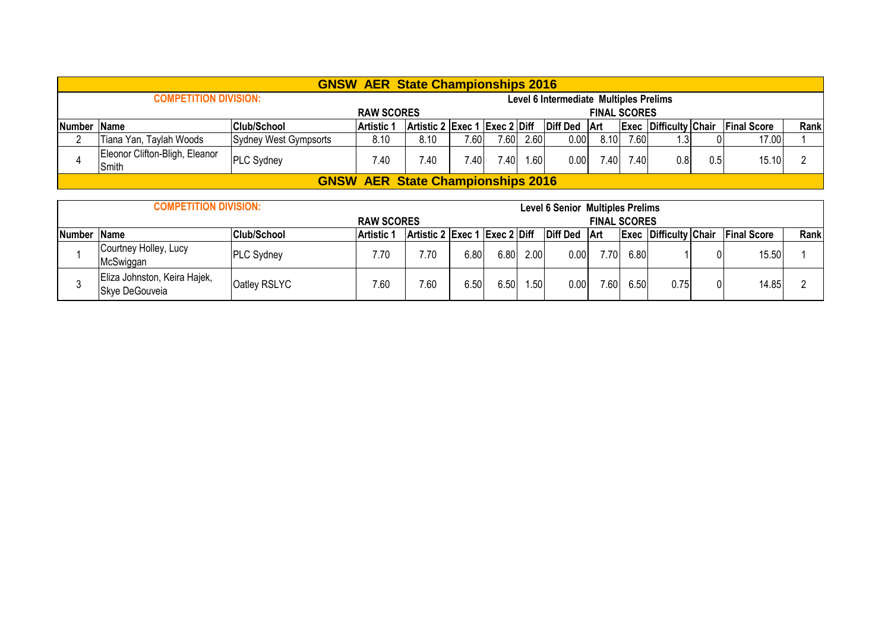## GNSW AER State Championships 2016

**COMPETITION DIVISION:** Level 6 Intermediate Multiples Prelims

| | | | RAW SCORES | | | | | | FINAL SCORES | | | | | |
|---|---|---|---|---|---|---|---|---|---|---|---|---|---|---|
| Number | Name | Club/School | Artistic 1 | Artistic 2 | Exec 1 | Exec 2 | Diff | Diff Ded | Art | Exec | Difficulty | Chair | Final Score | Rank |
| 2 | Tiana Yan, Taylah Woods | Sydney West Gympsorts | 8.10 | 8.10 | 7.60 | 7.60 | 2.60 | 0.00 | 8.10 | 7.60 | 1.3 | 0 | 17.00 | 1 |
| 4 | Eleonor Clifton-Bligh, Eleanor Smith | PLC Sydney | 7.40 | 7.40 | 7.40 | 7.40 | 1.60 | 0.00 | 7.40 | 7.40 | 0.8 | 0.5 | 15.10 | 2 |

## GNSW AER State Championships 2016

**COMPETITION DIVISION:** Level 6 Senior Multiples Prelims

| | | | RAW SCORES | | | | | | FINAL SCORES | | | | | |
|---|---|---|---|---|---|---|---|---|---|---|---|---|---|---|
| Number | Name | Club/School | Artistic 1 | Artistic 2 | Exec 1 | Exec 2 | Diff | Diff Ded | Art | Exec | Difficulty | Chair | Final Score | Rank |
| 1 | Courtney Holley, Lucy McSwiggan | PLC Sydney | 7.70 | 7.70 | 6.80 | 6.80 | 2.00 | 0.00 | 7.70 | 6.80 | 1 | 0 | 15.50 | 1 |
| 3 | Eliza Johnston, Keira Hajek, Skye DeGouveia | Oatley RSLYC | 7.60 | 7.60 | 6.50 | 6.50 | 1.50 | 0.00 | 7.60 | 6.50 | 0.75 | 0 | 14.85 | 2 |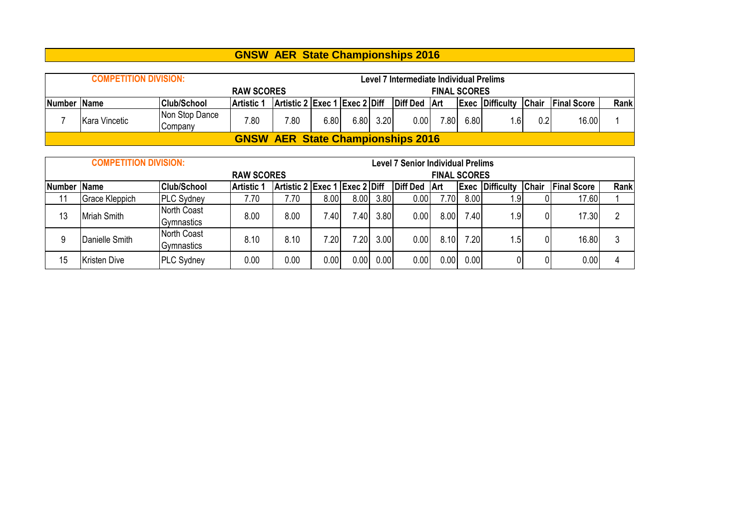# GNSW AER State Championships 2016

**COMPETITION DIVISION:** Level 7 Intermediate Individual Prelims

| | | | RAW SCORES | | | | | FINAL SCORES | | | | | | |
|---|---|---|---|---|---|---|---|---|---|---|---|---|---|---|
| Number | Name | Club/School | Artistic 1 | Artistic 2 | Exec 1 | Exec 2 | Diff | Diff Ded | Art | Exec | Difficulty | Chair | Final Score | Rank |
| 7 | Kara Vincetic | Non Stop Dance Company | 7.80 | 7.80 | 6.80 | 6.80 | 3.20 | 0.00 | 7.80 | 6.80 | 1.6 | 0.2 | 16.00 | 1 |

# GNSW AER State Championships 2016

**COMPETITION DIVISION:** Level 7 Senior Individual Prelims

| | | | RAW SCORES | | | | | FINAL SCORES | | | | | | |
|---|---|---|---|---|---|---|---|---|---|---|---|---|---|---|
| Number | Name | Club/School | Artistic 1 | Artistic 2 | Exec 1 | Exec 2 | Diff | Diff Ded | Art | Exec | Difficulty | Chair | Final Score | Rank |
| 11 | Grace Kleppich | PLC Sydney | 7.70 | 7.70 | 8.00 | 8.00 | 3.80 | 0.00 | 7.70 | 8.00 | 1.9 | 0 | 17.60 | 1 |
| 13 | Mriah Smith | North Coast Gymnastics | 8.00 | 8.00 | 7.40 | 7.40 | 3.80 | 0.00 | 8.00 | 7.40 | 1.9 | 0 | 17.30 | 2 |
| 9 | Danielle Smith | North Coast Gymnastics | 8.10 | 8.10 | 7.20 | 7.20 | 3.00 | 0.00 | 8.10 | 7.20 | 1.5 | 0 | 16.80 | 3 |
| 15 | Kristen Dive | PLC Sydney | 0.00 | 0.00 | 0.00 | 0.00 | 0.00 | 0.00 | 0.00 | 0.00 | 0 | 0 | 0.00 | 4 |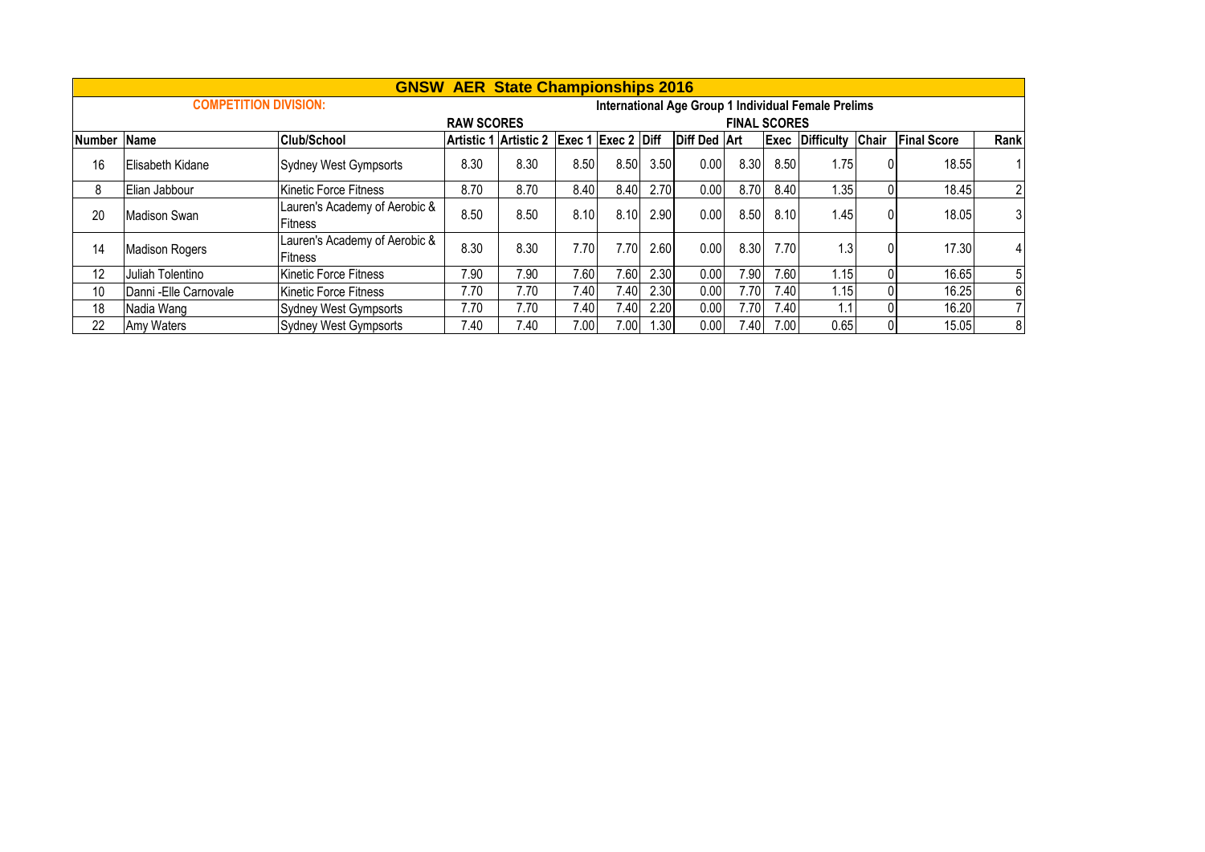# GNSW AER State Championships 2016

**COMPETITION DIVISION:** International Age Group 1 Individual Female Prelims

| | | | RAW SCORES | | | | | | FINAL SCORES | | | | | |
|---|---|---|---|---|---|---|---|---|---|---|---|---|---|---|
| **Number** | **Name** | **Club/School** | **Artistic 1** | **Artistic 2** | **Exec 1** | **Exec 2** | **Diff** | **Diff Ded** | **Art** | **Exec** | **Difficulty** | **Chair** | **Final Score** | **Rank** |
| 16 | Elisabeth Kidane | Sydney West Gympsorts | 8.30 | 8.30 | 8.50 | 8.50 | 3.50 | 0.00 | 8.30 | 8.50 | 1.75 | 0 | 18.55 | 1 |
| 8 | Elian Jabbour | Kinetic Force Fitness | 8.70 | 8.70 | 8.40 | 8.40 | 2.70 | 0.00 | 8.70 | 8.40 | 1.35 | 0 | 18.45 | 2 |
| 20 | Madison Swan | Lauren's Academy of Aerobic & Fitness | 8.50 | 8.50 | 8.10 | 8.10 | 2.90 | 0.00 | 8.50 | 8.10 | 1.45 | 0 | 18.05 | 3 |
| 14 | Madison Rogers | Lauren's Academy of Aerobic & Fitness | 8.30 | 8.30 | 7.70 | 7.70 | 2.60 | 0.00 | 8.30 | 7.70 | 1.3 | 0 | 17.30 | 4 |
| 12 | Juliah Tolentino | Kinetic Force Fitness | 7.90 | 7.90 | 7.60 | 7.60 | 2.30 | 0.00 | 7.90 | 7.60 | 1.15 | 0 | 16.65 | 5 |
| 10 | Danni -Elle Carnovale | Kinetic Force Fitness | 7.70 | 7.70 | 7.40 | 7.40 | 2.30 | 0.00 | 7.70 | 7.40 | 1.15 | 0 | 16.25 | 6 |
| 18 | Nadia Wang | Sydney West Gympsorts | 7.70 | 7.70 | 7.40 | 7.40 | 2.20 | 0.00 | 7.70 | 7.40 | 1.1 | 0 | 16.20 | 7 |
| 22 | Amy Waters | Sydney West Gympsorts | 7.40 | 7.40 | 7.00 | 7.00 | 1.30 | 0.00 | 7.40 | 7.00 | 0.65 | 0 | 15.05 | 8 |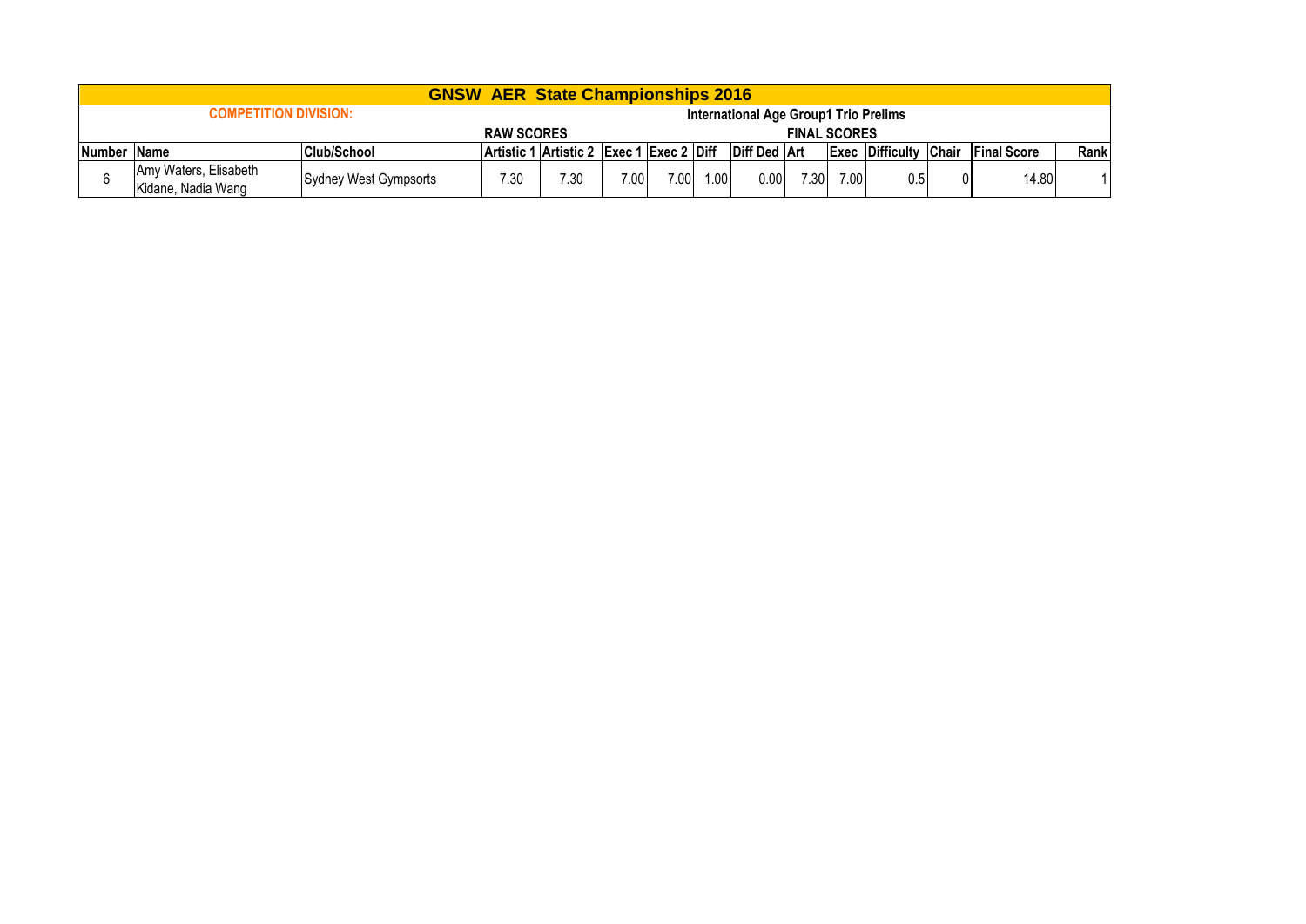# GNSW AER State Championships 2016

**COMPETITION DIVISION:** **International Age Group1 Trio Prelims**

| | | | RAW SCORES | | | | | | FINAL SCORES | | | | | |
|---|---|---|---|---|---|---|---|---|---|---|---|---|---|---|
| **Number** | **Name** | **Club/School** | **Artistic 1** | **Artistic 2** | **Exec 1** | **Exec 2** | **Diff** | **Diff Ded** | **Art** | **Exec** | **Difficulty** | **Chair** | **Final Score** | **Rank** |
| 6 | Amy Waters, Elisabeth Kidane, Nadia Wang | Sydney West Gympsorts | 7.30 | 7.30 | 7.00 | 7.00 | 1.00 | 0.00 | 7.30 | 7.00 | 0.5 | 0 | 14.80 | 1 |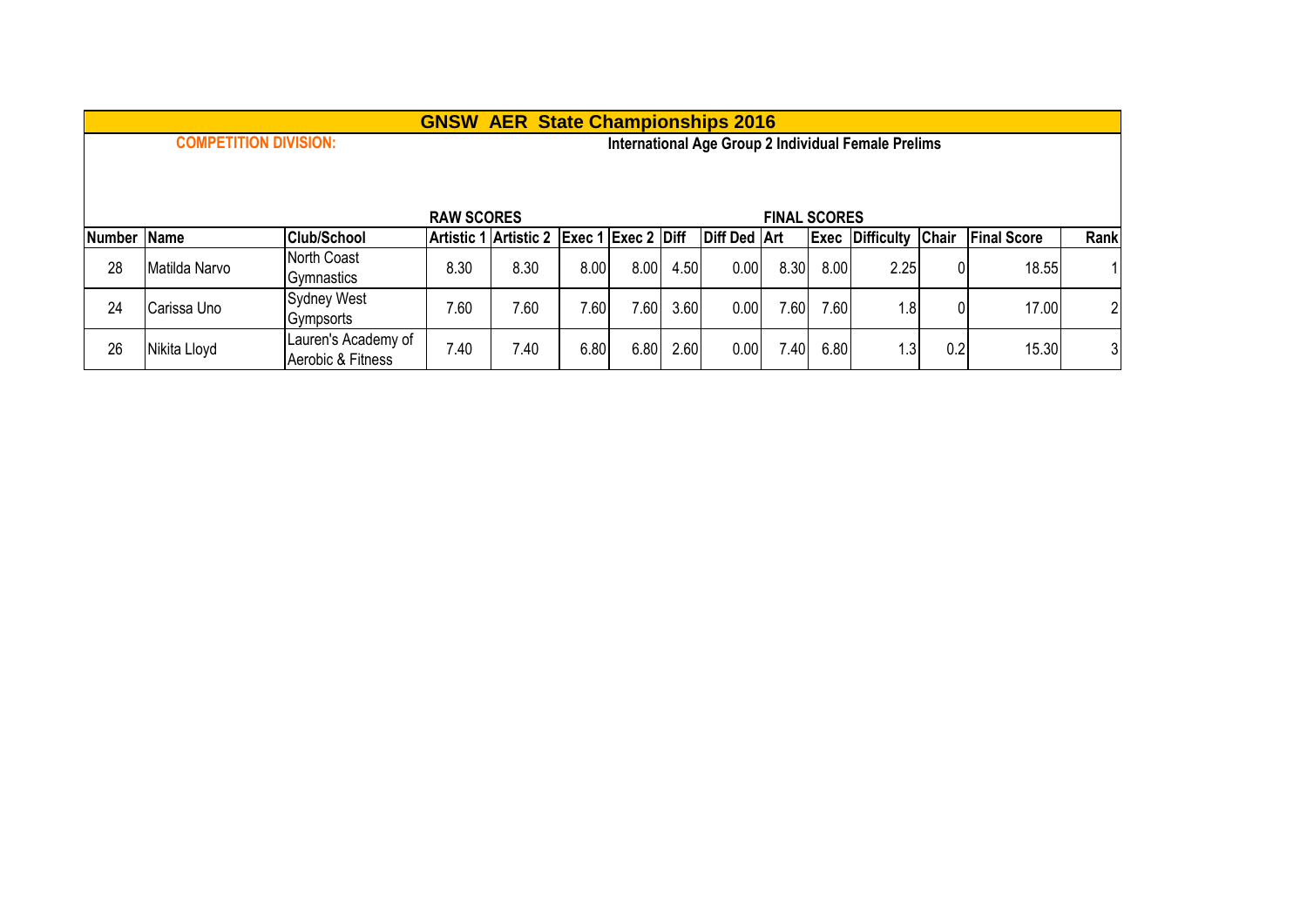# GNSW AER State Championships 2016

**COMPETITION DIVISION:** International Age Group 2 Individual Female Prelims

| | | | RAW SCORES | | | | | | FINAL SCORES | | | | | |
|---|---|---|---|---|---|---|---|---|---|---|---|---|---|---|
| **Number** | **Name** | **Club/School** | **Artistic 1** | **Artistic 2** | **Exec 1** | **Exec 2** | **Diff** | **Diff Ded** | **Art** | **Exec** | **Difficulty** | **Chair** | **Final Score** | **Rank** |
| 28 | Matilda Narvo | North Coast Gymnastics | 8.30 | 8.30 | 8.00 | 8.00 | 4.50 | 0.00 | 8.30 | 8.00 | 2.25 | 0 | 18.55 | 1 |
| 24 | Carissa Uno | Sydney West Gympsorts | 7.60 | 7.60 | 7.60 | 7.60 | 3.60 | 0.00 | 7.60 | 7.60 | 1.8 | 0 | 17.00 | 2 |
| 26 | Nikita Lloyd | Lauren's Academy of Aerobic & Fitness | 7.40 | 7.40 | 6.80 | 6.80 | 2.60 | 0.00 | 7.40 | 6.80 | 1.3 | 0.2 | 15.30 | 3 |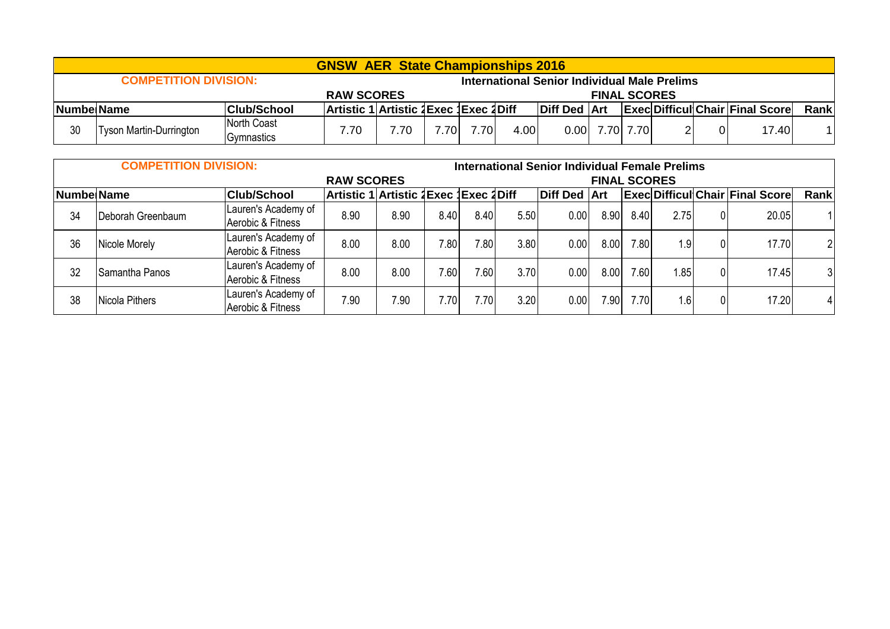# GNSW AER State Championships 2016

**COMPETITION DIVISION:** International Senior Individual Male Prelims

| Numbe | Name | Club/School | RAW SCORES Artistic 1 | Artistic 2 | Exec 1 | Exec 2 | Diff | Diff Ded | FINAL SCORES Art | Exec | Difficul | Chair | Final Score | Rank |
|---|---|---|---|---|---|---|---|---|---|---|---|---|---|---|
| 30 | Tyson Martin-Durrington | North Coast Gymnastics | 7.70 | 7.70 | 7.70 | 7.70 | 4.00 | 0.00 | 7.70 | 7.70 | 2 | 0 | 17.40 | 1 |

**COMPETITION DIVISION:** International Senior Individual Female Prelims

| Numbe | Name | Club/School | RAW SCORES Artistic 1 | Artistic 2 | Exec 1 | Exec 2 | Diff | Diff Ded | FINAL SCORES Art | Exec | Difficul | Chair | Final Score | Rank |
|---|---|---|---|---|---|---|---|---|---|---|---|---|---|---|
| 34 | Deborah Greenbaum | Lauren's Academy of Aerobic & Fitness | 8.90 | 8.90 | 8.40 | 8.40 | 5.50 | 0.00 | 8.90 | 8.40 | 2.75 | 0 | 20.05 | 1 |
| 36 | Nicole Morely | Lauren's Academy of Aerobic & Fitness | 8.00 | 8.00 | 7.80 | 7.80 | 3.80 | 0.00 | 8.00 | 7.80 | 1.9 | 0 | 17.70 | 2 |
| 32 | Samantha Panos | Lauren's Academy of Aerobic & Fitness | 8.00 | 8.00 | 7.60 | 7.60 | 3.70 | 0.00 | 8.00 | 7.60 | 1.85 | 0 | 17.45 | 3 |
| 38 | Nicola Pithers | Lauren's Academy of Aerobic & Fitness | 7.90 | 7.90 | 7.70 | 7.70 | 3.20 | 0.00 | 7.90 | 7.70 | 1.6 | 0 | 17.20 | 4 |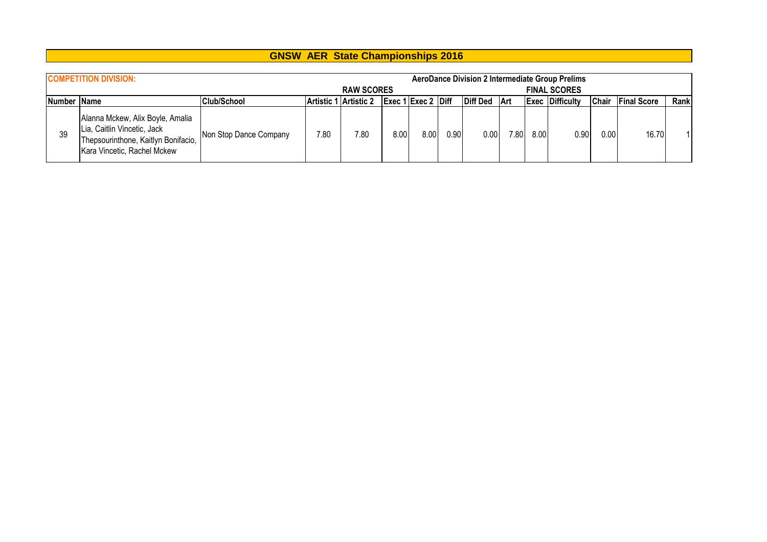# GNSW AER State Championships 2016

| COMPETITION DIVISION: | | | AeroDance Division 2 Intermediate Group Prelims | | | | | | | | | | | | |
|---|---|---|---|---|---|---|---|---|---|---|---|---|---|---|---|
| | | | RAW SCORES | | | | | | FINAL SCORES | | | | | | |
| Number | Name | Club/School | Artistic 1 | Artistic 2 | Exec 1 | Exec 2 | Diff | Diff Ded | Art | Exec | Difficulty | Chair | Final Score | Rank |
| 39 | Alanna Mckew, Alix Boyle, Amalia Lia, Caitlin Vincetic, Jack Thepsourinthone, Kaitlyn Bonifacio, Kara Vincetic, Rachel Mckew | Non Stop Dance Company | 7.80 | 7.80 | 8.00 | 8.00 | 0.90 | 0.00 | 7.80 | 8.00 | 0.90 | 0.00 | 16.70 | 1 |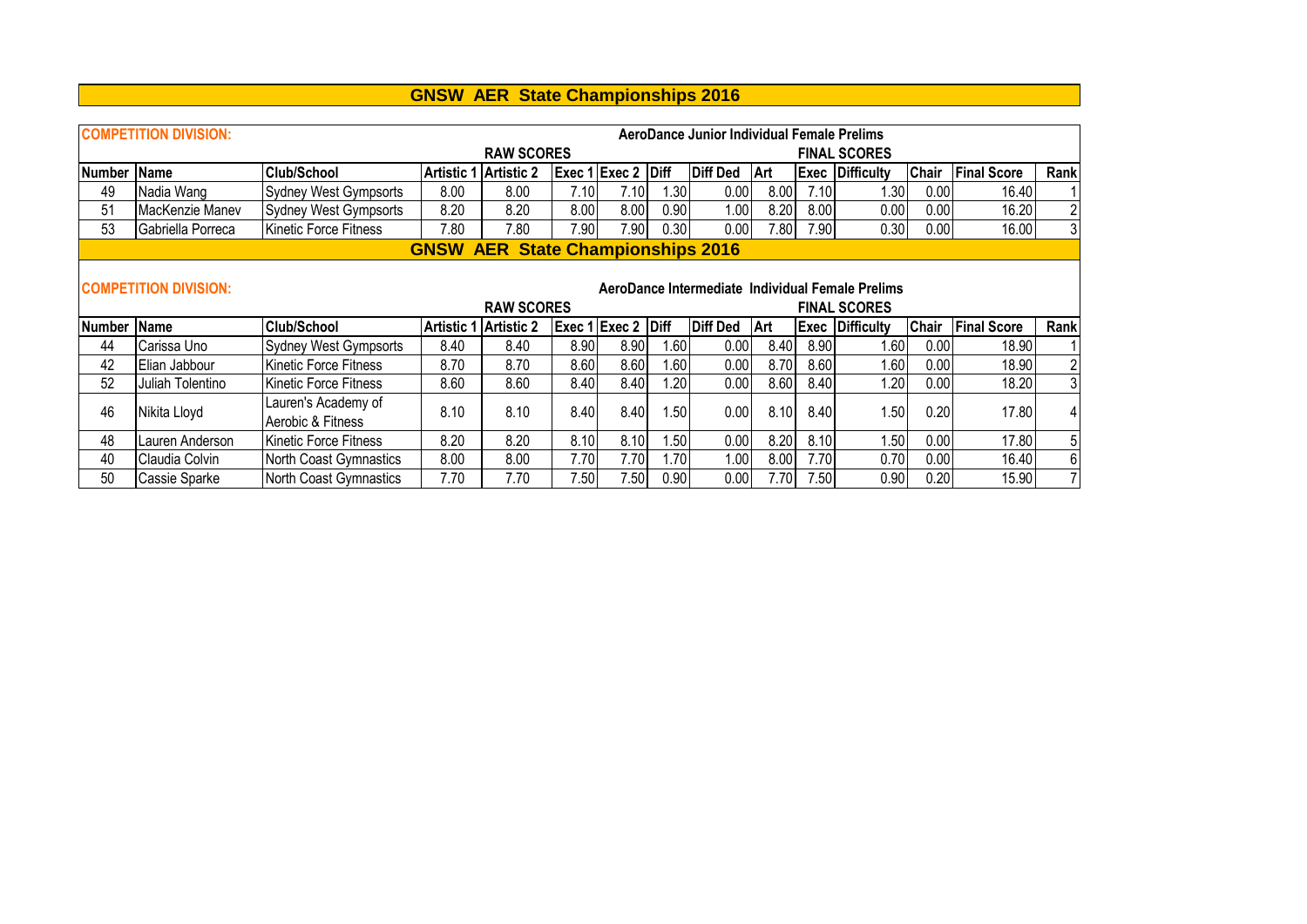# GNSW AER State Championships 2016

**COMPETITION DIVISION:** AeroDance Junior Individual Female Prelims

| | | | RAW SCORES | | | | | | FINAL SCORES | | | | | |
|---|---|---|---|---|---|---|---|---|---|---|---|---|---|---|
| **Number** | **Name** | **Club/School** | **Artistic 1** | **Artistic 2** | **Exec 1** | **Exec 2** | **Diff** | **Diff Ded** | **Art** | **Exec** | **Difficulty** | **Chair** | **Final Score** | **Rank** |
| 49 | Nadia Wang | Sydney West Gympsorts | 8.00 | 8.00 | 7.10 | 7.10 | 1.30 | 0.00 | 8.00 | 7.10 | 1.30 | 0.00 | 16.40 | 1 |
| 51 | MacKenzie Manev | Sydney West Gympsorts | 8.20 | 8.20 | 8.00 | 8.00 | 0.90 | 1.00 | 8.20 | 8.00 | 0.00 | 0.00 | 16.20 | 2 |
| 53 | Gabriella Porreca | Kinetic Force Fitness | 7.80 | 7.80 | 7.90 | 7.90 | 0.30 | 0.00 | 7.80 | 7.90 | 0.30 | 0.00 | 16.00 | 3 |

# GNSW AER State Championships 2016

**COMPETITION DIVISION:** AeroDance Intermediate Individual Female Prelims

| | | | RAW SCORES | | | | | | FINAL SCORES | | | | | |
|---|---|---|---|---|---|---|---|---|---|---|---|---|---|---|
| **Number** | **Name** | **Club/School** | **Artistic 1** | **Artistic 2** | **Exec 1** | **Exec 2** | **Diff** | **Diff Ded** | **Art** | **Exec** | **Difficulty** | **Chair** | **Final Score** | **Rank** |
| 44 | Carissa Uno | Sydney West Gympsorts | 8.40 | 8.40 | 8.90 | 8.90 | 1.60 | 0.00 | 8.40 | 8.90 | 1.60 | 0.00 | 18.90 | 1 |
| 42 | Elian Jabbour | Kinetic Force Fitness | 8.70 | 8.70 | 8.60 | 8.60 | 1.60 | 0.00 | 8.70 | 8.60 | 1.60 | 0.00 | 18.90 | 2 |
| 52 | Juliah Tolentino | Kinetic Force Fitness | 8.60 | 8.60 | 8.40 | 8.40 | 1.20 | 0.00 | 8.60 | 8.40 | 1.20 | 0.00 | 18.20 | 3 |
| 46 | Nikita Lloyd | Lauren's Academy of Aerobic & Fitness | 8.10 | 8.10 | 8.40 | 8.40 | 1.50 | 0.00 | 8.10 | 8.40 | 1.50 | 0.20 | 17.80 | 4 |
| 48 | Lauren Anderson | Kinetic Force Fitness | 8.20 | 8.20 | 8.10 | 8.10 | 1.50 | 0.00 | 8.20 | 8.10 | 1.50 | 0.00 | 17.80 | 5 |
| 40 | Claudia Colvin | North Coast Gymnastics | 8.00 | 8.00 | 7.70 | 7.70 | 1.70 | 1.00 | 8.00 | 7.70 | 0.70 | 0.00 | 16.40 | 6 |
| 50 | Cassie Sparke | North Coast Gymnastics | 7.70 | 7.70 | 7.50 | 7.50 | 0.90 | 0.00 | 7.70 | 7.50 | 0.90 | 0.20 | 15.90 | 7 |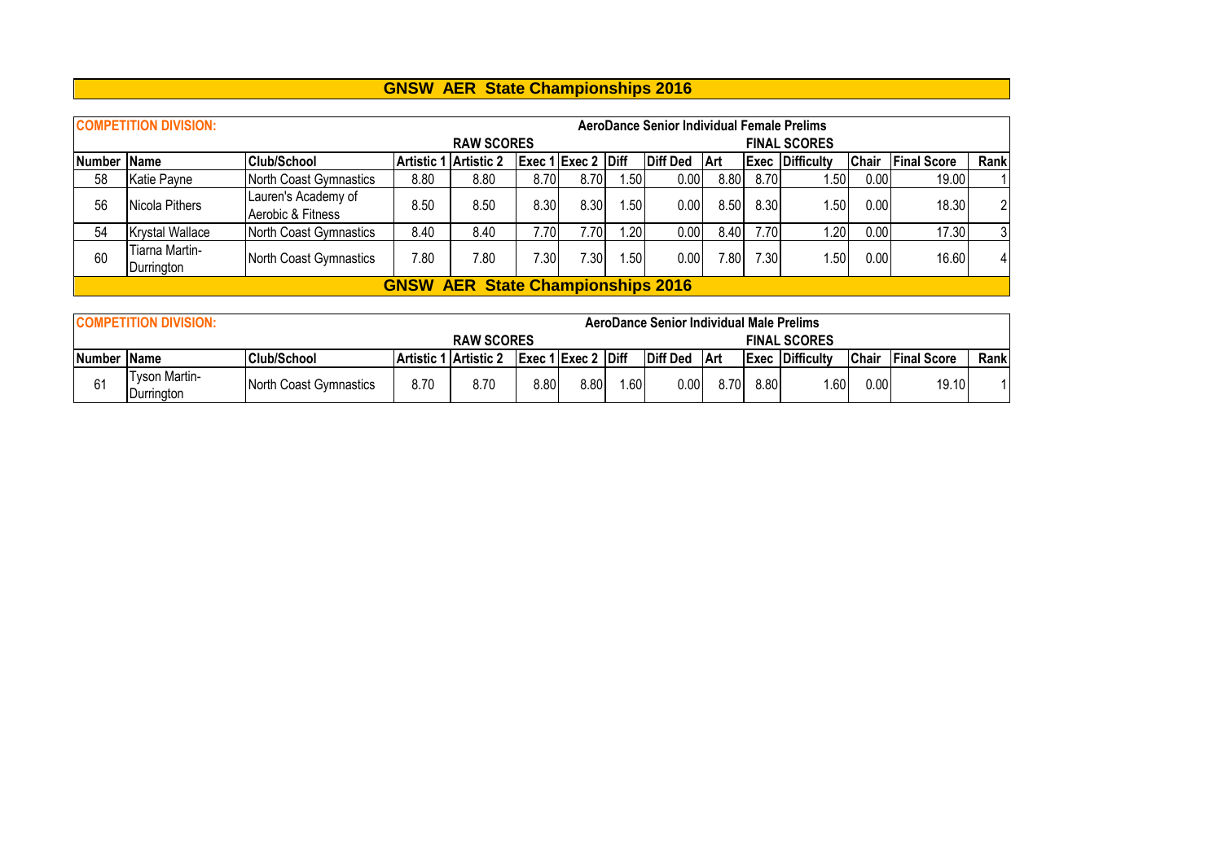# GNSW AER State Championships 2016

| COMPETITION DIVISION: | | | AeroDance Senior Individual Female Prelims | | | | | | | | | | | | |
|---|---|---|---|---|---|---|---|---|---|---|---|---|---|---|---|
| | | | RAW SCORES | | | | | | FINAL SCORES | | | | | | |
| Number | Name | Club/School | Artistic 1 | Artistic 2 | Exec 1 | Exec 2 | Diff | Diff Ded | Art | Exec | Difficulty | Chair | Final Score | Rank |
| 58 | Katie Payne | North Coast Gymnastics | 8.80 | 8.80 | 8.70 | 8.70 | 1.50 | 0.00 | 8.80 | 8.70 | 1.50 | 0.00 | 19.00 | 1 |
| 56 | Nicola Pithers | Lauren's Academy of Aerobic & Fitness | 8.50 | 8.50 | 8.30 | 8.30 | 1.50 | 0.00 | 8.50 | 8.30 | 1.50 | 0.00 | 18.30 | 2 |
| 54 | Krystal Wallace | North Coast Gymnastics | 8.40 | 8.40 | 7.70 | 7.70 | 1.20 | 0.00 | 8.40 | 7.70 | 1.20 | 0.00 | 17.30 | 3 |
| 60 | Tiarna Martin-Durrington | North Coast Gymnastics | 7.80 | 7.80 | 7.30 | 7.30 | 1.50 | 0.00 | 7.80 | 7.30 | 1.50 | 0.00 | 16.60 | 4 |

# GNSW AER State Championships 2016

| COMPETITION DIVISION: | | | AeroDance Senior Individual Male Prelims | | | | | | | | | | | |
|---|---|---|---|---|---|---|---|---|---|---|---|---|---|---|
| | | | RAW SCORES | | | | | | FINAL SCORES | | | | | |
| Number | Name | Club/School | Artistic 1 | Artistic 2 | Exec 1 | Exec 2 | Diff | Diff Ded | Art | Exec | Difficulty | Chair | Final Score | Rank |
| 61 | Tyson Martin-Durrington | North Coast Gymnastics | 8.70 | 8.70 | 8.80 | 8.80 | 1.60 | 0.00 | 8.70 | 8.80 | 1.60 | 0.00 | 19.10 | 1 |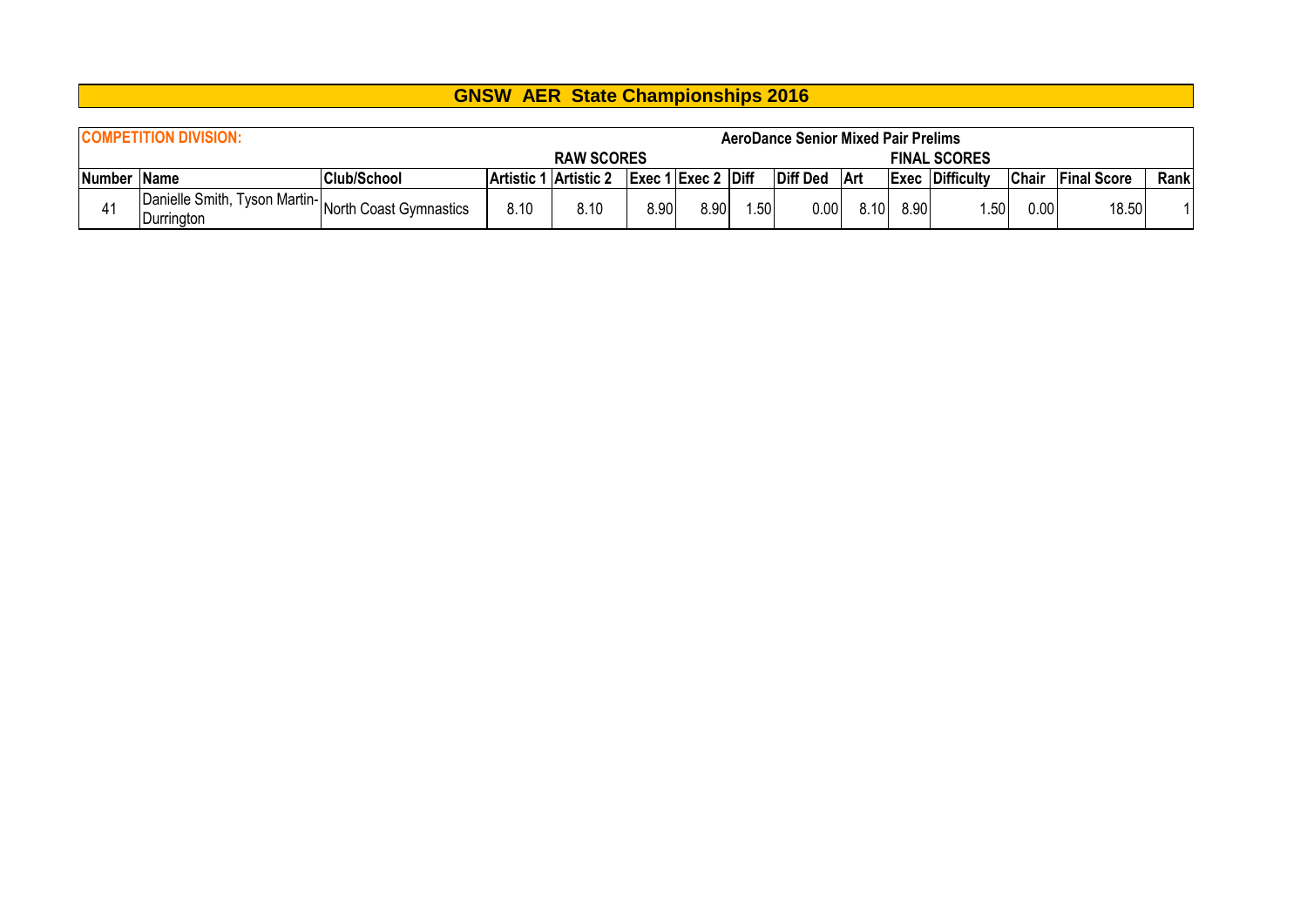# GNSW AER State Championships 2016

| COMPETITION DIVISION: | | | | | | | | | AeroDance Senior Mixed Pair Prelims | | | | | | |
|---|---|---|---|---|---|---|---|---|---|---|---|---|---|---|---|
| | | | RAW SCORES | | | | | | FINAL SCORES | | | | | | |
| Number | Name | Club/School | Artistic 1 | Artistic 2 | Exec 1 | Exec 2 | Diff | Diff Ded | Art | Exec | Difficulty | Chair | Final Score | Rank |
| 41 | Danielle Smith, Tyson Martin-Durrington | North Coast Gymnastics | 8.10 | 8.10 | 8.90 | 8.90 | 1.50 | 0.00 | 8.10 | 8.90 | 1.50 | 0.00 | 18.50 | 1 |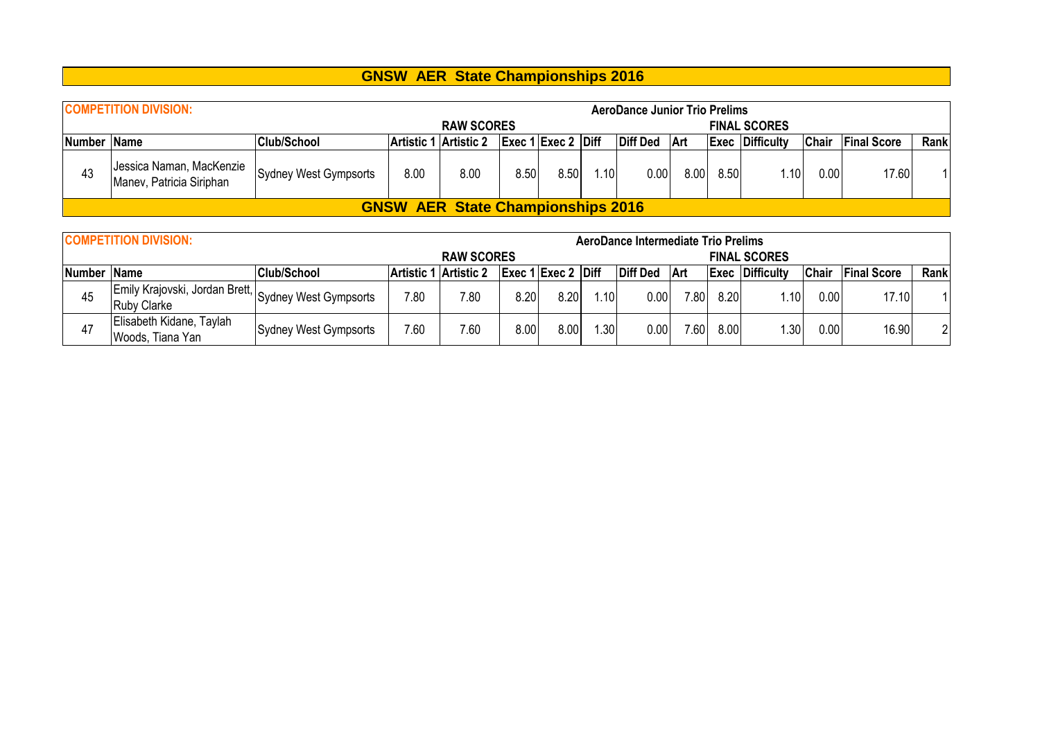# GNSW AER State Championships 2016

**COMPETITION DIVISION:** AeroDance Junior Trio Prelims

| | | | RAW SCORES | | | | | | FINAL SCORES | | | | | |
|---|---|---|---|---|---|---|---|---|---|---|---|---|---|---|
| **Number** | **Name** | **Club/School** | **Artistic 1** | **Artistic 2** | **Exec 1** | **Exec 2** | **Diff** | **Diff Ded** | **Art** | **Exec** | **Difficulty** | **Chair** | **Final Score** | **Rank** |
| 43 | Jessica Naman, MacKenzie Manev, Patricia Siriphan | Sydney West Gympsorts | 8.00 | 8.00 | 8.50 | 8.50 | 1.10 | 0.00 | 8.00 | 8.50 | 1.10 | 0.00 | 17.60 | 1 |

# GNSW AER State Championships 2016

**COMPETITION DIVISION:** AeroDance Intermediate Trio Prelims

| | | | RAW SCORES | | | | | | FINAL SCORES | | | | | |
|---|---|---|---|---|---|---|---|---|---|---|---|---|---|---|
| **Number** | **Name** | **Club/School** | **Artistic 1** | **Artistic 2** | **Exec 1** | **Exec 2** | **Diff** | **Diff Ded** | **Art** | **Exec** | **Difficulty** | **Chair** | **Final Score** | **Rank** |
| 45 | Emily Krajovski, Jordan Brett, Ruby Clarke | Sydney West Gympsorts | 7.80 | 7.80 | 8.20 | 8.20 | 1.10 | 0.00 | 7.80 | 8.20 | 1.10 | 0.00 | 17.10 | 1 |
| 47 | Elisabeth Kidane, Taylah Woods, Tiana Yan | Sydney West Gympsorts | 7.60 | 7.60 | 8.00 | 8.00 | 1.30 | 0.00 | 7.60 | 8.00 | 1.30 | 0.00 | 16.90 | 2 |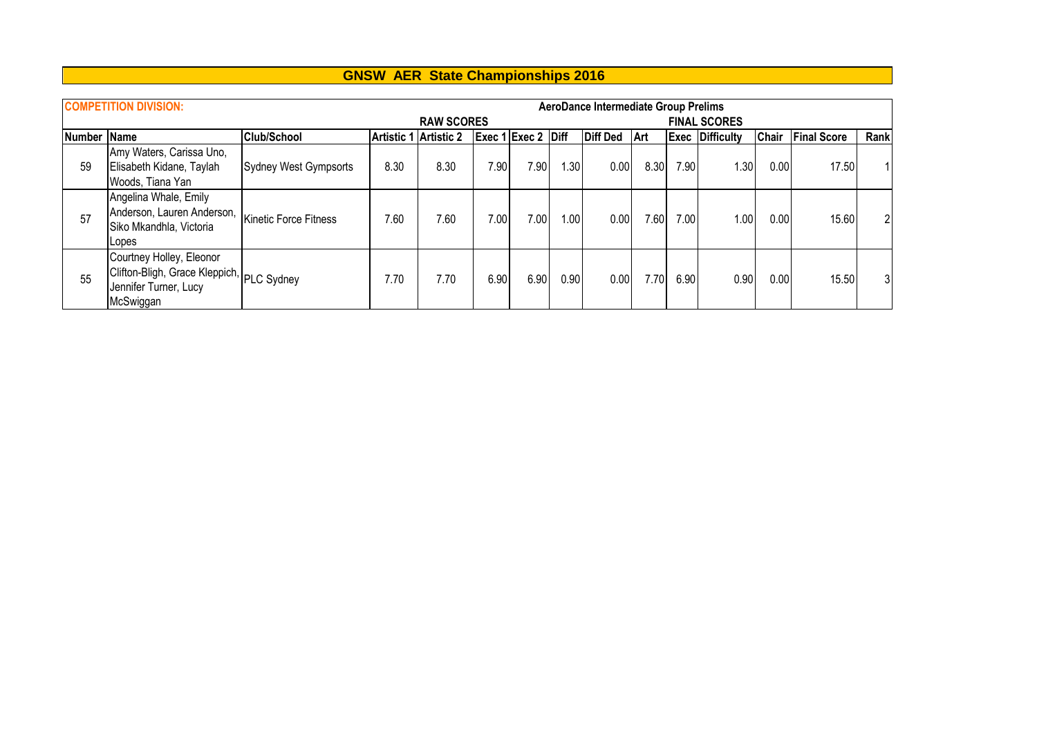# GNSW AER State Championships 2016

| COMPETITION DIVISION: | | | AeroDance Intermediate Group Prelims | | | | | | | | | | | | |
|---|---|---|---|---|---|---|---|---|---|---|---|---|---|---|---|
| | | | RAW SCORES | | | | | | FINAL SCORES | | | | | | |
| Number | Name | Club/School | Artistic 1 | Artistic 2 | Exec 1 | Exec 2 | Diff | Diff Ded | Art | Exec | Difficulty | Chair | Final Score | Rank |
| 59 | Amy Waters, Carissa Uno, Elisabeth Kidane, Taylah Woods, Tiana Yan | Sydney West Gympsorts | 8.30 | 8.30 | 7.90 | 7.90 | 1.30 | 0.00 | 8.30 | 7.90 | 1.30 | 0.00 | 17.50 | 1 |
| 57 | Angelina Whale, Emily Anderson, Lauren Anderson, Siko Mkandhla, Victoria Lopes | Kinetic Force Fitness | 7.60 | 7.60 | 7.00 | 7.00 | 1.00 | 0.00 | 7.60 | 7.00 | 1.00 | 0.00 | 15.60 | 2 |
| 55 | Courtney Holley, Eleonor Clifton-Bligh, Grace Kleppich, Jennifer Turner, Lucy McSwiggan | PLC Sydney | 7.70 | 7.70 | 6.90 | 6.90 | 0.90 | 0.00 | 7.70 | 6.90 | 0.90 | 0.00 | 15.50 | 3 |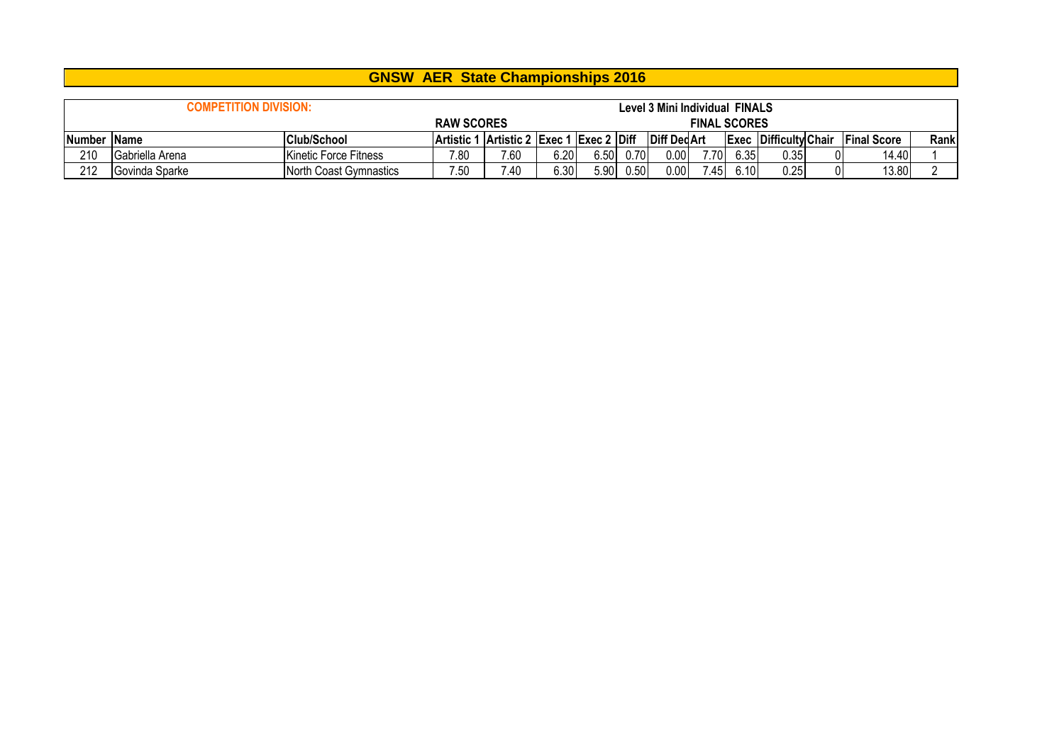# GNSW AER State Championships 2016

**COMPETITION DIVISION:** Level 3 Mini Individual FINALS

| | | | RAW SCORES | | | | | | FINAL SCORES | | | | | | |
|---|---|---|---|---|---|---|---|---|---|---|---|---|---|---|---|
| **Number** | **Name** | **Club/School** | **Artistic 1** | **Artistic 2** | **Exec 1** | **Exec 2** | **Diff** | **Diff Ded** | **Art** | **Exec** | **Difficulty** | **Chair** | **Final Score** | **Rank** |
| 210 | Gabriella Arena | Kinetic Force Fitness | 7.80 | 7.60 | 6.20 | 6.50 | 0.70 | 0.00 | 7.70 | 6.35 | 0.35 | 0 | 14.40 | 1 |
| 212 | Govinda Sparke | North Coast Gymnastics | 7.50 | 7.40 | 6.30 | 5.90 | 0.50 | 0.00 | 7.45 | 6.10 | 0.25 | 0 | 13.80 | 2 |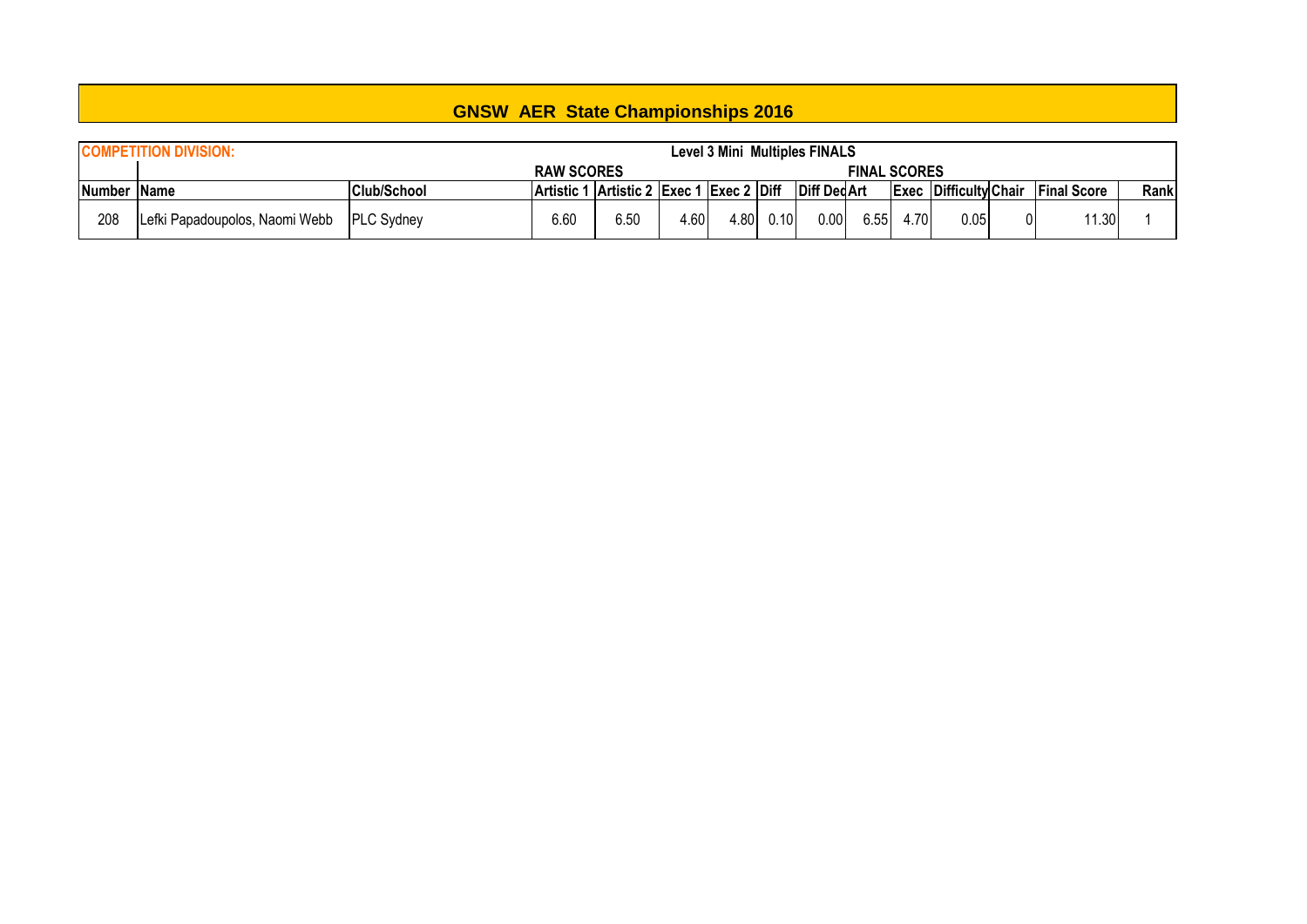# GNSW AER State Championships 2016

| COMPETITION DIVISION: | | | Level 3 Mini Multiples FINALS | | | | | | | | | | | | |
|---|---|---|---|---|---|---|---|---|---|---|---|---|---|---|---|
| | | | RAW SCORES | | | | | | FINAL SCORES | | | | | | |
| Number | Name | Club/School | Artistic 1 | Artistic 2 | Exec 1 | Exec 2 | Diff | Diff Ded | Art | Exec | Difficulty | Chair | Final Score | Rank |
| 208 | Lefki Papadoupolos, Naomi Webb | PLC Sydney | 6.60 | 6.50 | 4.60 | 4.80 | 0.10 | 0.00 | 6.55 | 4.70 | 0.05 | 0 | 11.30 | 1 |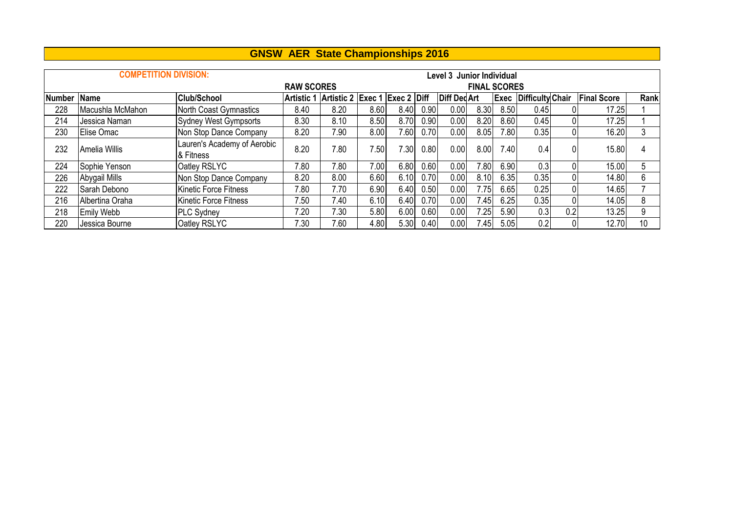# GNSW AER State Championships 2016

**COMPETITION DIVISION:** Level 3 Junior Individual

| | | | RAW SCORES | | | | | | FINAL SCORES | | | | | |
|---|---|---|---|---|---|---|---|---|---|---|---|---|---|---|
| **Number** | **Name** | **Club/School** | **Artistic 1** | **Artistic 2** | **Exec 1** | **Exec 2** | **Diff** | **Diff Ded** | **Art** | **Exec** | **Difficulty** | **Chair** | **Final Score** | **Rank** |
| 228 | Macushla McMahon | North Coast Gymnastics | 8.40 | 8.20 | 8.60 | 8.40 | 0.90 | 0.00 | 8.30 | 8.50 | 0.45 | 0 | 17.25 | 1 |
| 214 | Jessica Naman | Sydney West Gympsorts | 8.30 | 8.10 | 8.50 | 8.70 | 0.90 | 0.00 | 8.20 | 8.60 | 0.45 | 0 | 17.25 | 1 |
| 230 | Elise Omac | Non Stop Dance Company | 8.20 | 7.90 | 8.00 | 7.60 | 0.70 | 0.00 | 8.05 | 7.80 | 0.35 | 0 | 16.20 | 3 |
| 232 | Amelia Willis | Lauren's Academy of Aerobic & Fitness | 8.20 | 7.80 | 7.50 | 7.30 | 0.80 | 0.00 | 8.00 | 7.40 | 0.4 | 0 | 15.80 | 4 |
| 224 | Sophie Yenson | Oatley RSLYC | 7.80 | 7.80 | 7.00 | 6.80 | 0.60 | 0.00 | 7.80 | 6.90 | 0.3 | 0 | 15.00 | 5 |
| 226 | Abygail Mills | Non Stop Dance Company | 8.20 | 8.00 | 6.60 | 6.10 | 0.70 | 0.00 | 8.10 | 6.35 | 0.35 | 0 | 14.80 | 6 |
| 222 | Sarah Debono | Kinetic Force Fitness | 7.80 | 7.70 | 6.90 | 6.40 | 0.50 | 0.00 | 7.75 | 6.65 | 0.25 | 0 | 14.65 | 7 |
| 216 | Albertina Oraha | Kinetic Force Fitness | 7.50 | 7.40 | 6.10 | 6.40 | 0.70 | 0.00 | 7.45 | 6.25 | 0.35 | 0 | 14.05 | 8 |
| 218 | Emily Webb | PLC Sydney | 7.20 | 7.30 | 5.80 | 6.00 | 0.60 | 0.00 | 7.25 | 5.90 | 0.3 | 0.2 | 13.25 | 9 |
| 220 | Jessica Bourne | Oatley RSLYC | 7.30 | 7.60 | 4.80 | 5.30 | 0.40 | 0.00 | 7.45 | 5.05 | 0.2 | 0 | 12.70 | 10 |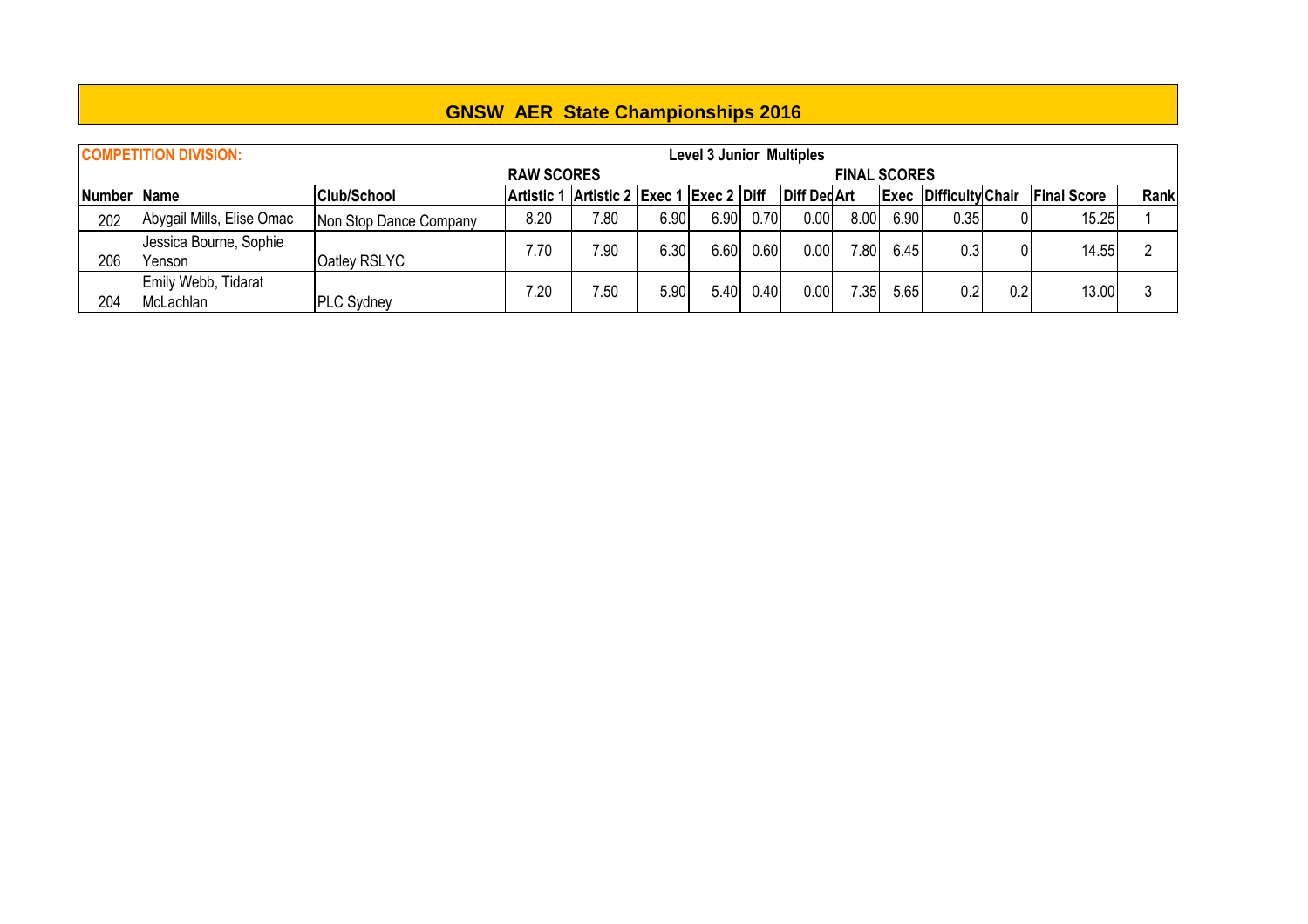## GNSW AER State Championships 2016

| COMPETITION DIVISION: | | | Level 3 Junior Multiples | | | | | | | | | | | | |
|---|---|---|---|---|---|---|---|---|---|---|---|---|---|---|---|
| | | | RAW SCORES | | | | | | FINAL SCORES | | | | | | |
| Number | Name | Club/School | Artistic 1 | Artistic 2 | Exec 1 | Exec 2 | Diff | Diff Ded | Art | Exec | Difficulty | Chair | Final Score | Rank |
| 202 | Abygail Mills, Elise Omac | Non Stop Dance Company | 8.20 | 7.80 | 6.90 | 6.90 | 0.70 | 0.00 | 8.00 | 6.90 | 0.35 | 0 | 15.25 | 1 |
| 206 | Jessica Bourne, Sophie Yenson | Oatley RSLYC | 7.70 | 7.90 | 6.30 | 6.60 | 0.60 | 0.00 | 7.80 | 6.45 | 0.3 | 0 | 14.55 | 2 |
| 204 | Emily Webb, Tidarat McLachlan | PLC Sydney | 7.20 | 7.50 | 5.90 | 5.40 | 0.40 | 0.00 | 7.35 | 5.65 | 0.2 | 0.2 | 13.00 | 3 |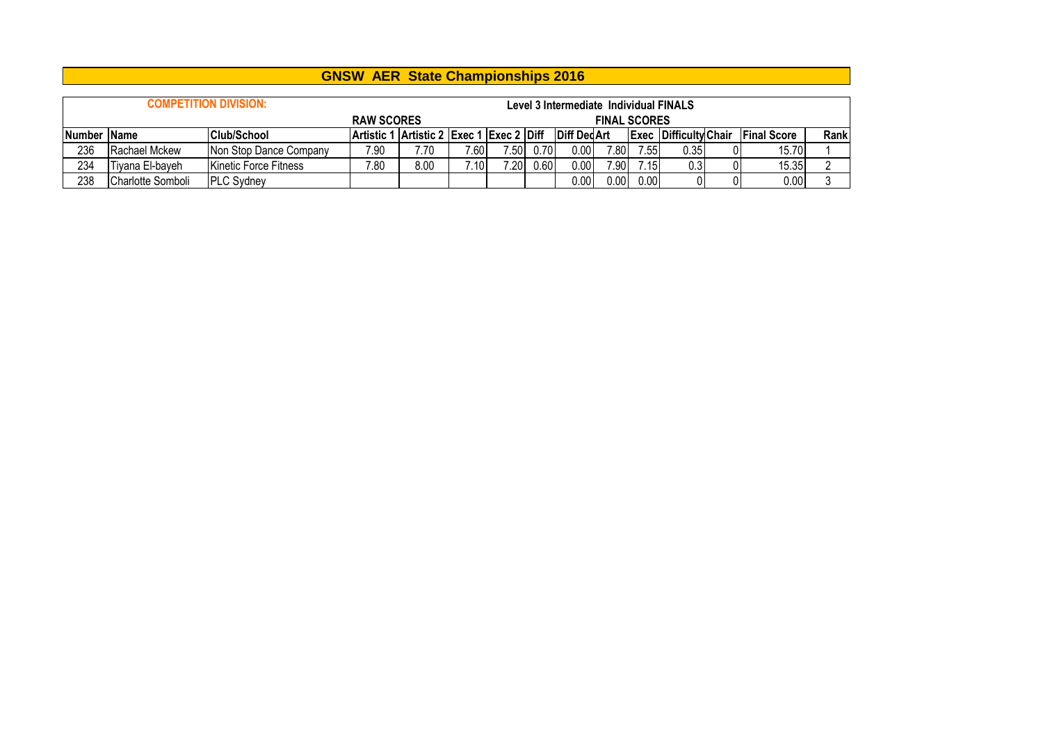# GNSW AER State Championships 2016

| COMPETITION DIVISION: | | | Level 3 Intermediate Individual FINALS | | | | | | | | | | | | |
|---|---|---|---|---|---|---|---|---|---|---|---|---|---|---|---|
| | | | RAW SCORES | | | | | | FINAL SCORES | | | | | | |
| Number | Name | Club/School | Artistic 1 | Artistic 2 | Exec 1 | Exec 2 | Diff | Diff Ded | Art | Exec | Difficulty | Chair | Final Score | Rank |
| 236 | Rachael Mckew | Non Stop Dance Company | 7.90 | 7.70 | 7.60 | 7.50 | 0.70 | 0.00 | 7.80 | 7.55 | 0.35 | 0 | 15.70 | 1 |
| 234 | Tiyana El-bayeh | Kinetic Force Fitness | 7.80 | 8.00 | 7.10 | 7.20 | 0.60 | 0.00 | 7.90 | 7.15 | 0.3 | 0 | 15.35 | 2 |
| 238 | Charlotte Somboli | PLC Sydney | | | | | | 0.00 | 0.00 | 0.00 | 0 | 0 | 0.00 | 3 |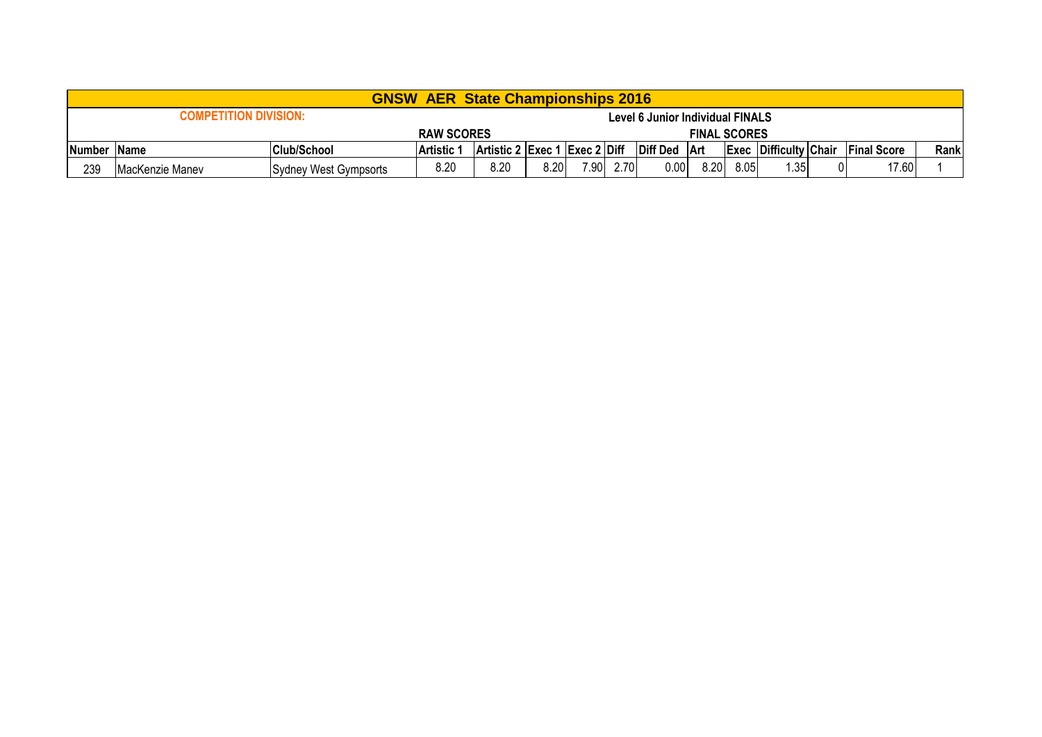| GNSW AER State Championships 2016 | | | | | | | | | | | | | | | |
|---|---|---|---|---|---|---|---|---|---|---|---|---|---|---|---|
| COMPETITION DIVISION: | | | | | | | | Level 6 Junior Individual FINALS | | | | | | | |
| | | | RAW SCORES | | | | | | FINAL SCORES | | | | | | |
| Number | Name | Club/School | Artistic 1 | Artistic 2 | Exec 1 | Exec 2 | Diff | Diff Ded | Art | Exec | Difficulty | Chair | Final Score | Rank |
| 239 | MacKenzie Manev | Sydney West Gympsorts | 8.20 | 8.20 | 8.20 | 7.90 | 2.70 | 0.00 | 8.20 | 8.05 | 1.35 | 0 | 17.60 | 1 |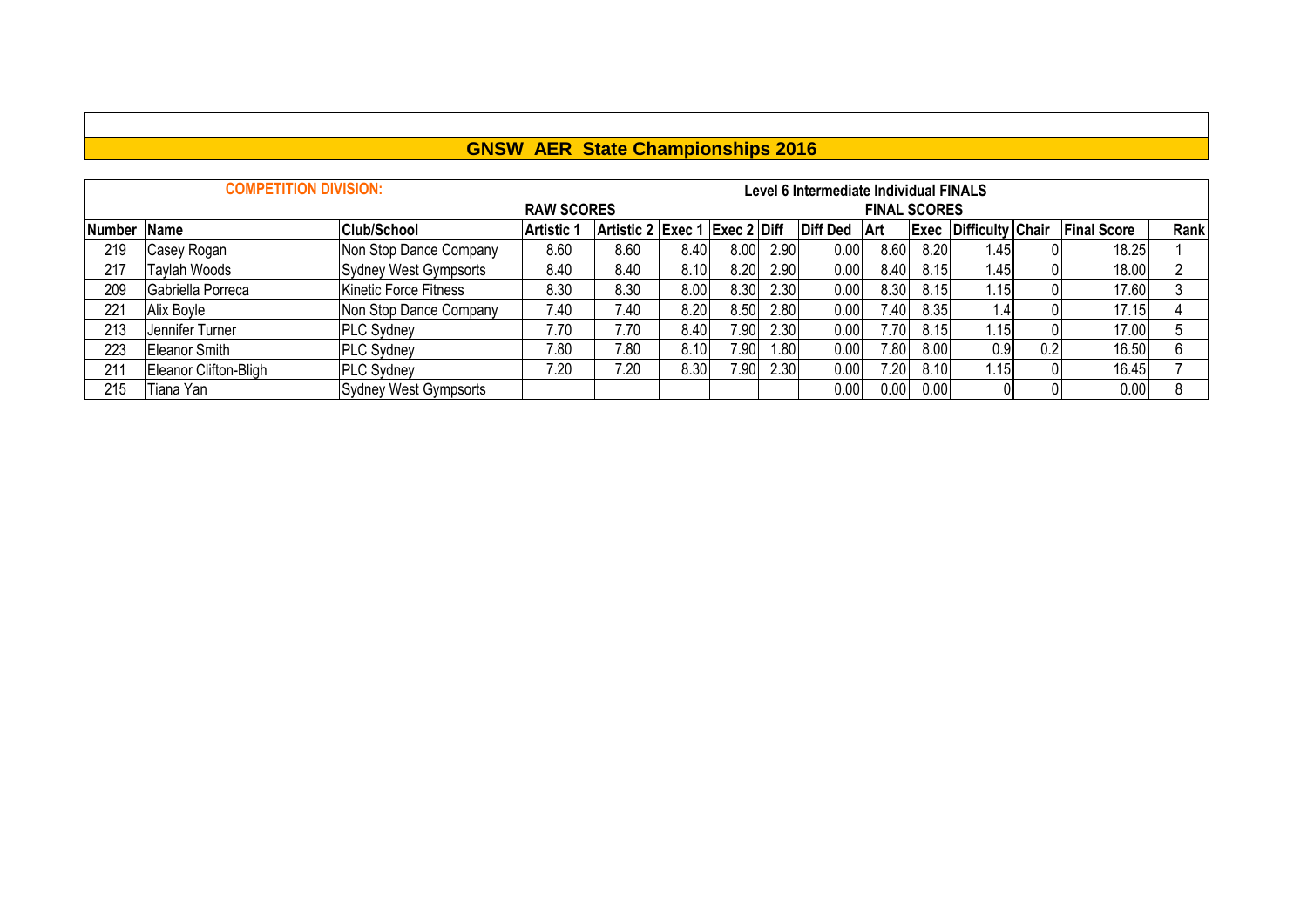# GNSW AER State Championships 2016

**COMPETITION DIVISION:** Level 6 Intermediate Individual FINALS

| | | | RAW SCORES | | | | | | FINAL SCORES | | | | | |
|---|---|---|---|---|---|---|---|---|---|---|---|---|---|---|
| **Number** | **Name** | **Club/School** | **Artistic 1** | **Artistic 2** | **Exec 1** | **Exec 2** | **Diff** | **Diff Ded** | **Art** | **Exec** | **Difficulty** | **Chair** | **Final Score** | **Rank** |
| 219 | Casey Rogan | Non Stop Dance Company | 8.60 | 8.60 | 8.40 | 8.00 | 2.90 | 0.00 | 8.60 | 8.20 | 1.45 | 0 | 18.25 | 1 |
| 217 | Taylah Woods | Sydney West Gympsorts | 8.40 | 8.40 | 8.10 | 8.20 | 2.90 | 0.00 | 8.40 | 8.15 | 1.45 | 0 | 18.00 | 2 |
| 209 | Gabriella Porreca | Kinetic Force Fitness | 8.30 | 8.30 | 8.00 | 8.30 | 2.30 | 0.00 | 8.30 | 8.15 | 1.15 | 0 | 17.60 | 3 |
| 221 | Alix Boyle | Non Stop Dance Company | 7.40 | 7.40 | 8.20 | 8.50 | 2.80 | 0.00 | 7.40 | 8.35 | 1.4 | 0 | 17.15 | 4 |
| 213 | Jennifer Turner | PLC Sydney | 7.70 | 7.70 | 8.40 | 7.90 | 2.30 | 0.00 | 7.70 | 8.15 | 1.15 | 0 | 17.00 | 5 |
| 223 | Eleanor Smith | PLC Sydney | 7.80 | 7.80 | 8.10 | 7.90 | 1.80 | 0.00 | 7.80 | 8.00 | 0.9 | 0.2 | 16.50 | 6 |
| 211 | Eleanor Clifton-Bligh | PLC Sydney | 7.20 | 7.20 | 8.30 | 7.90 | 2.30 | 0.00 | 7.20 | 8.10 | 1.15 | 0 | 16.45 | 7 |
| 215 | Tiana Yan | Sydney West Gympsorts | | | | | | 0.00 | 0.00 | 0.00 | 0 | 0 | 0.00 | 8 |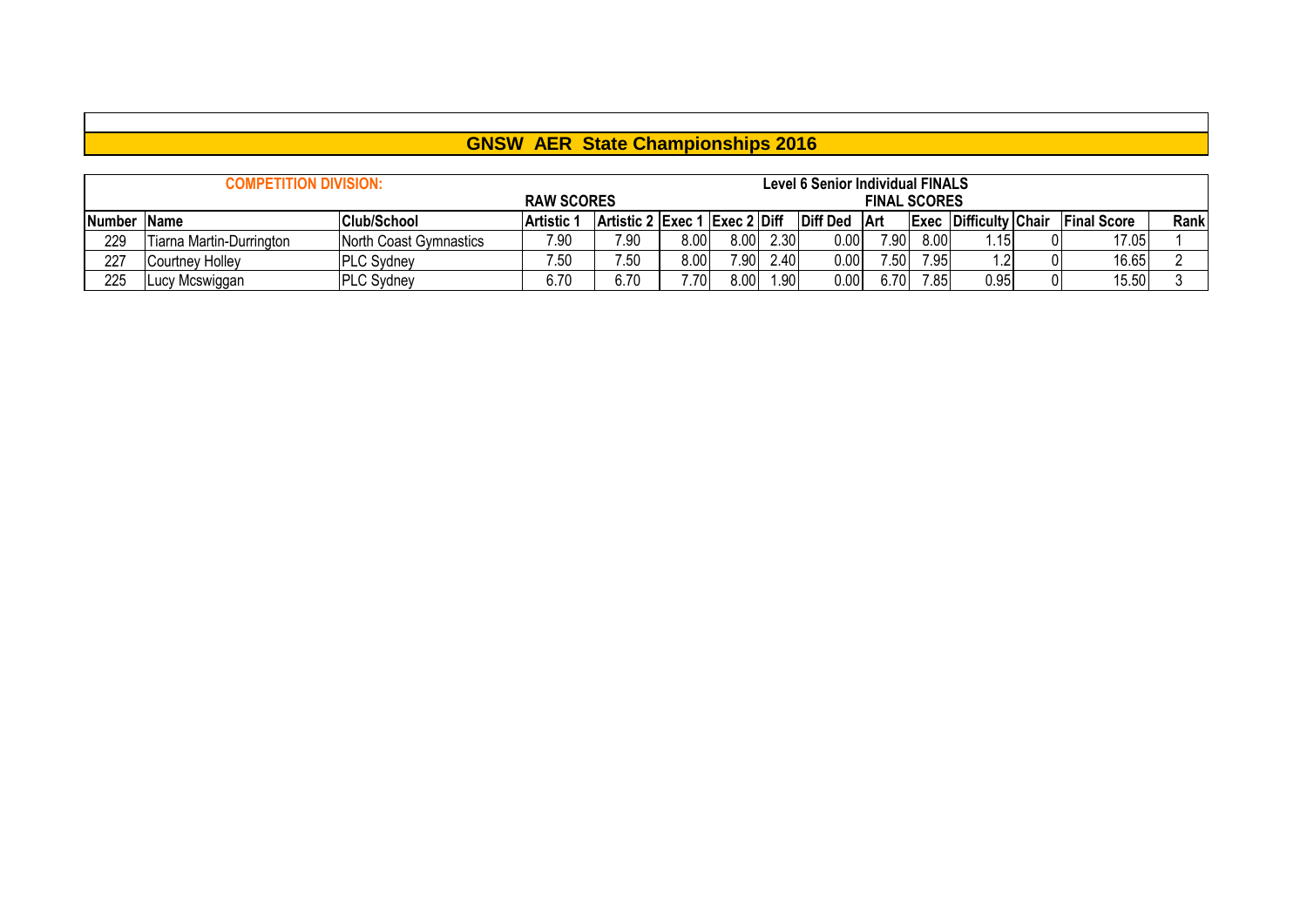# GNSW AER State Championships 2016

| COMPETITION DIVISION: | | | | | Level 6 Senior Individual FINALS | | | | | | | | | |
|---|---|---|---|---|---|---|---|---|---|---|---|---|---|---|
| | | | RAW SCORES | | | | | | FINAL SCORES | | | | | |
| Number | Name | Club/School | Artistic 1 | Artistic 2 | Exec 1 | Exec 2 | Diff | Diff Ded | Art | Exec | Difficulty | Chair | Final Score | Rank |
| 229 | Tiarna Martin-Durrington | North Coast Gymnastics | 7.90 | 7.90 | 8.00 | 8.00 | 2.30 | 0.00 | 7.90 | 8.00 | 1.15 | 0 | 17.05 | 1 |
| 227 | Courtney Holley | PLC Sydney | 7.50 | 7.50 | 8.00 | 7.90 | 2.40 | 0.00 | 7.50 | 7.95 | 1.2 | 0 | 16.65 | 2 |
| 225 | Lucy Mcswiggan | PLC Sydney | 6.70 | 6.70 | 7.70 | 8.00 | 1.90 | 0.00 | 6.70 | 7.85 | 0.95 | 0 | 15.50 | 3 |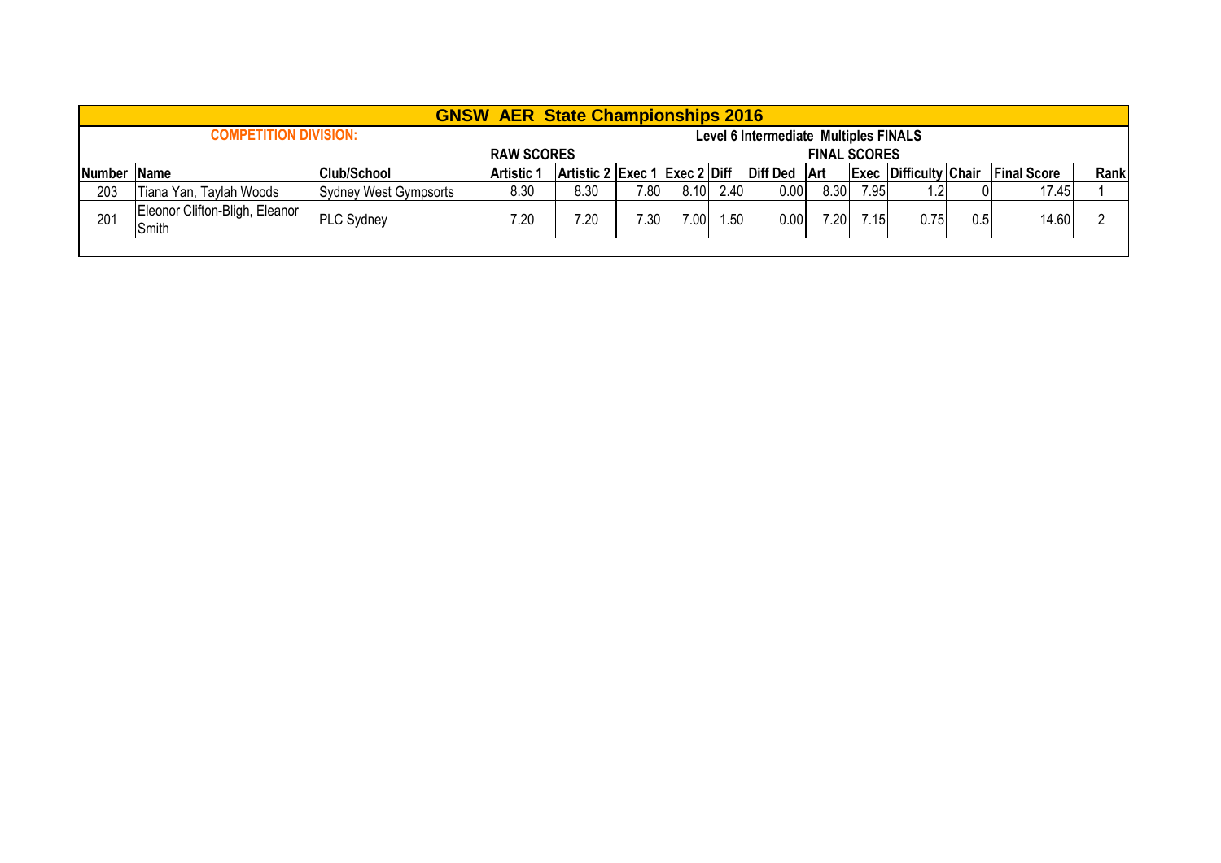# GNSW AER State Championships 2016

| COMPETITION DIVISION: | | | Level 6 Intermediate Multiples FINALS | | | | | | | | | | | | | |
|---|---|---|---|---|---|---|---|---|---|---|---|---|---|---|---|---|
| | | | RAW SCORES | | | | | | FINAL SCORES | | | | | | | |
| Number | Name | Club/School | Artistic 1 | Artistic 2 | Exec 1 | Exec 2 | Diff | Diff Ded | Art | Exec | Difficulty | Chair | Final Score | Rank |
| 203 | Tiana Yan, Taylah Woods | Sydney West Gympsorts | 8.30 | 8.30 | 7.80 | 8.10 | 2.40 | 0.00 | 8.30 | 7.95 | 1.2 | 0 | 17.45 | 1 |
| 201 | Eleonor Clifton-Bligh, Eleanor Smith | PLC Sydney | 7.20 | 7.20 | 7.30 | 7.00 | 1.50 | 0.00 | 7.20 | 7.15 | 0.75 | 0.5 | 14.60 | 2 |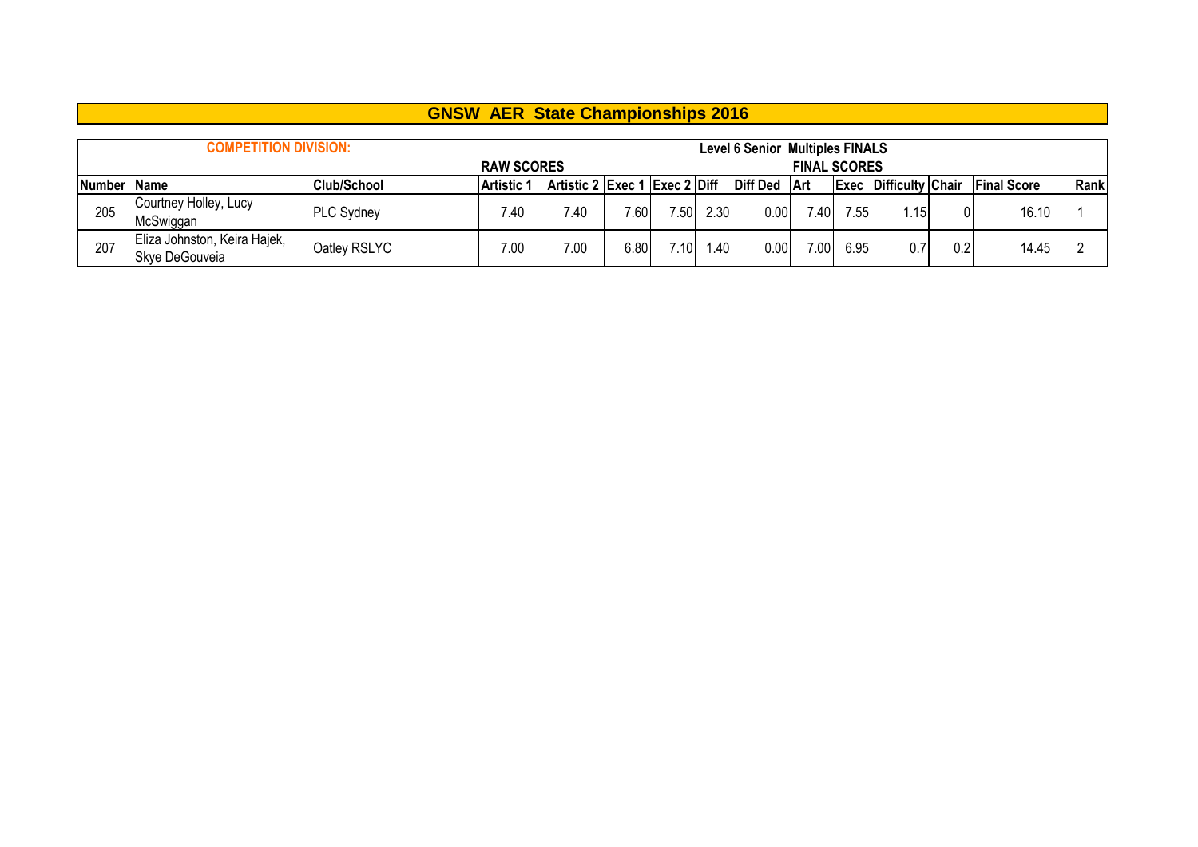# GNSW AER State Championships 2016

| COMPETITION DIVISION: | | | Level 6 Senior Multiples FINALS | | | | | | | | | | | | | |
|---|---|---|---|---|---|---|---|---|---|---|---|---|---|---|---|---|
| | | | RAW SCORES | | | | | | FINAL SCORES | | | | | | | |
| Number | Name | Club/School | Artistic 1 | Artistic 2 | Exec 1 | Exec 2 | Diff | Diff Ded | Art | Exec | Difficulty | Chair | Final Score | Rank |
| 205 | Courtney Holley, Lucy McSwiggan | PLC Sydney | 7.40 | 7.40 | 7.60 | 7.50 | 2.30 | 0.00 | 7.40 | 7.55 | 1.15 | 0 | 16.10 | 1 |
| 207 | Eliza Johnston, Keira Hajek, Skye DeGouveia | Oatley RSLYC | 7.00 | 7.00 | 6.80 | 7.10 | 1.40 | 0.00 | 7.00 | 6.95 | 0.7 | 0.2 | 14.45 | 2 |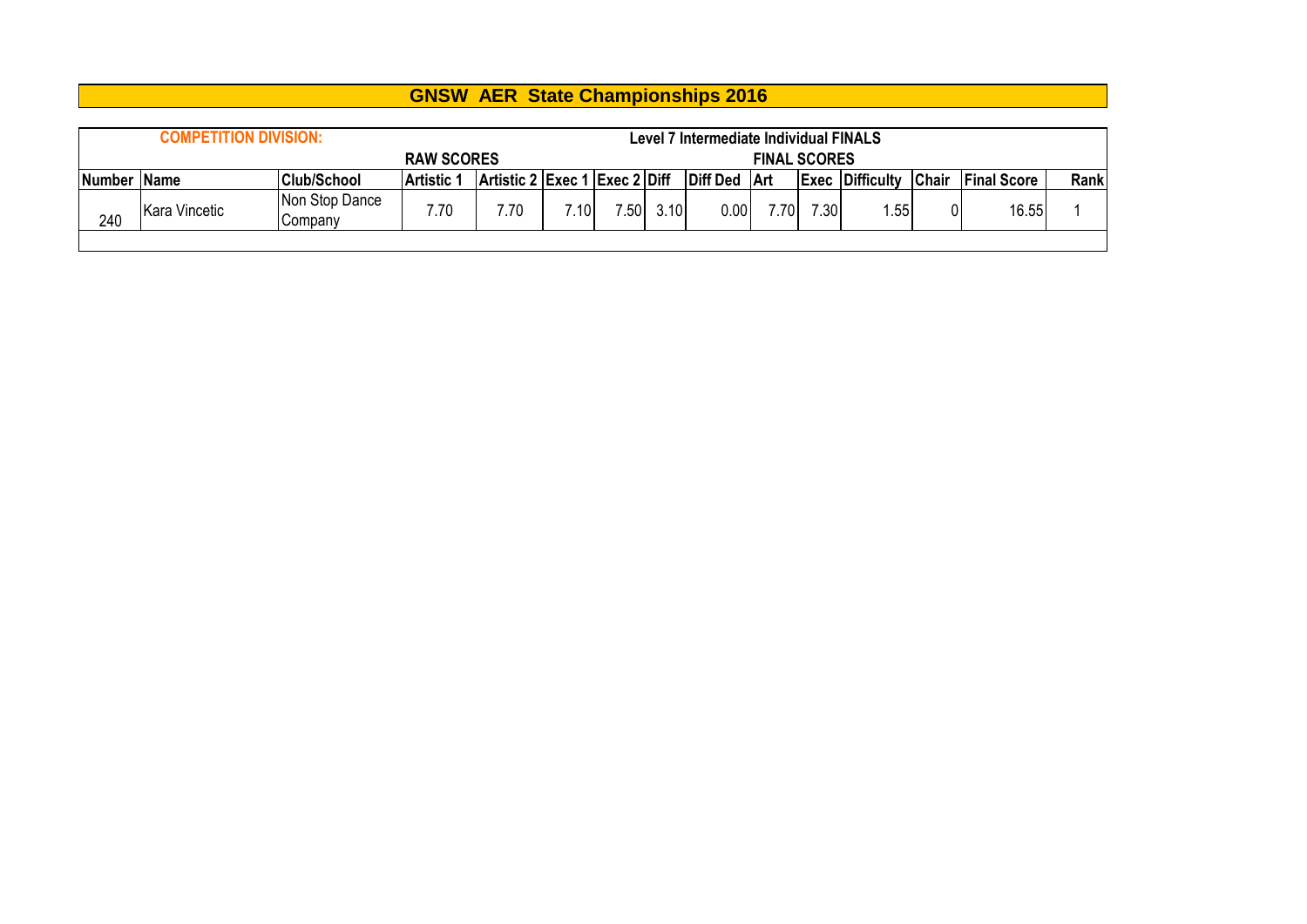# GNSW AER State Championships 2016

| COMPETITION DIVISION: | | | Level 7 Intermediate Individual FINALS | | | | | | | | | | | | |
|---|---|---|---|---|---|---|---|---|---|---|---|---|---|---|---|
| | | | RAW SCORES | | | | | | FINAL SCORES | | | | | | |
| Number | Name | Club/School | Artistic 1 | Artistic 2 | Exec 1 | Exec 2 | Diff | Diff Ded | Art | Exec | Difficulty | Chair | Final Score | Rank |
| 240 | Kara Vincetic | Non Stop Dance Company | 7.70 | 7.70 | 7.10 | 7.50 | 3.10 | 0.00 | 7.70 | 7.30 | 1.55 | 0 | 16.55 | 1 |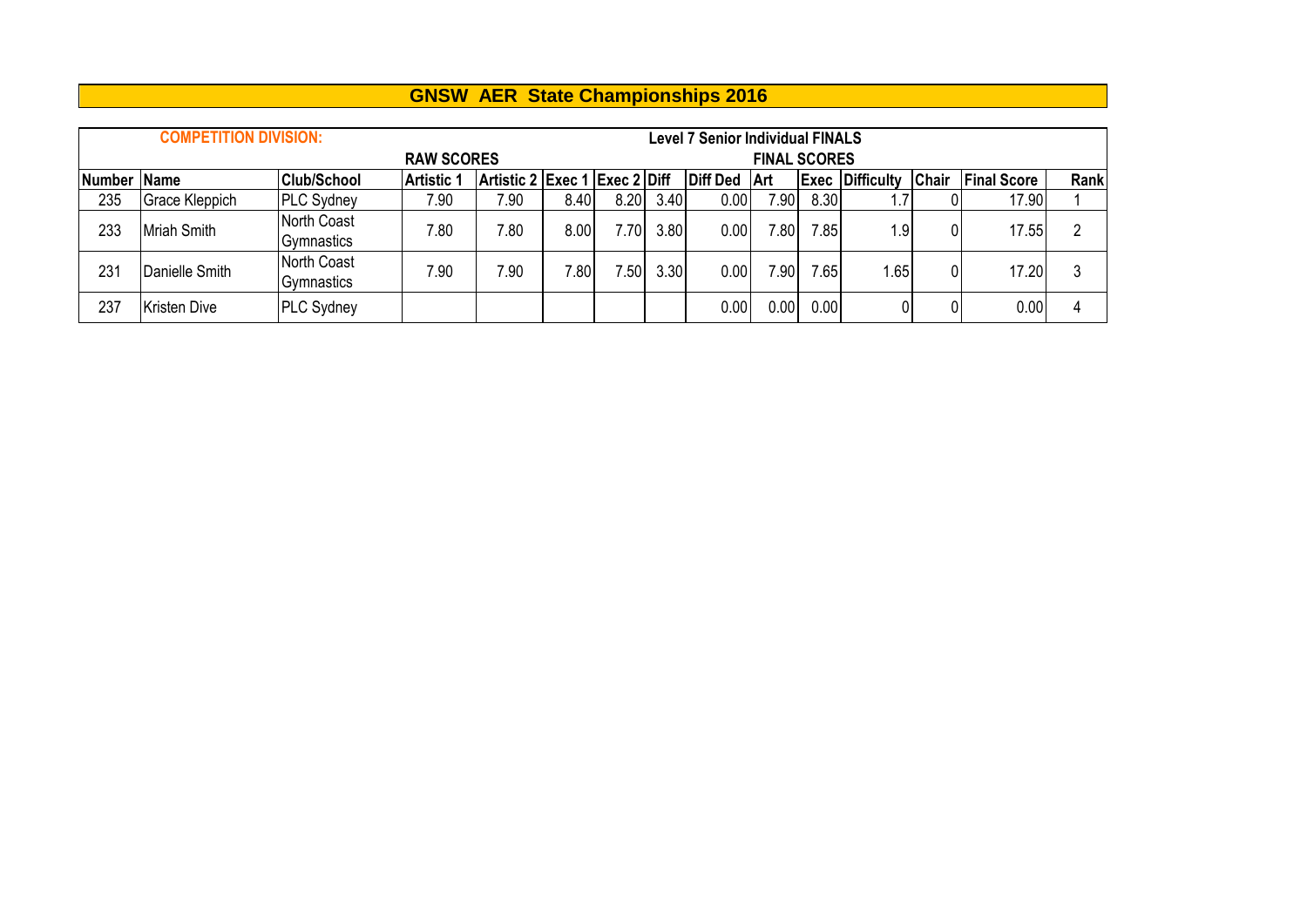# GNSW AER State Championships 2016

| COMPETITION DIVISION: | | | | | | | | | Level 7 Senior Individual FINALS | | | | | | |
|---|---|---|---|---|---|---|---|---|---|---|---|---|---|---|---|
| | | | RAW SCORES | | | | | | | FINAL SCORES | | | | | |
| Number | Name | Club/School | Artistic 1 | Artistic 2 | Exec 1 | Exec 2 | Diff | Diff Ded | Art | Exec | Difficulty | Chair | Final Score | Rank |
| 235 | Grace Kleppich | PLC Sydney | 7.90 | 7.90 | 8.40 | 8.20 | 3.40 | 0.00 | 7.90 | 8.30 | 1.7 | 0 | 17.90 | 1 |
| 233 | Mriah Smith | North Coast Gymnastics | 7.80 | 7.80 | 8.00 | 7.70 | 3.80 | 0.00 | 7.80 | 7.85 | 1.9 | 0 | 17.55 | 2 |
| 231 | Danielle Smith | North Coast Gymnastics | 7.90 | 7.90 | 7.80 | 7.50 | 3.30 | 0.00 | 7.90 | 7.65 | 1.65 | 0 | 17.20 | 3 |
| 237 | Kristen Dive | PLC Sydney | | | | | | 0.00 | 0.00 | 0.00 | 0 | 0 | 0.00 | 4 |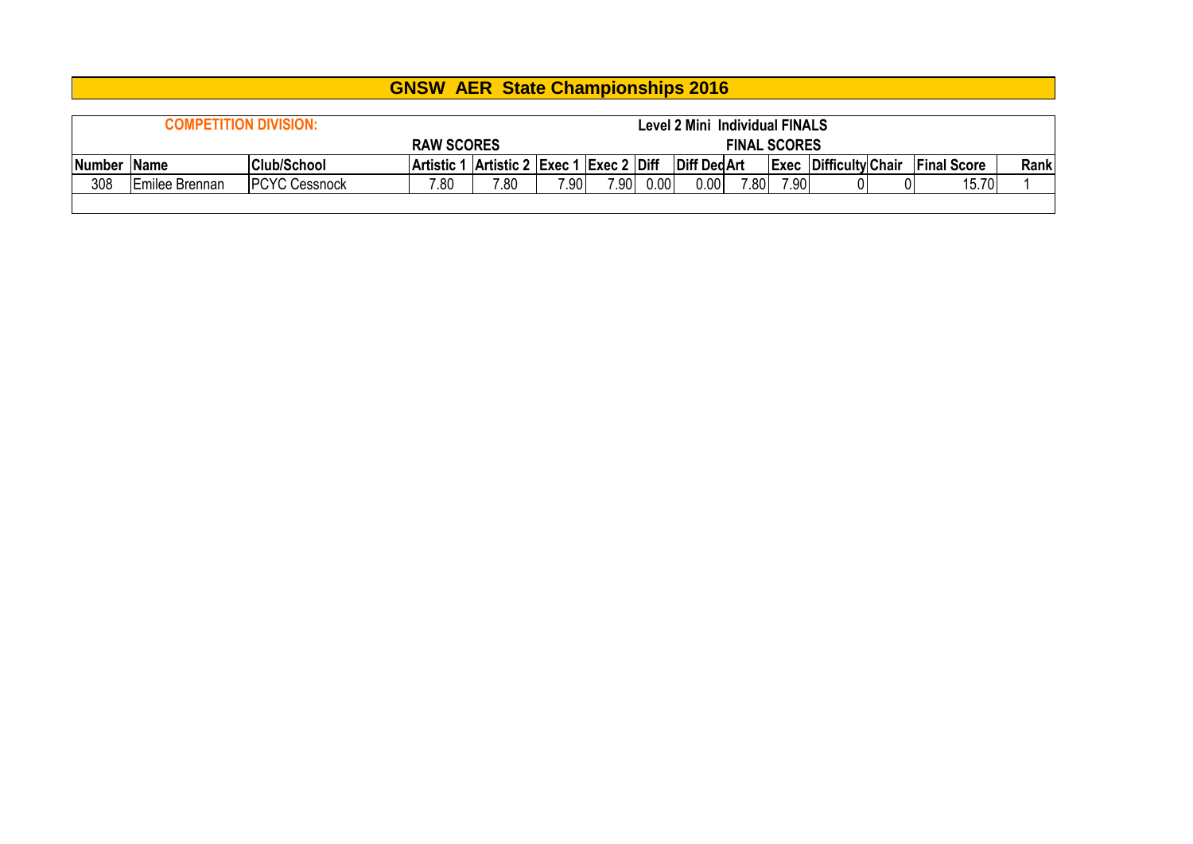# GNSW AER State Championships 2016

**COMPETITION DIVISION:** Level 2 Mini Individual FINALS

| | | | RAW SCORES | | | | | | FINAL SCORES | | | | | | |
|---|---|---|---|---|---|---|---|---|---|---|---|---|---|---|---|
| **Number** | **Name** | **Club/School** | **Artistic 1** | **Artistic 2** | **Exec 1** | **Exec 2** | **Diff** | **Diff Ded** | **Art** | **Exec** | **Difficulty** | **Chair** | **Final Score** | **Rank** |
| 308 | Emilee Brennan | PCYC Cessnock | 7.80 | 7.80 | 7.90 | 7.90 | 0.00 | 0.00 | 7.80 | 7.90 | 0 | 0 | 15.70 | 1 |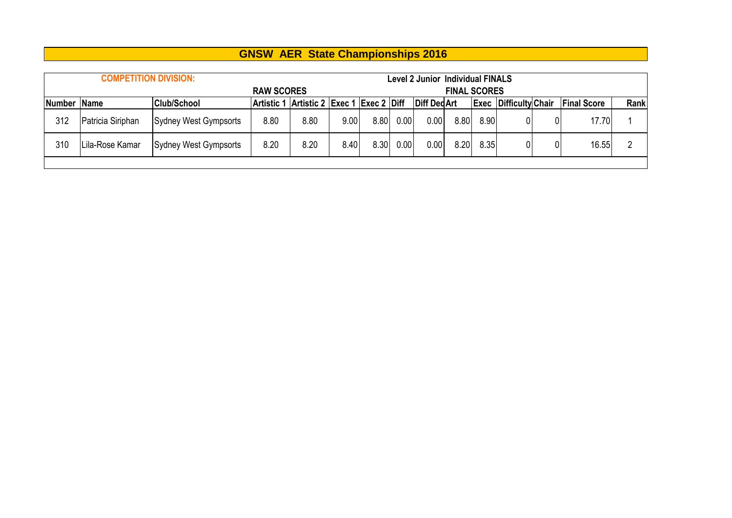# GNSW AER State Championships 2016

**COMPETITION DIVISION:** **Level 2 Junior Individual FINALS**

| | | | RAW SCORES | | | | | | FINAL SCORES | | | | | |
|---|---|---|---|---|---|---|---|---|---|---|---|---|---|---|
| **Number** | **Name** | **Club/School** | **Artistic 1** | **Artistic 2** | **Exec 1** | **Exec 2** | **Diff** | **Diff Ded** | **Art** | **Exec** | **Difficulty** | **Chair** | **Final Score** | **Rank** |
| 312 | Patricia Siriphan | Sydney West Gympsorts | 8.80 | 8.80 | 9.00 | 8.80 | 0.00 | 0.00 | 8.80 | 8.90 | 0 | 0 | 17.70 | 1 |
| 310 | Lila-Rose Kamar | Sydney West Gympsorts | 8.20 | 8.20 | 8.40 | 8.30 | 0.00 | 0.00 | 8.20 | 8.35 | 0 | 0 | 16.55 | 2 |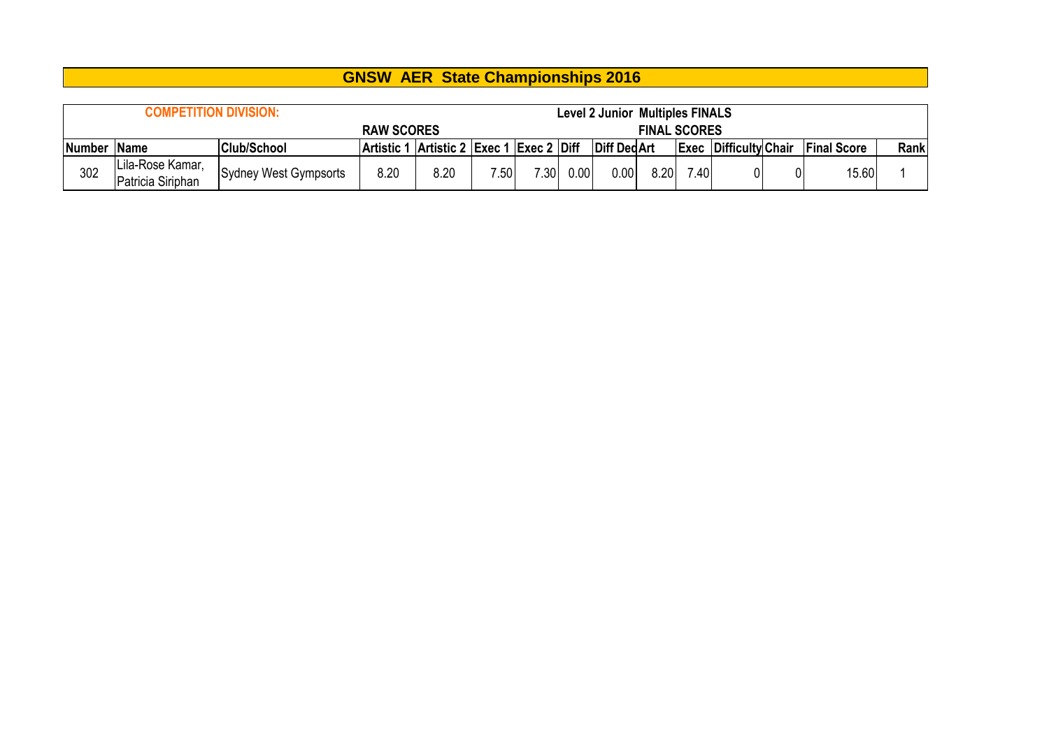# GNSW AER State Championships 2016

| COMPETITION DIVISION: | | | | | | | | | Level 2 Junior Multiples FINALS | | | | | | |
|---|---|---|---|---|---|---|---|---|---|---|---|---|---|---|---|
| | | | RAW SCORES | | | | | | FINAL SCORES | | | | | | |
| Number | Name | Club/School | Artistic 1 | Artistic 2 | Exec 1 | Exec 2 | Diff | Diff Ded | Art | Exec | Difficulty | Chair | Final Score | Rank |
| 302 | Lila-Rose Kamar, Patricia Siriphan | Sydney West Gympsorts | 8.20 | 8.20 | 7.50 | 7.30 | 0.00 | 0.00 | 8.20 | 7.40 | 0 | 0 | 15.60 | 1 |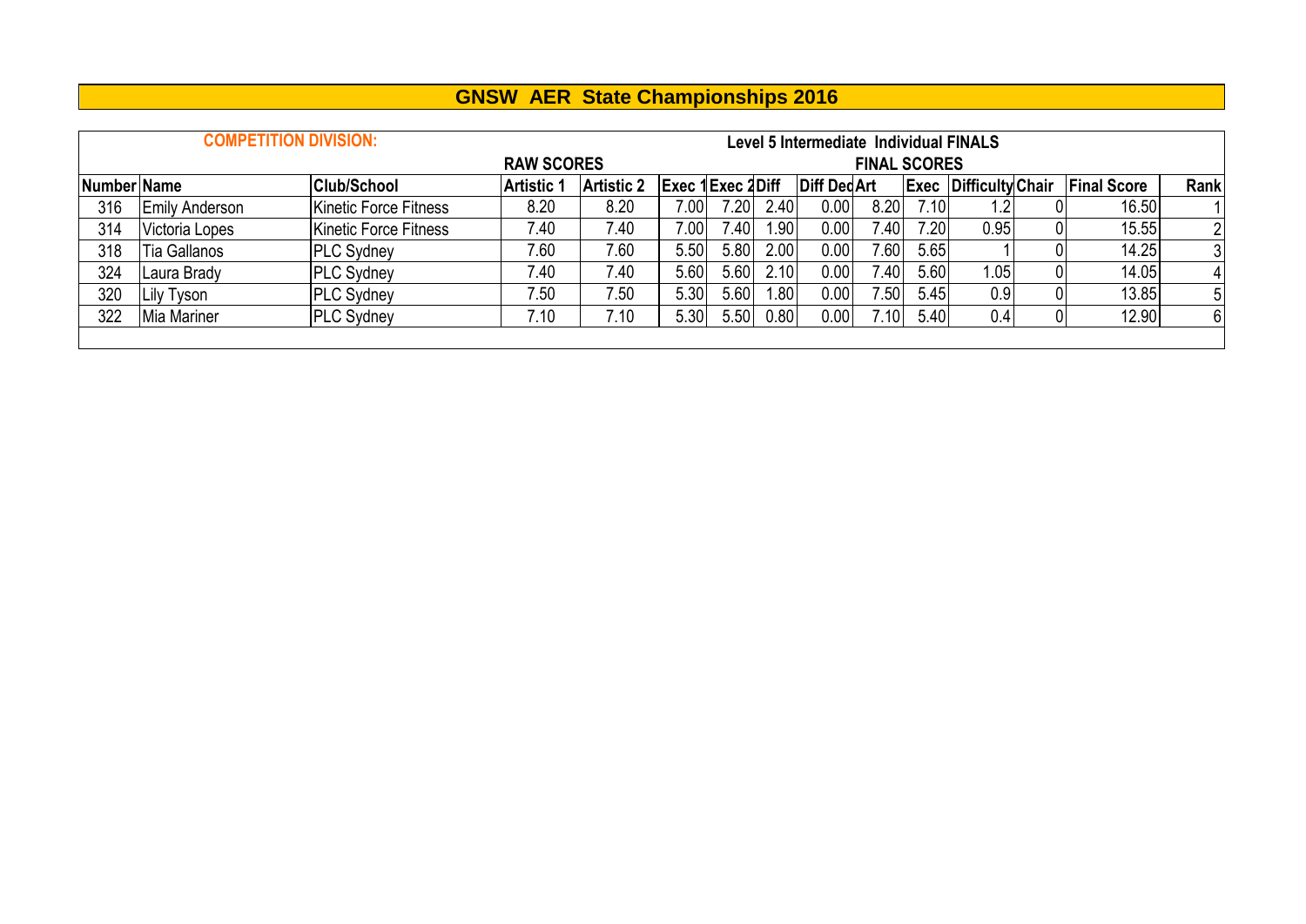# GNSW AER State Championships 2016

| COMPETITION DIVISION: | | | Level 5 Intermediate Individual FINALS | | | | | | | | | | | | |
|---|---|---|---|---|---|---|---|---|---|---|---|---|---|---|---|
| | | | RAW SCORES | | | | | | FINAL SCORES | | | | | | |
| Number | Name | Club/School | Artistic 1 | Artistic 2 | Exec 1 | Exec 2 | Diff | Diff Ded | Art | Exec | Difficulty | Chair | Final Score | Rank |
| 316 | Emily Anderson | Kinetic Force Fitness | 8.20 | 8.20 | 7.00 | 7.20 | 2.40 | 0.00 | 8.20 | 7.10 | 1.2 | 0 | 16.50 | 1 |
| 314 | Victoria Lopes | Kinetic Force Fitness | 7.40 | 7.40 | 7.00 | 7.40 | 1.90 | 0.00 | 7.40 | 7.20 | 0.95 | 0 | 15.55 | 2 |
| 318 | Tia Gallanos | PLC Sydney | 7.60 | 7.60 | 5.50 | 5.80 | 2.00 | 0.00 | 7.60 | 5.65 | 1 | 0 | 14.25 | 3 |
| 324 | Laura Brady | PLC Sydney | 7.40 | 7.40 | 5.60 | 5.60 | 2.10 | 0.00 | 7.40 | 5.60 | 1.05 | 0 | 14.05 | 4 |
| 320 | Lily Tyson | PLC Sydney | 7.50 | 7.50 | 5.30 | 5.60 | 1.80 | 0.00 | 7.50 | 5.45 | 0.9 | 0 | 13.85 | 5 |
| 322 | Mia Mariner | PLC Sydney | 7.10 | 7.10 | 5.30 | 5.50 | 0.80 | 0.00 | 7.10 | 5.40 | 0.4 | 0 | 12.90 | 6 |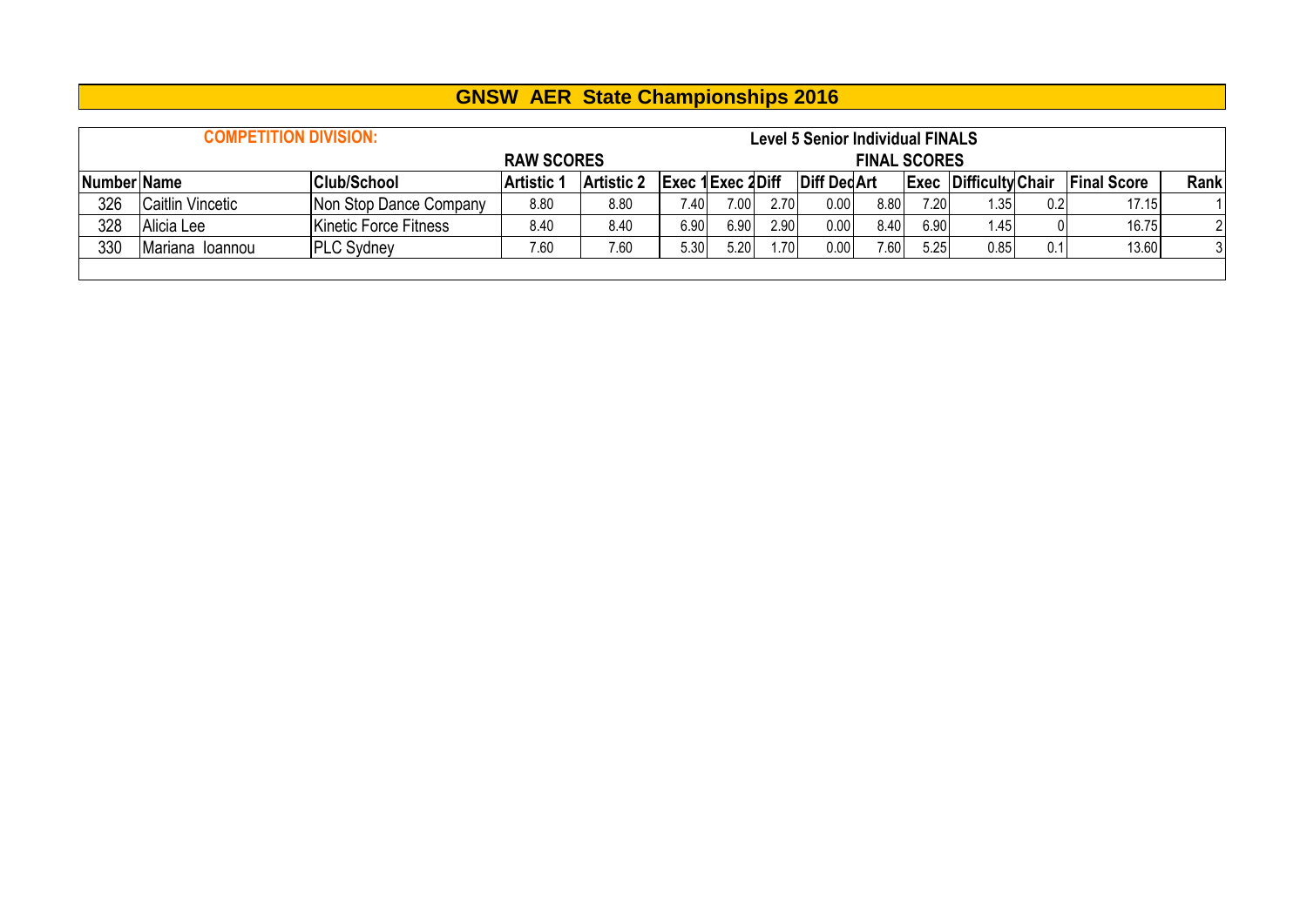# GNSW AER State Championships 2016

**COMPETITION DIVISION:** Level 5 Senior Individual FINALS

| | | | RAW SCORES | | | | | | FINAL SCORES | | | | | |
|---|---|---|---|---|---|---|---|---|---|---|---|---|---|---|
| **Number** | **Name** | **Club/School** | **Artistic 1** | **Artistic 2** | **Exec 1** | **Exec 2** | **Diff** | **Diff Ded** | **Art** | **Exec** | **Difficulty** | **Chair** | **Final Score** | **Rank** |
| 326 | Caitlin Vincetic | Non Stop Dance Company | 8.80 | 8.80 | 7.40 | 7.00 | 2.70 | 0.00 | 8.80 | 7.20 | 1.35 | 0.2 | 17.15 | 1 |
| 328 | Alicia Lee | Kinetic Force Fitness | 8.40 | 8.40 | 6.90 | 6.90 | 2.90 | 0.00 | 8.40 | 6.90 | 1.45 | 0 | 16.75 | 2 |
| 330 | Mariana Ioannou | PLC Sydney | 7.60 | 7.60 | 5.30 | 5.20 | 1.70 | 0.00 | 7.60 | 5.25 | 0.85 | 0.1 | 13.60 | 3 |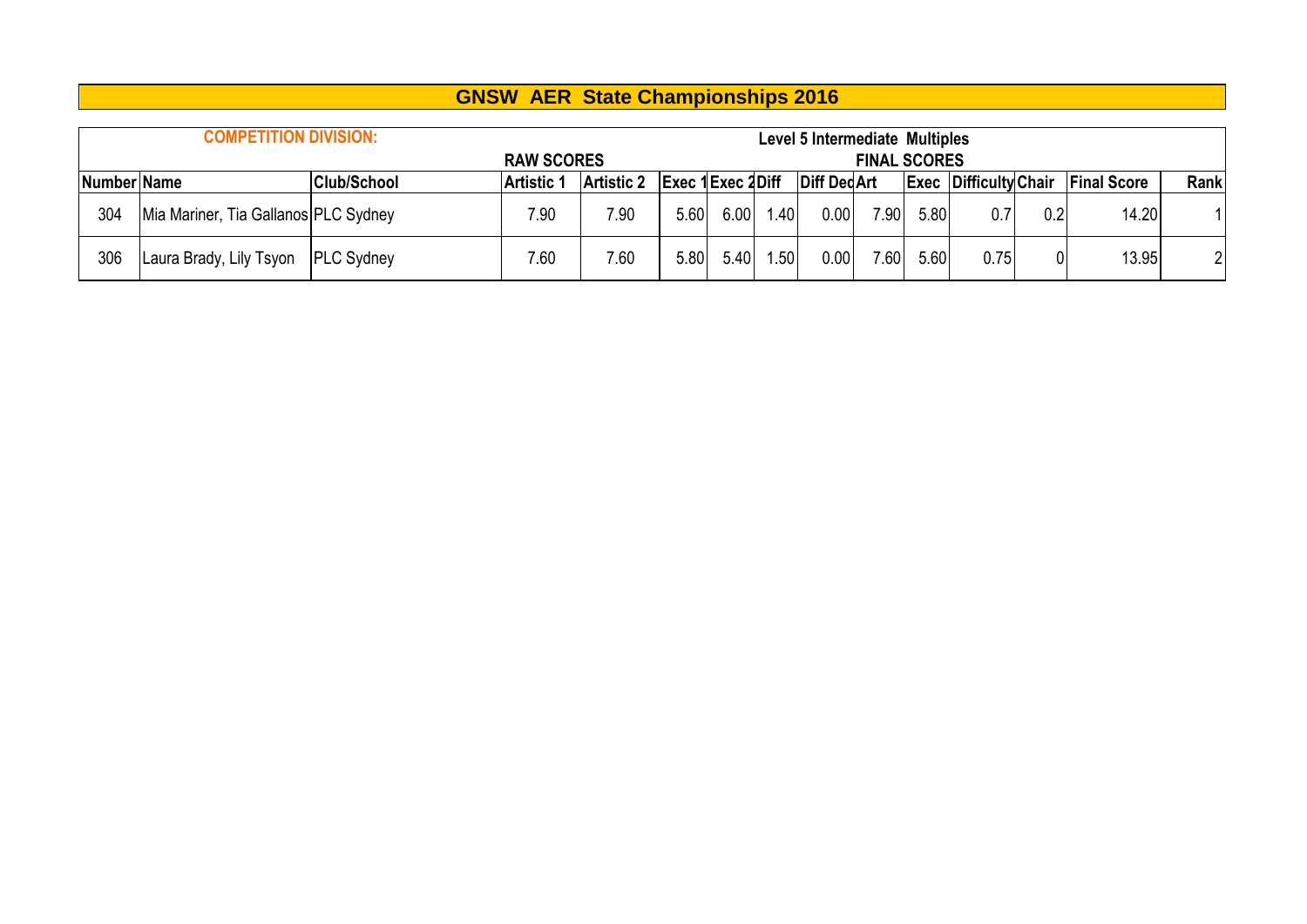# GNSW AER State Championships 2016

| COMPETITION DIVISION: | | | Level 5 Intermediate Multiples | | | | | | | | | | | | |
|---|---|---|---|---|---|---|---|---|---|---|---|---|---|---|---|
| | | | RAW SCORES | | | | | | FINAL SCORES | | | | | | |
| Number | Name | Club/School | Artistic 1 | Artistic 2 | Exec 1 | Exec 2 | Diff | Diff Ded | Art | Exec | Difficulty | Chair | Final Score | Rank |
| 304 | Mia Mariner, Tia Gallanos | PLC Sydney | 7.90 | 7.90 | 5.60 | 6.00 | 1.40 | 0.00 | 7.90 | 5.80 | 0.7 | 0.2 | 14.20 | 1 |
| 306 | Laura Brady, Lily Tsyon | PLC Sydney | 7.60 | 7.60 | 5.80 | 5.40 | 1.50 | 0.00 | 7.60 | 5.60 | 0.75 | 0 | 13.95 | 2 |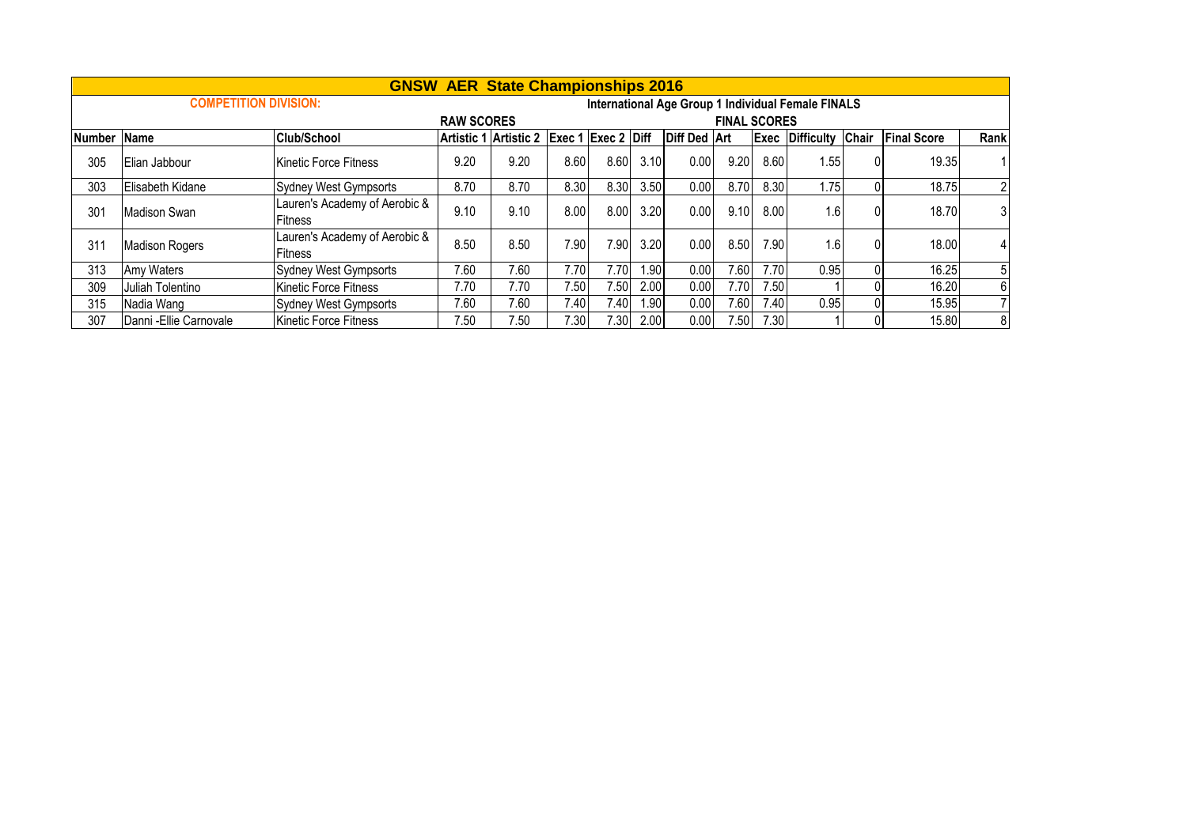## GNSW AER State Championships 2016

**COMPETITION DIVISION:** International Age Group 1 Individual Female FINALS

| | | | RAW SCORES | | | | | | FINAL SCORES | | | | | |
|---|---|---|---|---|---|---|---|---|---|---|---|---|---|---|
| **Number** | **Name** | **Club/School** | **Artistic 1** | **Artistic 2** | **Exec 1** | **Exec 2** | **Diff** | **Diff Ded** | **Art** | **Exec** | **Difficulty** | **Chair** | **Final Score** | **Rank** |
| 305 | Elian Jabbour | Kinetic Force Fitness | 9.20 | 9.20 | 8.60 | 8.60 | 3.10 | 0.00 | 9.20 | 8.60 | 1.55 | 0 | 19.35 | 1 |
| 303 | Elisabeth Kidane | Sydney West Gympsorts | 8.70 | 8.70 | 8.30 | 8.30 | 3.50 | 0.00 | 8.70 | 8.30 | 1.75 | 0 | 18.75 | 2 |
| 301 | Madison Swan | Lauren's Academy of Aerobic & Fitness | 9.10 | 9.10 | 8.00 | 8.00 | 3.20 | 0.00 | 9.10 | 8.00 | 1.6 | 0 | 18.70 | 3 |
| 311 | Madison Rogers | Lauren's Academy of Aerobic & Fitness | 8.50 | 8.50 | 7.90 | 7.90 | 3.20 | 0.00 | 8.50 | 7.90 | 1.6 | 0 | 18.00 | 4 |
| 313 | Amy Waters | Sydney West Gympsorts | 7.60 | 7.60 | 7.70 | 7.70 | 1.90 | 0.00 | 7.60 | 7.70 | 0.95 | 0 | 16.25 | 5 |
| 309 | Juliah Tolentino | Kinetic Force Fitness | 7.70 | 7.70 | 7.50 | 7.50 | 2.00 | 0.00 | 7.70 | 7.50 | 1 | 0 | 16.20 | 6 |
| 315 | Nadia Wang | Sydney West Gympsorts | 7.60 | 7.60 | 7.40 | 7.40 | 1.90 | 0.00 | 7.60 | 7.40 | 0.95 | 0 | 15.95 | 7 |
| 307 | Danni -Ellie Carnovale | Kinetic Force Fitness | 7.50 | 7.50 | 7.30 | 7.30 | 2.00 | 0.00 | 7.50 | 7.30 | 1 | 0 | 15.80 | 8 |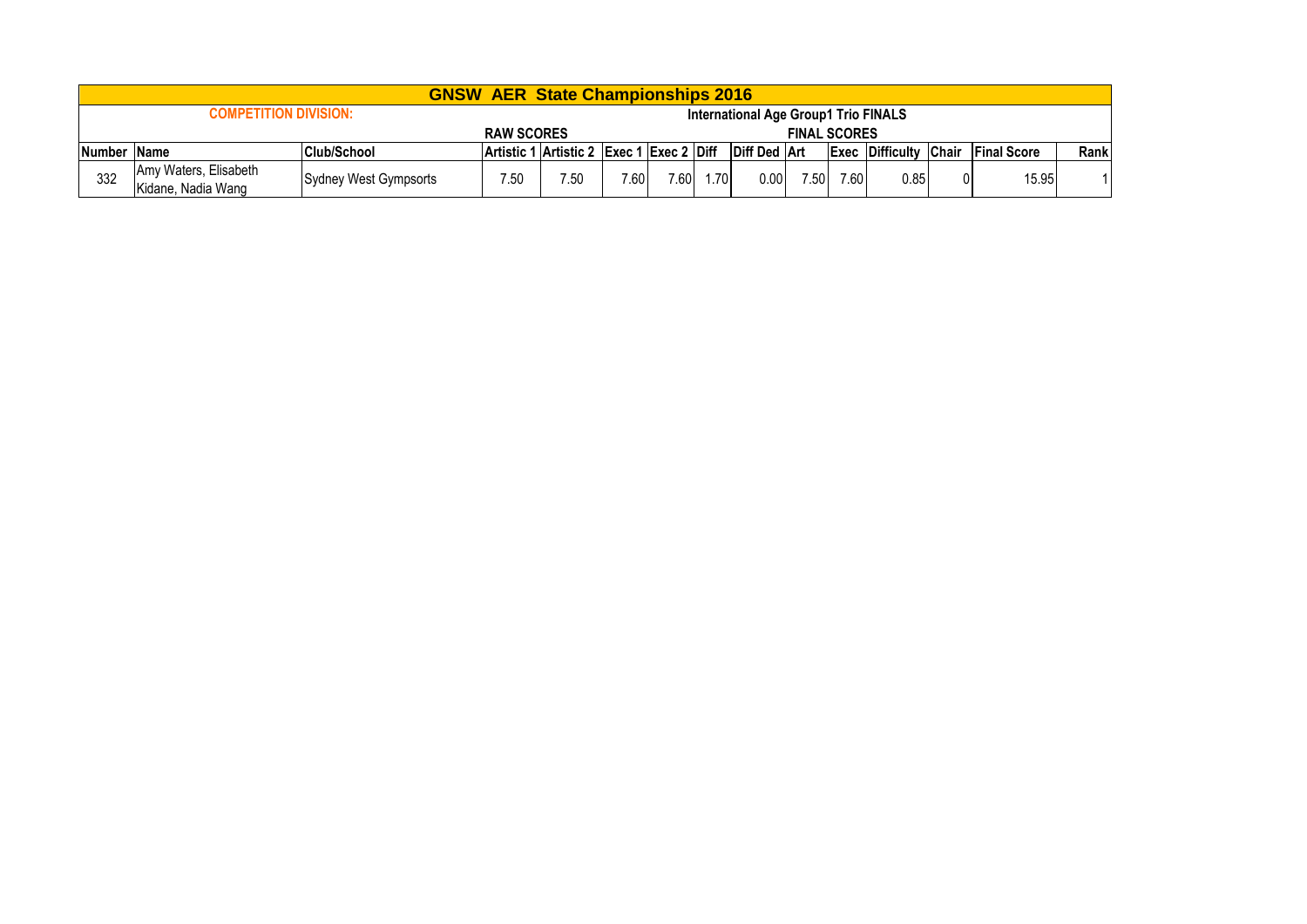| GNSW AER State Championships 2016 | | | | | | | | | | | | | | | |
|---|---|---|---|---|---|---|---|---|---|---|---|---|---|---|---|
| COMPETITION DIVISION: | | | | | | | International Age Group1 Trio FINALS | | | | | | | | |
| | | | RAW SCORES | | | | | | FINAL SCORES | | | | | | |
| Number | Name | Club/School | Artistic 1 | Artistic 2 | Exec 1 | Exec 2 | Diff | Diff Ded | Art | Exec | Difficulty | Chair | Final Score | Rank |
| 332 | Amy Waters, Elisabeth Kidane, Nadia Wang | Sydney West Gympsorts | 7.50 | 7.50 | 7.60 | 7.60 | 1.70 | 0.00 | 7.50 | 7.60 | 0.85 | 0 | 15.95 | 1 |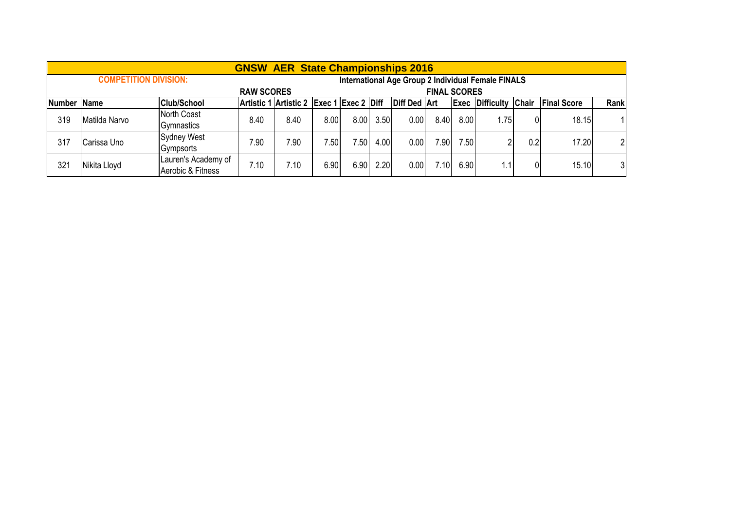| GNSW AER State Championships 2016 | | | | | | | | | | | | | | | |
|---|---|---|---|---|---|---|---|---|---|---|---|---|---|---|---|
| COMPETITION DIVISION: | | | | | | International Age Group 2 Individual Female FINALS | | | | | | | | | |
| | | | RAW SCORES | | | | | | FINAL SCORES | | | | | | |
| Number | Name | Club/School | Artistic 1 | Artistic 2 | Exec 1 | Exec 2 | Diff | Diff Ded | Art | Exec | Difficulty | Chair | Final Score | Rank |
| 319 | Matilda Narvo | North Coast Gymnastics | 8.40 | 8.40 | 8.00 | 8.00 | 3.50 | 0.00 | 8.40 | 8.00 | 1.75 | 0 | 18.15 | 1 |
| 317 | Carissa Uno | Sydney West Gympsorts | 7.90 | 7.90 | 7.50 | 7.50 | 4.00 | 0.00 | 7.90 | 7.50 | 2 | 0.2 | 17.20 | 2 |
| 321 | Nikita Lloyd | Lauren's Academy of Aerobic & Fitness | 7.10 | 7.10 | 6.90 | 6.90 | 2.20 | 0.00 | 7.10 | 6.90 | 1.1 | 0 | 15.10 | 3 |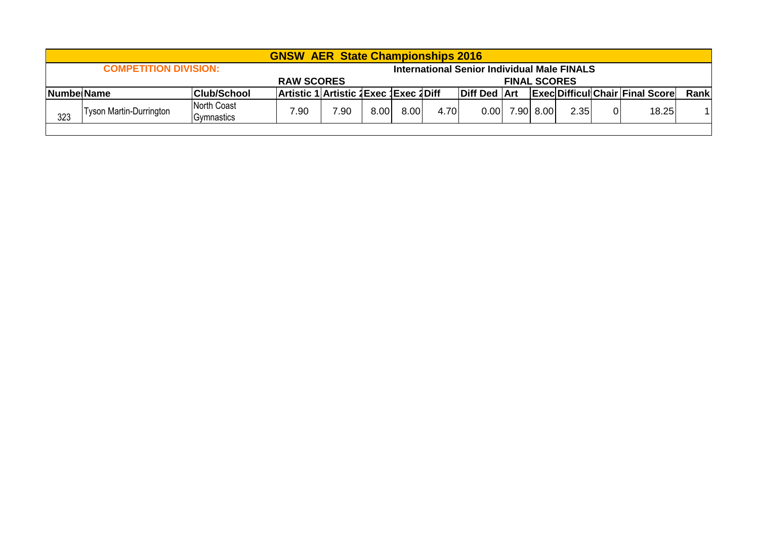# GNSW AER State Championships 2016

**COMPETITION DIVISION:** **International Senior Individual Male FINALS**

| Numbe | Name | Club/School | Artistic 1 | Artistic 2 | Exec 1 | Exec 2 | Diff | Diff Ded | Art | Exec | Difficul | Chair | Final Score | Rank |
|---|---|---|---|---|---|---|---|---|---|---|---|---|---|---|
| | | | **RAW SCORES** | | | | | **FINAL SCORES** | | | | | | |
| 323 | Tyson Martin-Durrington | North Coast Gymnastics | 7.90 | 7.90 | 8.00 | 8.00 | 4.70 | 0.00 | 7.90 | 8.00 | 2.35 | 0 | 18.25 | 1 |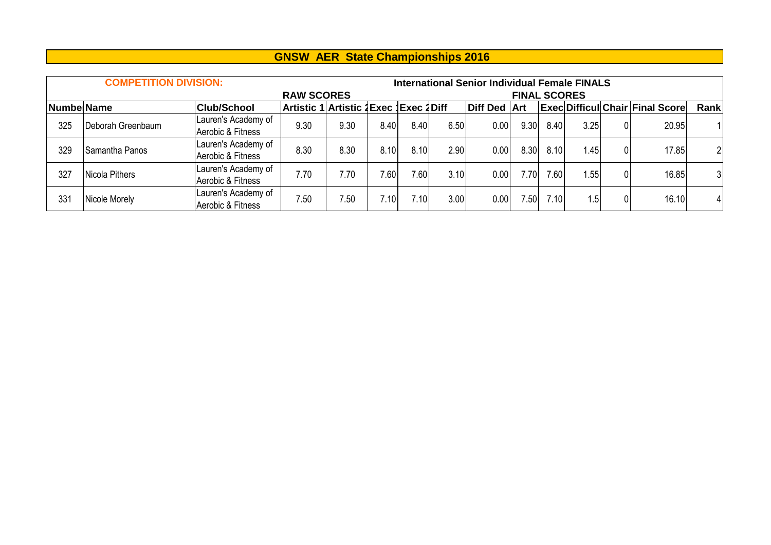# GNSW AER State Championships 2016

**COMPETITION DIVISION:** **International Senior Individual Female FINALS**

| | | | RAW SCORES | | | | | | FINAL SCORES | | | | | |
|---|---|---|---|---|---|---|---|---|---|---|---|---|---|---|
| **Numbe** | **Name** | **Club/School** | **Artistic 1** | **Artistic 2** | **Exec 1** | **Exec 2** | **Diff** | **Diff Ded** | **Art** | **Exec** | **Difficul** | **Chair** | **Final Score** | **Rank** |
| 325 | Deborah Greenbaum | Lauren's Academy of Aerobic & Fitness | 9.30 | 9.30 | 8.40 | 8.40 | 6.50 | 0.00 | 9.30 | 8.40 | 3.25 | 0 | 20.95 | 1 |
| 329 | Samantha Panos | Lauren's Academy of Aerobic & Fitness | 8.30 | 8.30 | 8.10 | 8.10 | 2.90 | 0.00 | 8.30 | 8.10 | 1.45 | 0 | 17.85 | 2 |
| 327 | Nicola Pithers | Lauren's Academy of Aerobic & Fitness | 7.70 | 7.70 | 7.60 | 7.60 | 3.10 | 0.00 | 7.70 | 7.60 | 1.55 | 0 | 16.85 | 3 |
| 331 | Nicole Morely | Lauren's Academy of Aerobic & Fitness | 7.50 | 7.50 | 7.10 | 7.10 | 3.00 | 0.00 | 7.50 | 7.10 | 1.5 | 0 | 16.10 | 4 |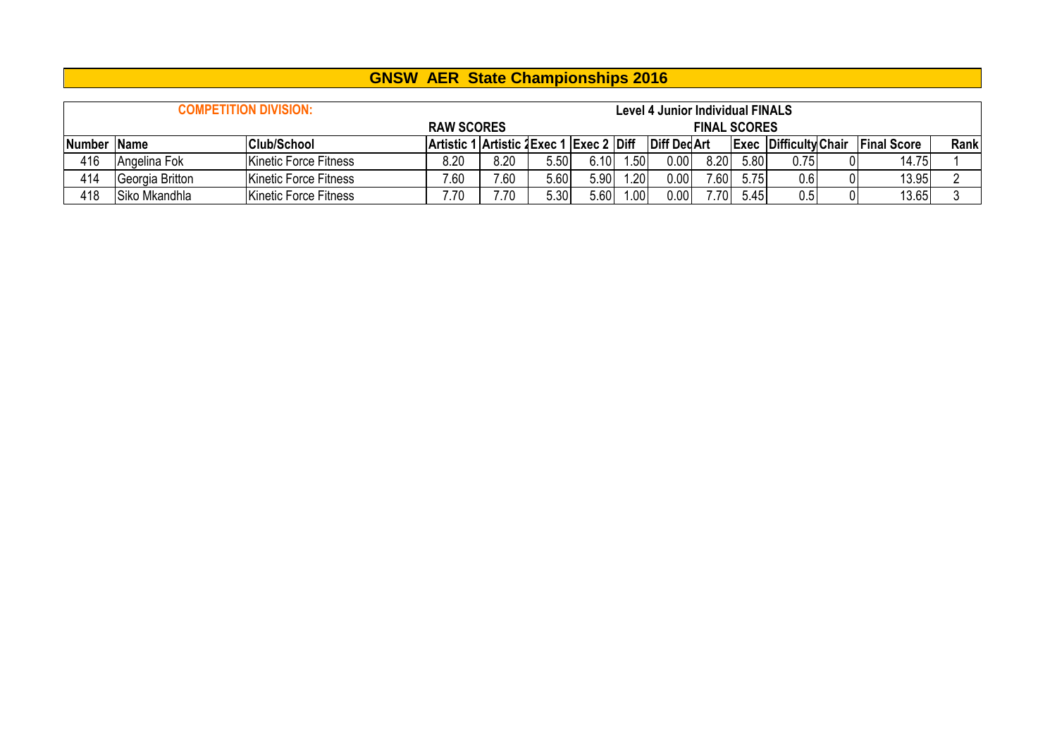# GNSW AER State Championships 2016

| COMPETITION DIVISION: | | | Level 4 Junior Individual FINALS | | | | | | | | | | | |
|---|---|---|---|---|---|---|---|---|---|---|---|---|---|---|
| | | | RAW SCORES | | | | | | FINAL SCORES | | | | | |
| Number | Name | Club/School | Artistic 1 | Artistic 2 | Exec 1 | Exec 2 | Diff | Diff Ded | Art | Exec | Difficulty | Chair | Final Score | Rank |
| 416 | Angelina Fok | Kinetic Force Fitness | 8.20 | 8.20 | 5.50 | 6.10 | 1.50 | 0.00 | 8.20 | 5.80 | 0.75 | 0 | 14.75 | 1 |
| 414 | Georgia Britton | Kinetic Force Fitness | 7.60 | 7.60 | 5.60 | 5.90 | 1.20 | 0.00 | 7.60 | 5.75 | 0.6 | 0 | 13.95 | 2 |
| 418 | Siko Mkandhla | Kinetic Force Fitness | 7.70 | 7.70 | 5.30 | 5.60 | 1.00 | 0.00 | 7.70 | 5.45 | 0.5 | 0 | 13.65 | 3 |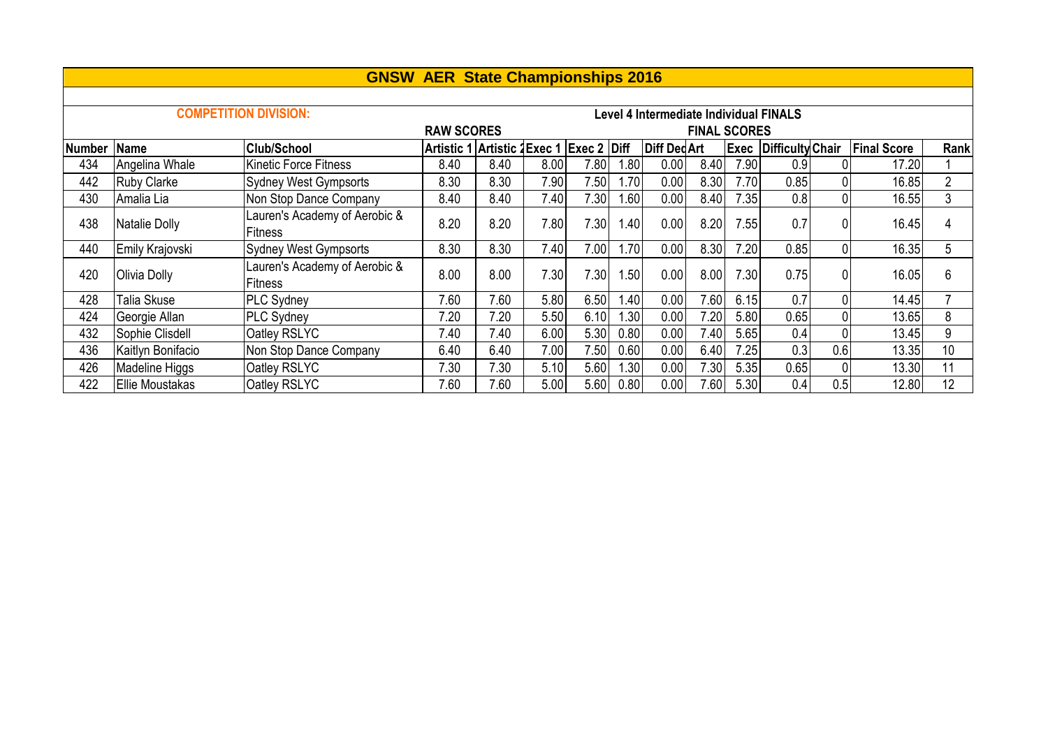# GNSW AER State Championships 2016

**COMPETITION DIVISION:** Level 4 Intermediate Individual FINALS

| | | | RAW SCORES | | | | | | FINAL SCORES | | | | | |
|---|---|---|---|---|---|---|---|---|---|---|---|---|---|---|
| Number | Name | Club/School | Artistic 1 | Artistic 2 | Exec 1 | Exec 2 | Diff | Diff Ded | Art | Exec | Difficulty | Chair | Final Score | Rank |
| 434 | Angelina Whale | Kinetic Force Fitness | 8.40 | 8.40 | 8.00 | 7.80 | 1.80 | 0.00 | 8.40 | 7.90 | 0.9 | 0 | 17.20 | 1 |
| 442 | Ruby Clarke | Sydney West Gympsorts | 8.30 | 8.30 | 7.90 | 7.50 | 1.70 | 0.00 | 8.30 | 7.70 | 0.85 | 0 | 16.85 | 2 |
| 430 | Amalia Lia | Non Stop Dance Company | 8.40 | 8.40 | 7.40 | 7.30 | 1.60 | 0.00 | 8.40 | 7.35 | 0.8 | 0 | 16.55 | 3 |
| 438 | Natalie Dolly | Lauren's Academy of Aerobic & Fitness | 8.20 | 8.20 | 7.80 | 7.30 | 1.40 | 0.00 | 8.20 | 7.55 | 0.7 | 0 | 16.45 | 4 |
| 440 | Emily Krajovski | Sydney West Gympsorts | 8.30 | 8.30 | 7.40 | 7.00 | 1.70 | 0.00 | 8.30 | 7.20 | 0.85 | 0 | 16.35 | 5 |
| 420 | Olivia Dolly | Lauren's Academy of Aerobic & Fitness | 8.00 | 8.00 | 7.30 | 7.30 | 1.50 | 0.00 | 8.00 | 7.30 | 0.75 | 0 | 16.05 | 6 |
| 428 | Talia Skuse | PLC Sydney | 7.60 | 7.60 | 5.80 | 6.50 | 1.40 | 0.00 | 7.60 | 6.15 | 0.7 | 0 | 14.45 | 7 |
| 424 | Georgie Allan | PLC Sydney | 7.20 | 7.20 | 5.50 | 6.10 | 1.30 | 0.00 | 7.20 | 5.80 | 0.65 | 0 | 13.65 | 8 |
| 432 | Sophie Clisdell | Oatley RSLYC | 7.40 | 7.40 | 6.00 | 5.30 | 0.80 | 0.00 | 7.40 | 5.65 | 0.4 | 0 | 13.45 | 9 |
| 436 | Kaitlyn Bonifacio | Non Stop Dance Company | 6.40 | 6.40 | 7.00 | 7.50 | 0.60 | 0.00 | 6.40 | 7.25 | 0.3 | 0.6 | 13.35 | 10 |
| 426 | Madeline Higgs | Oatley RSLYC | 7.30 | 7.30 | 5.10 | 5.60 | 1.30 | 0.00 | 7.30 | 5.35 | 0.65 | 0 | 13.30 | 11 |
| 422 | Ellie Moustakas | Oatley RSLYC | 7.60 | 7.60 | 5.00 | 5.60 | 0.80 | 0.00 | 7.60 | 5.30 | 0.4 | 0.5 | 12.80 | 12 |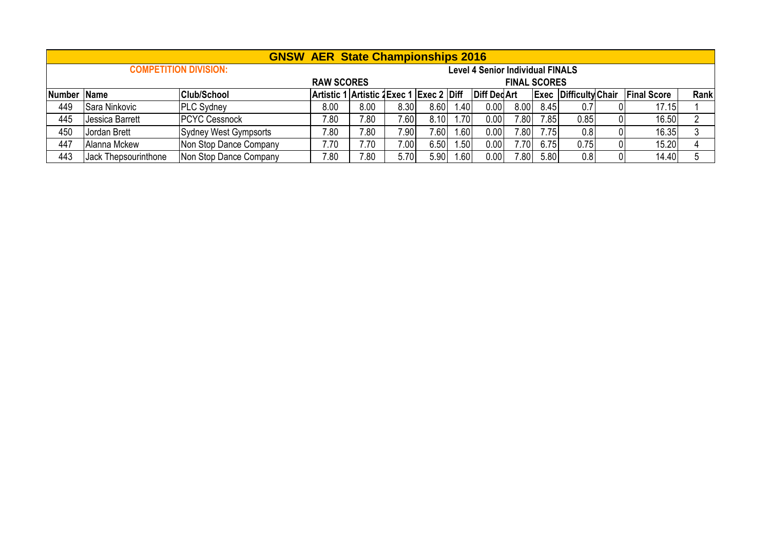# GNSW AER State Championships 2016

**COMPETITION DIVISION:** **Level 4 Senior Individual FINALS**

| | | | RAW SCORES | | | | | | FINAL SCORES | | | | | |
|---|---|---|---|---|---|---|---|---|---|---|---|---|---|---|
| **Number** | **Name** | **Club/School** | **Artistic 1** | **Artistic 2** | **Exec 1** | **Exec 2** | **Diff** | **Diff Ded** | **Art** | **Exec** | **Difficulty** | **Chair** | **Final Score** | **Rank** |
| 449 | Sara Ninkovic | PLC Sydney | 8.00 | 8.00 | 8.30 | 8.60 | 1.40 | 0.00 | 8.00 | 8.45 | 0.7 | 0 | 17.15 | 1 |
| 445 | Jessica Barrett | PCYC Cessnock | 7.80 | 7.80 | 7.60 | 8.10 | 1.70 | 0.00 | 7.80 | 7.85 | 0.85 | 0 | 16.50 | 2 |
| 450 | Jordan Brett | Sydney West Gympsorts | 7.80 | 7.80 | 7.90 | 7.60 | 1.60 | 0.00 | 7.80 | 7.75 | 0.8 | 0 | 16.35 | 3 |
| 447 | Alanna Mckew | Non Stop Dance Company | 7.70 | 7.70 | 7.00 | 6.50 | 1.50 | 0.00 | 7.70 | 6.75 | 0.75 | 0 | 15.20 | 4 |
| 443 | Jack Thepsourinthone | Non Stop Dance Company | 7.80 | 7.80 | 5.70 | 5.90 | 1.60 | 0.00 | 7.80 | 5.80 | 0.8 | 0 | 14.40 | 5 |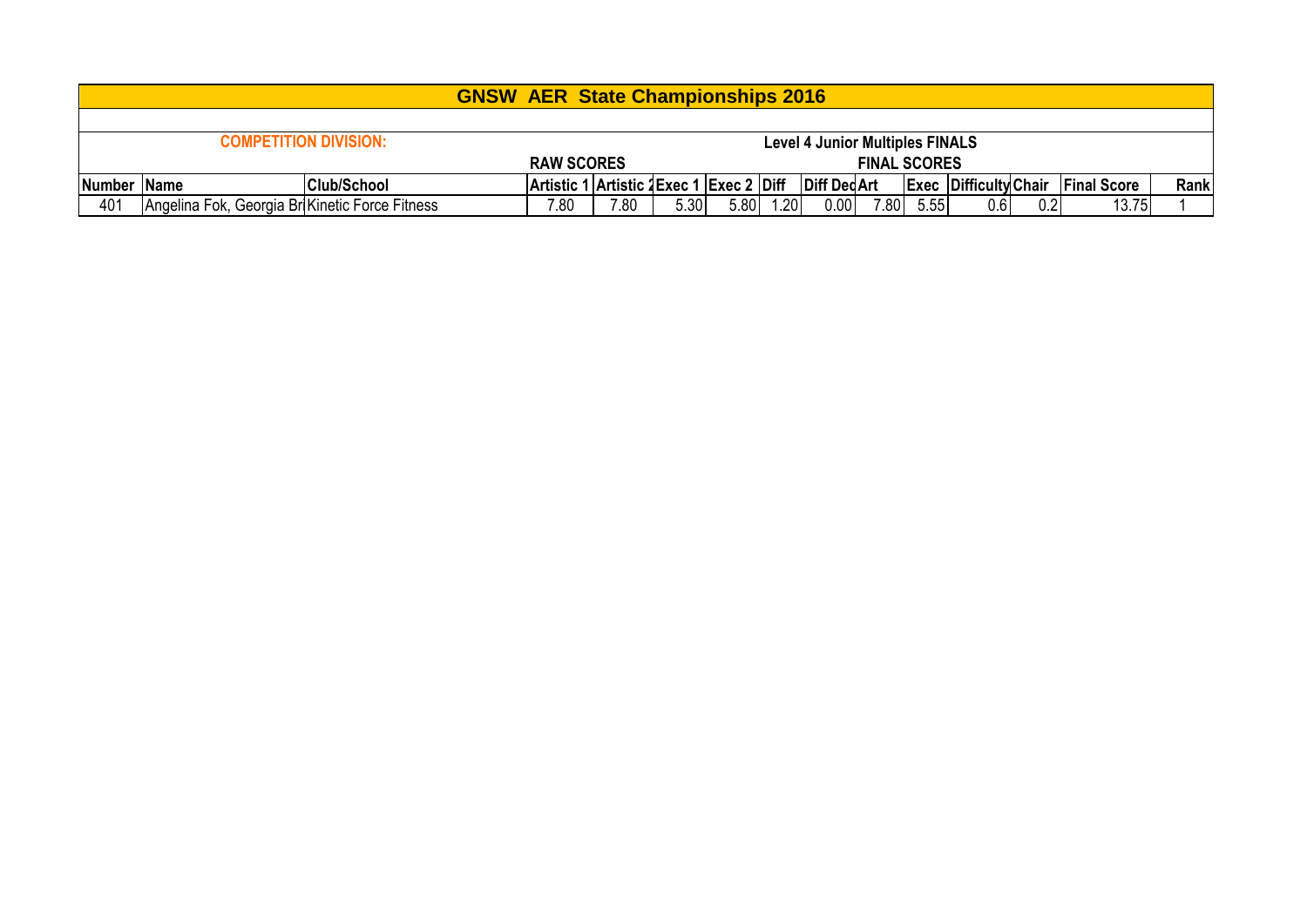# GNSW AER State Championships 2016

**COMPETITION DIVISION:** **Level 4 Junior Multiples FINALS**

| | | | RAW SCORES | | | | | | FINAL SCORES | | | | | |
|---|---|---|---|---|---|---|---|---|---|---|---|---|---|---|
| **Number** | **Name** | **Club/School** | **Artistic 1** | **Artistic 2** | **Exec 1** | **Exec 2** | **Diff** | **Diff Ded** | **Art** | **Exec** | **Difficulty** | **Chair** | **Final Score** | **Rank** |
| 401 | Angelina Fok, Georgia Br | Kinetic Force Fitness | 7.80 | 7.80 | 5.30 | 5.80 | 1.20 | 0.00 | 7.80 | 5.55 | 0.6 | 0.2 | 13.75 | 1 |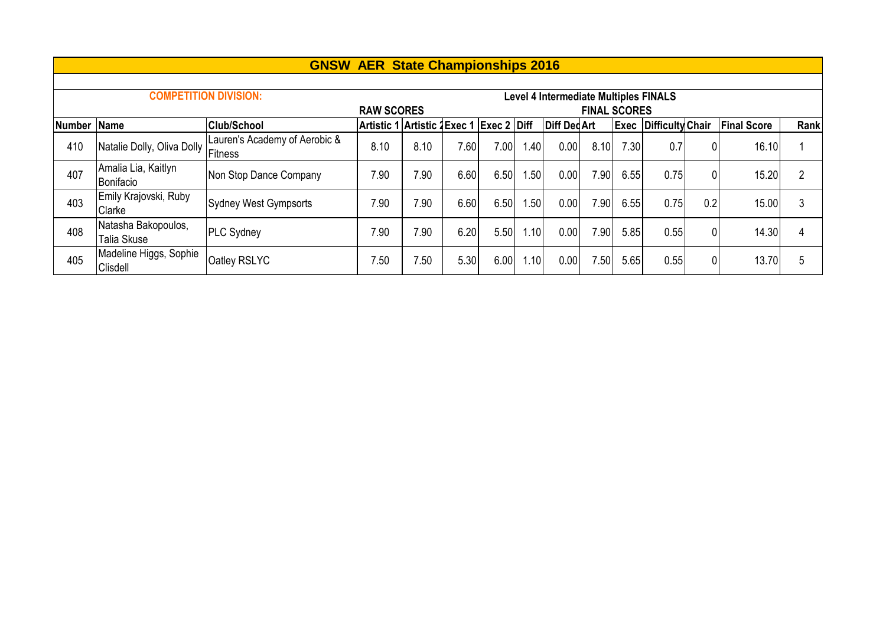# GNSW AER State Championships 2016

**COMPETITION DIVISION:** **Level 4 Intermediate Multiples FINALS**

| | | | RAW SCORES | | | | | | FINAL SCORES | | | | | |
|---|---|---|---|---|---|---|---|---|---|---|---|---|---|---|
| **Number** | **Name** | **Club/School** | **Artistic 1** | **Artistic 2** | **Exec 1** | **Exec 2** | **Diff** | **Diff Ded** | **Art** | **Exec** | **Difficulty** | **Chair** | **Final Score** | **Rank** |
| 410 | Natalie Dolly, Oliva Dolly | Lauren's Academy of Aerobic & Fitness | 8.10 | 8.10 | 7.60 | 7.00 | 1.40 | 0.00 | 8.10 | 7.30 | 0.7 | 0 | 16.10 | 1 |
| 407 | Amalia Lia, Kaitlyn Bonifacio | Non Stop Dance Company | 7.90 | 7.90 | 6.60 | 6.50 | 1.50 | 0.00 | 7.90 | 6.55 | 0.75 | 0 | 15.20 | 2 |
| 403 | Emily Krajovski, Ruby Clarke | Sydney West Gympsorts | 7.90 | 7.90 | 6.60 | 6.50 | 1.50 | 0.00 | 7.90 | 6.55 | 0.75 | 0.2 | 15.00 | 3 |
| 408 | Natasha Bakopoulos, Talia Skuse | PLC Sydney | 7.90 | 7.90 | 6.20 | 5.50 | 1.10 | 0.00 | 7.90 | 5.85 | 0.55 | 0 | 14.30 | 4 |
| 405 | Madeline Higgs, Sophie Clisdell | Oatley RSLYC | 7.50 | 7.50 | 5.30 | 6.00 | 1.10 | 0.00 | 7.50 | 5.65 | 0.55 | 0 | 13.70 | 5 |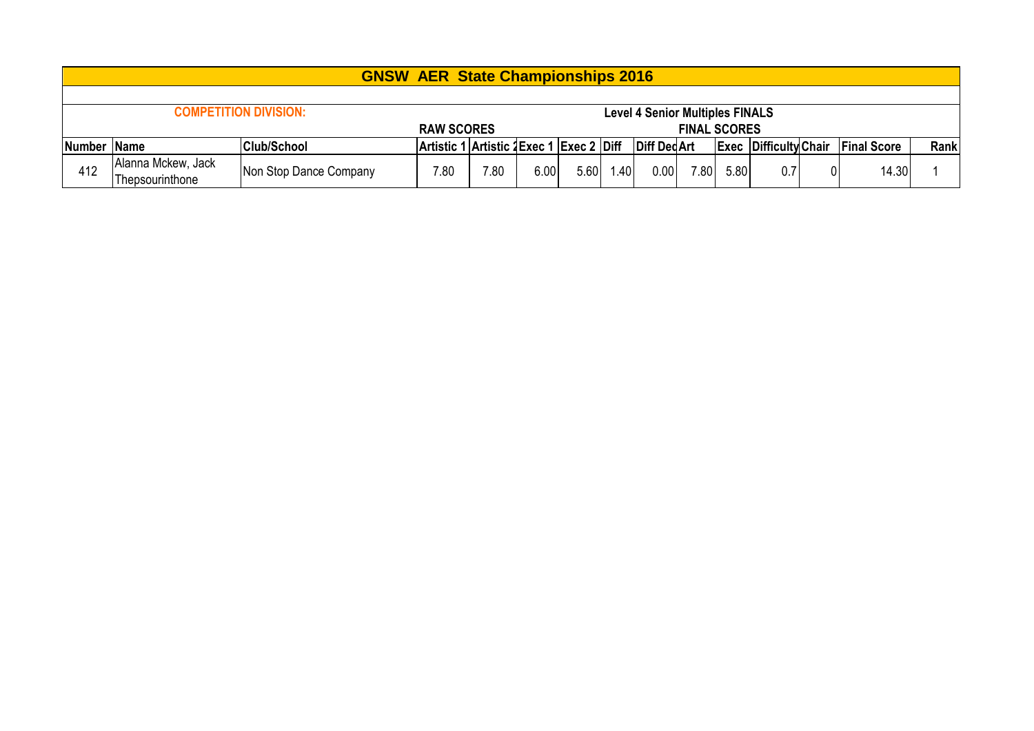# GNSW AER State Championships 2016

**COMPETITION DIVISION:** **Level 4 Senior Multiples FINALS**

| | | | RAW SCORES | | | | | | FINAL SCORES | | | | | |
|---|---|---|---|---|---|---|---|---|---|---|---|---|---|---|
| **Number** | **Name** | **Club/School** | **Artistic 1** | **Artistic 2** | **Exec 1** | **Exec 2** | **Diff** | **Diff Ded** | **Art** | **Exec** | **Difficulty** | **Chair** | **Final Score** | **Rank** |
| 412 | Alanna Mckew, Jack Thepsourinthone | Non Stop Dance Company | 7.80 | 7.80 | 6.00 | 5.60 | 1.40 | 0.00 | 7.80 | 5.80 | 0.7 | 0 | 14.30 | 1 |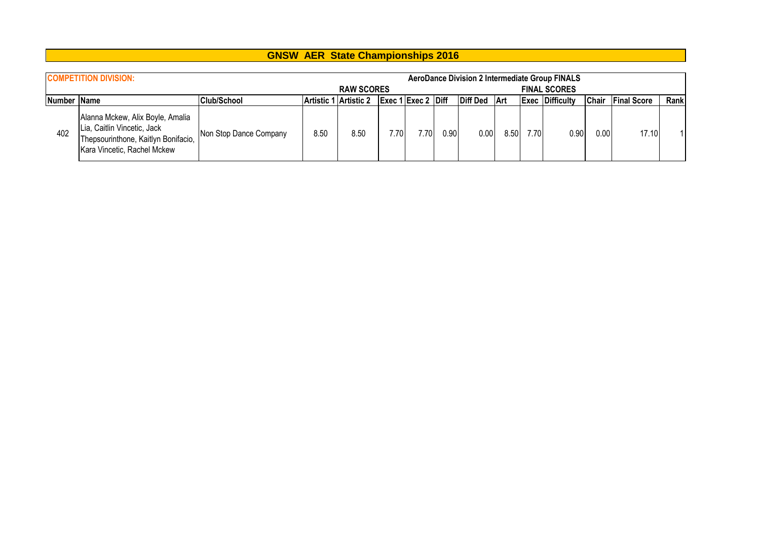# GNSW AER State Championships 2016

| COMPETITION DIVISION: | | | AeroDance Division 2 Intermediate Group FINALS | | | | | | | | | | | | |
|---|---|---|---|---|---|---|---|---|---|---|---|---|---|---|---|
| | | | RAW SCORES | | | | | | FINAL SCORES | | | | | | |
| Number | Name | Club/School | Artistic 1 | Artistic 2 | Exec 1 | Exec 2 | Diff | Diff Ded | Art | Exec | Difficulty | Chair | Final Score | Rank |
| 402 | Alanna Mckew, Alix Boyle, Amalia Lia, Caitlin Vincetic, Jack Thepsourinthone, Kaitlyn Bonifacio, Kara Vincetic, Rachel Mckew | Non Stop Dance Company | 8.50 | 8.50 | 7.70 | 7.70 | 0.90 | 0.00 | 8.50 | 7.70 | 0.90 | 0.00 | 17.10 | 1 |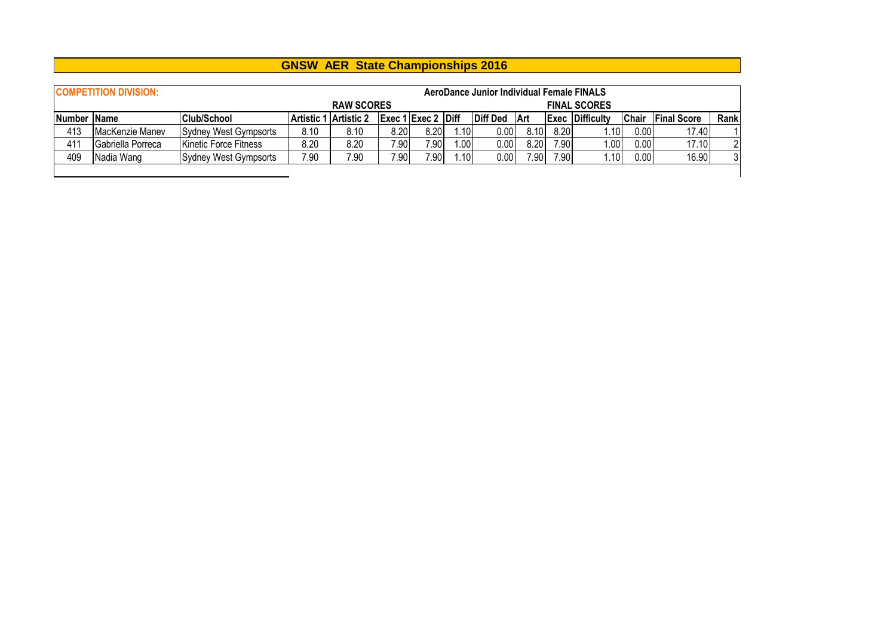# GNSW AER State Championships 2016

**COMPETITION DIVISION:** **AeroDance Junior Individual Female FINALS**

| | | | RAW SCORES | | | | | | FINAL SCORES | | | | | |
|---|---|---|---|---|---|---|---|---|---|---|---|---|---|---|
| **Number** | **Name** | **Club/School** | **Artistic 1** | **Artistic 2** | **Exec 1** | **Exec 2** | **Diff** | **Diff Ded** | **Art** | **Exec** | **Difficulty** | **Chair** | **Final Score** | **Rank** |
| 413 | MacKenzie Manev | Sydney West Gympsorts | 8.10 | 8.10 | 8.20 | 8.20 | 1.10 | 0.00 | 8.10 | 8.20 | 1.10 | 0.00 | 17.40 | 1 |
| 411 | Gabriella Porreca | Kinetic Force Fitness | 8.20 | 8.20 | 7.90 | 7.90 | 1.00 | 0.00 | 8.20 | 7.90 | 1.00 | 0.00 | 17.10 | 2 |
| 409 | Nadia Wang | Sydney West Gympsorts | 7.90 | 7.90 | 7.90 | 7.90 | 1.10 | 0.00 | 7.90 | 7.90 | 1.10 | 0.00 | 16.90 | 3 |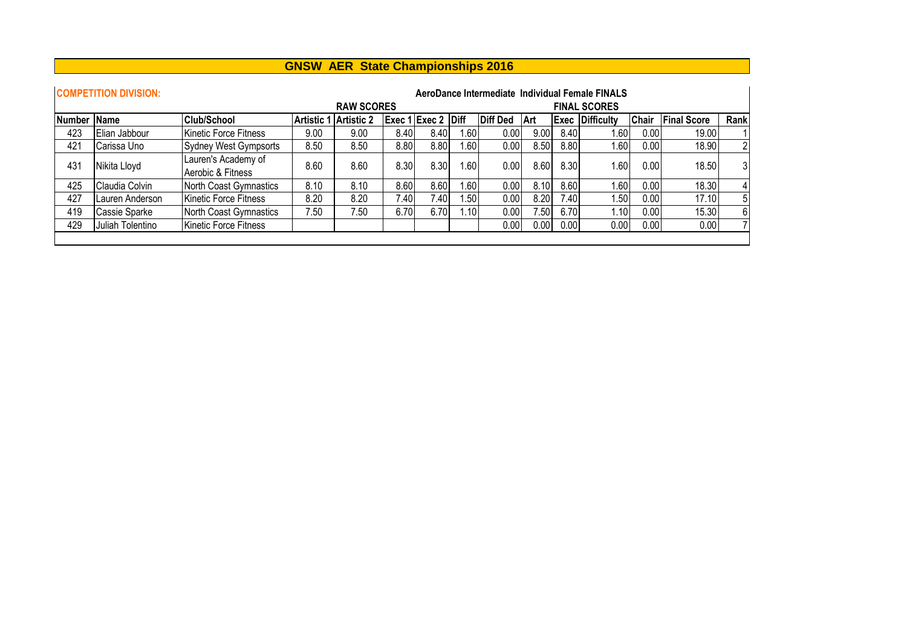# GNSW AER State Championships 2016

**COMPETITION DIVISION:** **AeroDance Intermediate Individual Female FINALS**

| | | | RAW SCORES | | | | | | FINAL SCORES | | | | | |
|---|---|---|---|---|---|---|---|---|---|---|---|---|---|---|
| **Number** | **Name** | **Club/School** | **Artistic 1** | **Artistic 2** | **Exec 1** | **Exec 2** | **Diff** | **Diff Ded** | **Art** | **Exec** | **Difficulty** | **Chair** | **Final Score** | **Rank** |
| 423 | Elian Jabbour | Kinetic Force Fitness | 9.00 | 9.00 | 8.40 | 8.40 | 1.60 | 0.00 | 9.00 | 8.40 | 1.60 | 0.00 | 19.00 | 1 |
| 421 | Carissa Uno | Sydney West Gympsorts | 8.50 | 8.50 | 8.80 | 8.80 | 1.60 | 0.00 | 8.50 | 8.80 | 1.60 | 0.00 | 18.90 | 2 |
| 431 | Nikita Lloyd | Lauren's Academy of Aerobic & Fitness | 8.60 | 8.60 | 8.30 | 8.30 | 1.60 | 0.00 | 8.60 | 8.30 | 1.60 | 0.00 | 18.50 | 3 |
| 425 | Claudia Colvin | North Coast Gymnastics | 8.10 | 8.10 | 8.60 | 8.60 | 1.60 | 0.00 | 8.10 | 8.60 | 1.60 | 0.00 | 18.30 | 4 |
| 427 | Lauren Anderson | Kinetic Force Fitness | 8.20 | 8.20 | 7.40 | 7.40 | 1.50 | 0.00 | 8.20 | 7.40 | 1.50 | 0.00 | 17.10 | 5 |
| 419 | Cassie Sparke | North Coast Gymnastics | 7.50 | 7.50 | 6.70 | 6.70 | 1.10 | 0.00 | 7.50 | 6.70 | 1.10 | 0.00 | 15.30 | 6 |
| 429 | Juliah Tolentino | Kinetic Force Fitness | | | | | | 0.00 | 0.00 | 0.00 | 0.00 | 0.00 | 0.00 | 7 |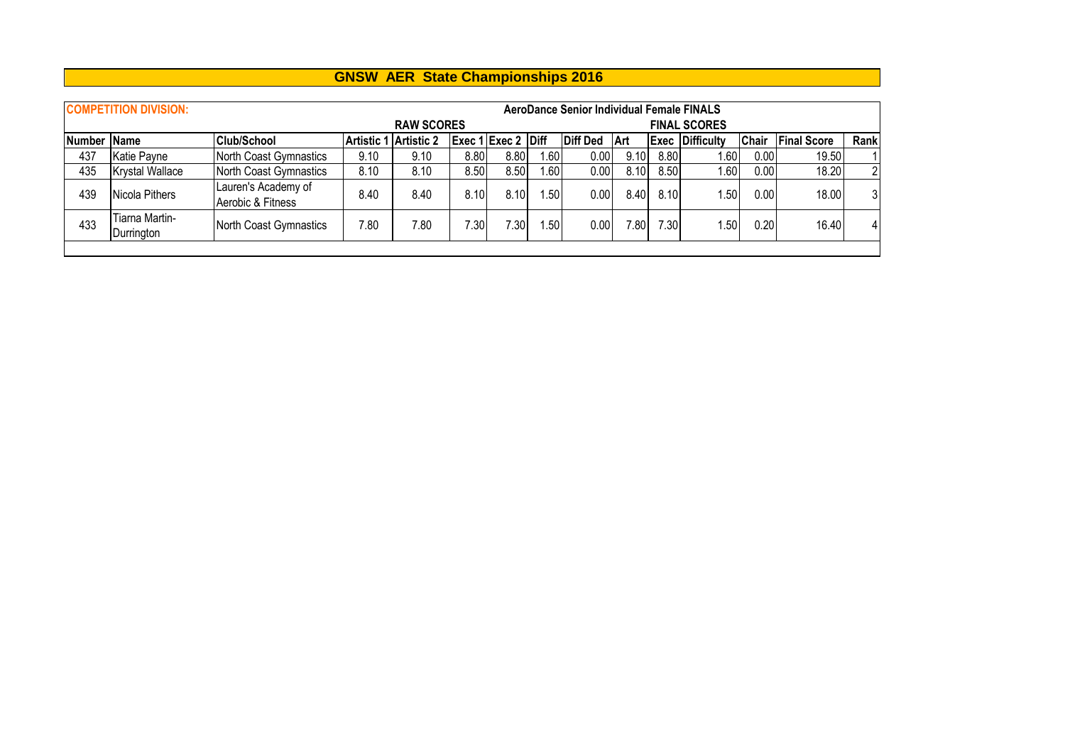# GNSW AER State Championships 2016

**COMPETITION DIVISION:** **AeroDance Senior Individual Female FINALS**

| | | | RAW SCORES | | | | | | FINAL SCORES | | | | | |
|---|---|---|---|---|---|---|---|---|---|---|---|---|---|---|
| **Number** | **Name** | **Club/School** | **Artistic 1** | **Artistic 2** | **Exec 1** | **Exec 2** | **Diff** | **Diff Ded** | **Art** | **Exec** | **Difficulty** | **Chair** | **Final Score** | **Rank** |
| 437 | Katie Payne | North Coast Gymnastics | 9.10 | 9.10 | 8.80 | 8.80 | 1.60 | 0.00 | 9.10 | 8.80 | 1.60 | 0.00 | 19.50 | 1 |
| 435 | Krystal Wallace | North Coast Gymnastics | 8.10 | 8.10 | 8.50 | 8.50 | 1.60 | 0.00 | 8.10 | 8.50 | 1.60 | 0.00 | 18.20 | 2 |
| 439 | Nicola Pithers | Lauren's Academy of Aerobic & Fitness | 8.40 | 8.40 | 8.10 | 8.10 | 1.50 | 0.00 | 8.40 | 8.10 | 1.50 | 0.00 | 18.00 | 3 |
| 433 | Tiarna Martin-Durrington | North Coast Gymnastics | 7.80 | 7.80 | 7.30 | 7.30 | 1.50 | 0.00 | 7.80 | 7.30 | 1.50 | 0.20 | 16.40 | 4 |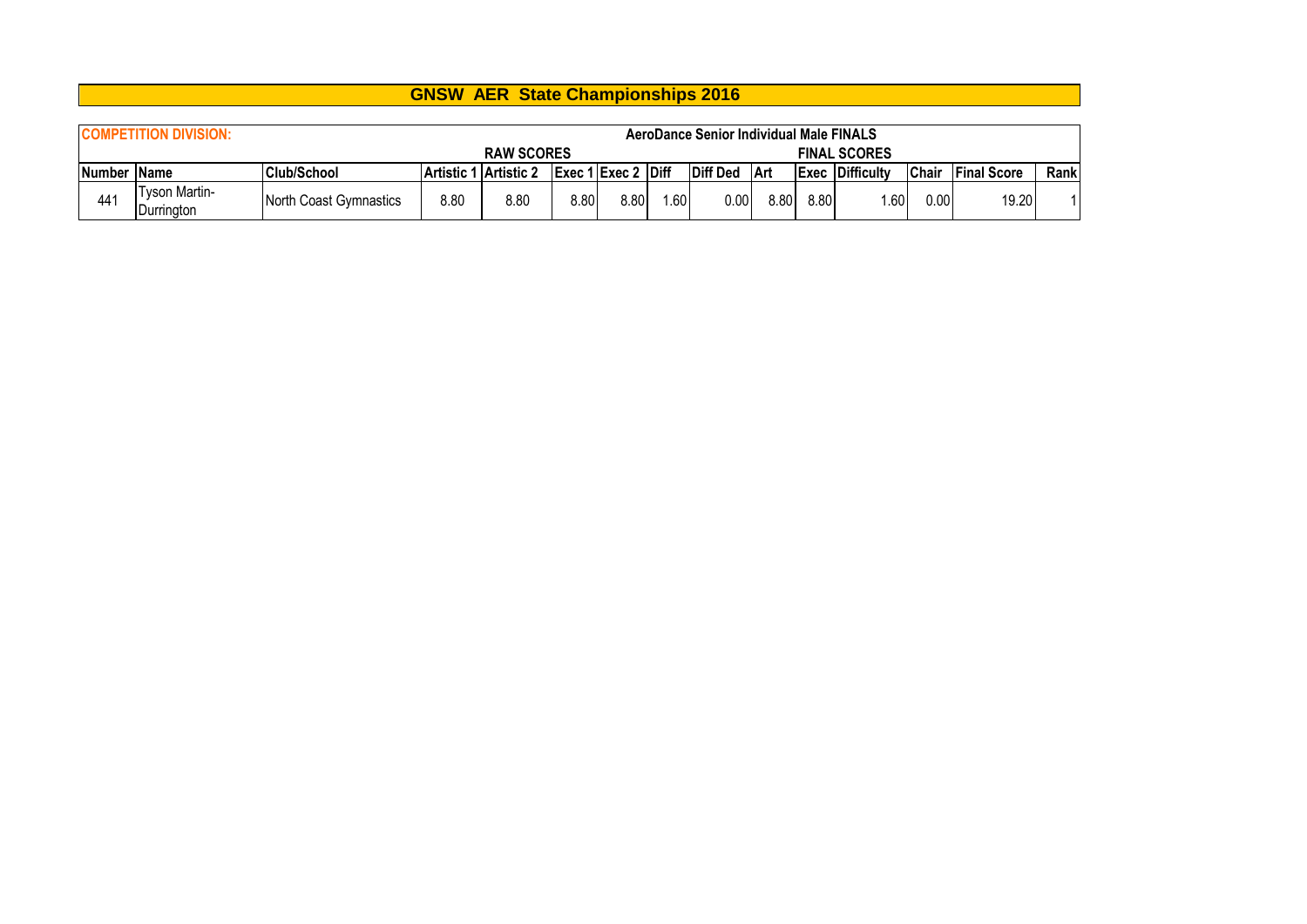# GNSW AER State Championships 2016

| COMPETITION DIVISION: | | | AeroDance Senior Individual Male FINALS | | | | | | | | | | | | | |
|---|---|---|---|---|---|---|---|---|---|---|---|---|---|---|---|---|
| | | | RAW SCORES | | | | | | | FINAL SCORES | | | | | | |
| Number | Name | Club/School | Artistic 1 | Artistic 2 | Exec 1 | Exec 2 | Diff | Diff Ded | Art | Exec | Difficulty | Chair | Final Score | Rank |
| 441 | Tyson Martin-Durrington | North Coast Gymnastics | 8.80 | 8.80 | 8.80 | 8.80 | 1.60 | 0.00 | 8.80 | 8.80 | 1.60 | 0.00 | 19.20 | 1 |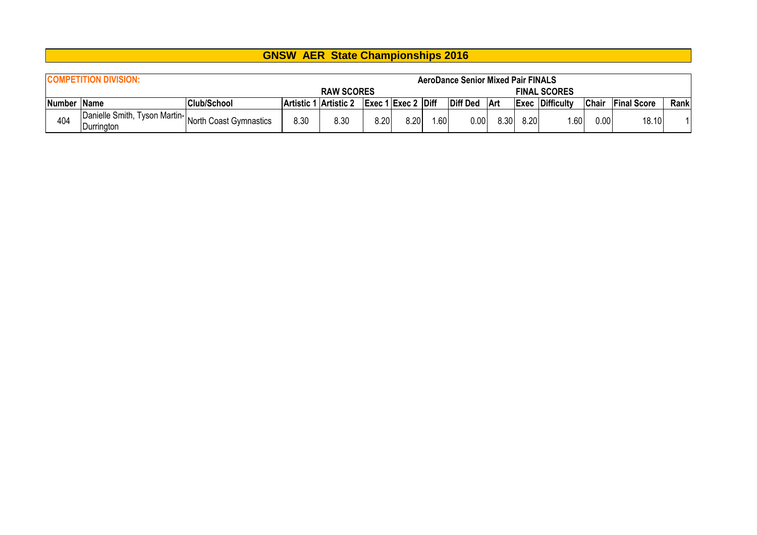# GNSW AER State Championships 2016

| COMPETITION DIVISION: | | | AeroDance Senior Mixed Pair FINALS | | | | | | | | | | | | |
|---|---|---|---|---|---|---|---|---|---|---|---|---|---|---|---|
| | | | RAW SCORES | | | | | | FINAL SCORES | | | | | | |
| Number | Name | Club/School | Artistic 1 | Artistic 2 | Exec 1 | Exec 2 | Diff | Diff Ded | Art | Exec | Difficulty | Chair | Final Score | Rank |
| 404 | Danielle Smith, Tyson Martin-Durrington | North Coast Gymnastics | 8.30 | 8.30 | 8.20 | 8.20 | 1.60 | 0.00 | 8.30 | 8.20 | 1.60 | 0.00 | 18.10 | 1 |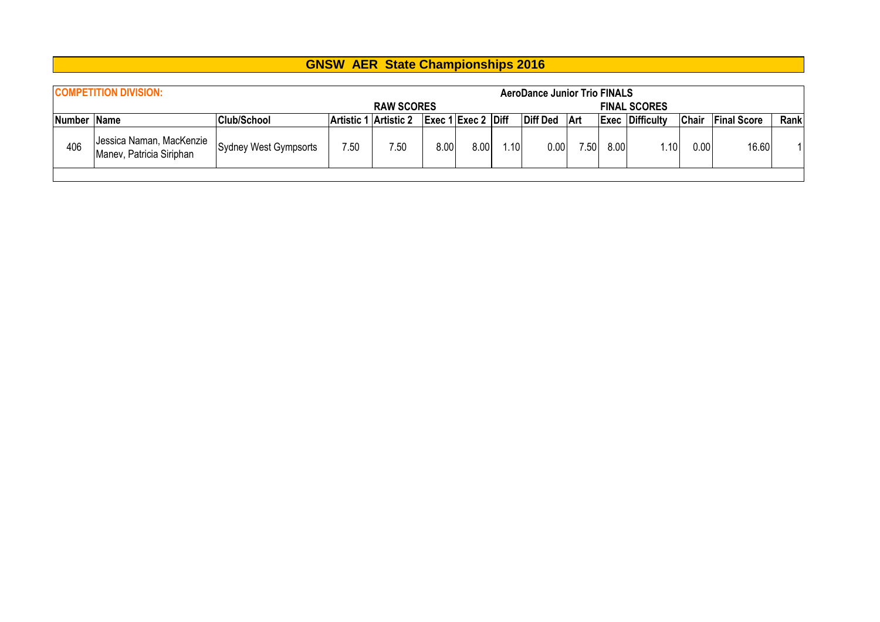# GNSW AER State Championships 2016

| COMPETITION DIVISION: | | | | | | | | | AeroDance Junior Trio FINALS | | | | | | |
|---|---|---|---|---|---|---|---|---|---|---|---|---|---|---|---|
| | | | RAW SCORES | | | | | | FINAL SCORES | | | | | | |
| Number | Name | Club/School | Artistic 1 | Artistic 2 | Exec 1 | Exec 2 | Diff | Diff Ded | Art | Exec | Difficulty | Chair | Final Score | Rank |
| 406 | Jessica Naman, MacKenzie Manev, Patricia Siriphan | Sydney West Gympsorts | 7.50 | 7.50 | 8.00 | 8.00 | 1.10 | 0.00 | 7.50 | 8.00 | 1.10 | 0.00 | 16.60 | 1 |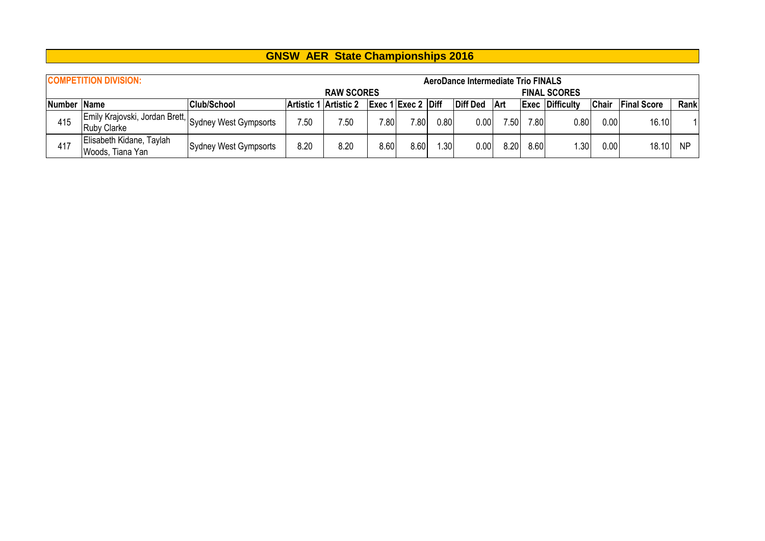# GNSW AER State Championships 2016

**COMPETITION DIVISION:** **AeroDance Intermediate Trio FINALS**

| | | | RAW SCORES | | | | | | FINAL SCORES | | | | | | |
|---|---|---|---|---|---|---|---|---|---|---|---|---|---|---|---|
| **Number** | **Name** | **Club/School** | **Artistic 1** | **Artistic 2** | **Exec 1** | **Exec 2** | **Diff** | **Diff Ded** | **Art** | **Exec** | **Difficulty** | **Chair** | **Final Score** | **Rank** |
| 415 | Emily Krajovski, Jordan Brett, Ruby Clarke | Sydney West Gympsorts | 7.50 | 7.50 | 7.80 | 7.80 | 0.80 | 0.00 | 7.50 | 7.80 | 0.80 | 0.00 | 16.10 | 1 |
| 417 | Elisabeth Kidane, Taylah Woods, Tiana Yan | Sydney West Gympsorts | 8.20 | 8.20 | 8.60 | 8.60 | 1.30 | 0.00 | 8.20 | 8.60 | 1.30 | 0.00 | 18.10 | NP |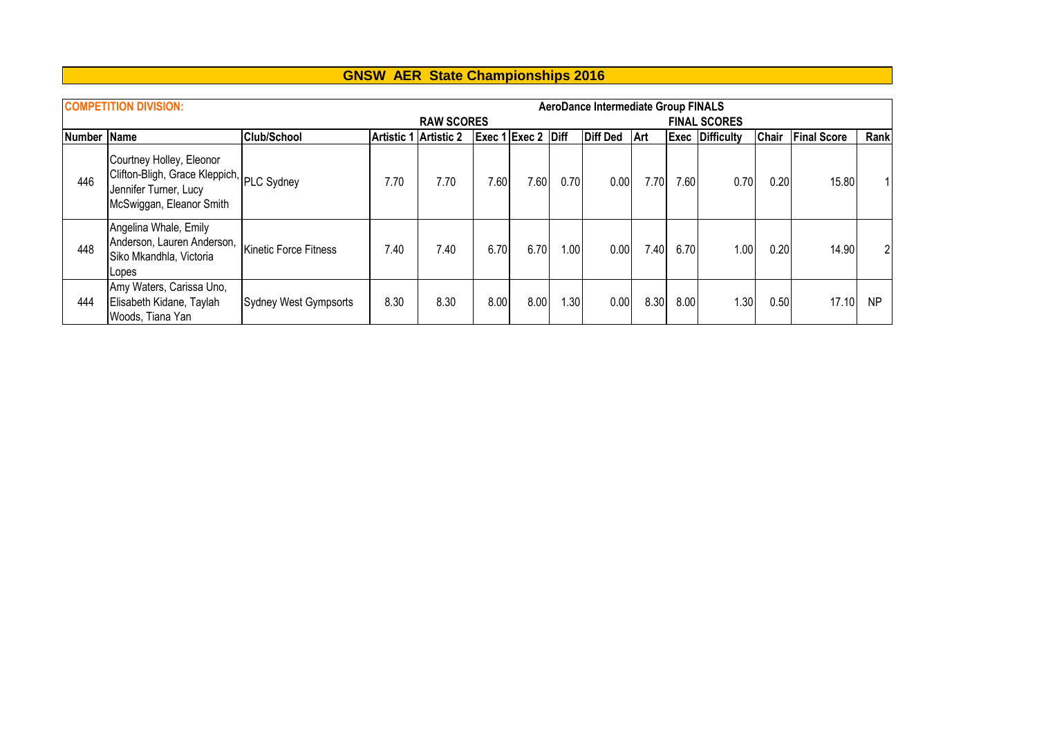# GNSW AER State Championships 2016

| COMPETITION DIVISION: | | | | | | | | AeroDance Intermediate Group FINALS | | | | | | |
|---|---|---|---|---|---|---|---|---|---|---|---|---|---|---|
| | | | RAW SCORES | | | | | | FINAL SCORES | | | | | |
| Number | Name | Club/School | Artistic 1 | Artistic 2 | Exec 1 | Exec 2 | Diff | Diff Ded | Art | Exec | Difficulty | Chair | Final Score | Rank |
| 446 | Courtney Holley, Eleonor Clifton-Bligh, Grace Kleppich, Jennifer Turner, Lucy McSwiggan, Eleanor Smith | PLC Sydney | 7.70 | 7.70 | 7.60 | 7.60 | 0.70 | 0.00 | 7.70 | 7.60 | 0.70 | 0.20 | 15.80 | 1 |
| 448 | Angelina Whale, Emily Anderson, Lauren Anderson, Siko Mkandhla, Victoria Lopes | Kinetic Force Fitness | 7.40 | 7.40 | 6.70 | 6.70 | 1.00 | 0.00 | 7.40 | 6.70 | 1.00 | 0.20 | 14.90 | 2 |
| 444 | Amy Waters, Carissa Uno, Elisabeth Kidane, Taylah Woods, Tiana Yan | Sydney West Gympsorts | 8.30 | 8.30 | 8.00 | 8.00 | 1.30 | 0.00 | 8.30 | 8.00 | 1.30 | 0.50 | 17.10 | NP |